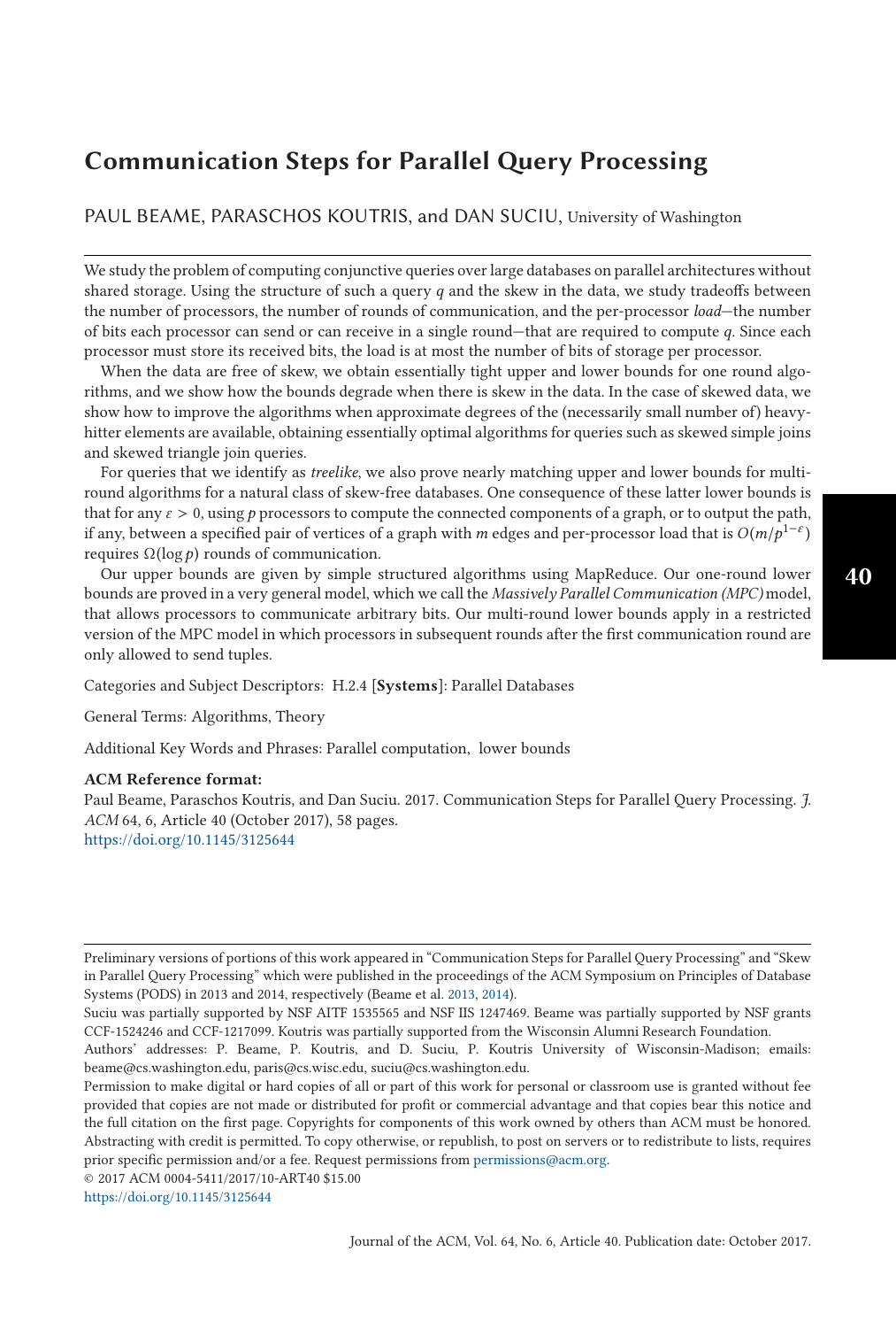# Communication Steps for Parallel Query Processing

PAUL BEAME, PARASCHOS KOUTRIS, and DAN SUCIU, University of Washington

We study the problem of computing conjunctive queries over large databases on parallel architectures without shared storage. Using the structure of such a query $q$ and the skew in the data, we study tradeoffs between the number of processors, the number of rounds of communication, and the per-processor *load*—the number of bits each processor can send or can receive in a single round—that are required to compute $q$. Since each processor must store its received bits, the load is at most the number of bits of storage per processor.

When the data are free of skew, we obtain essentially tight upper and lower bounds for one round algorithms, and we show how the bounds degrade when there is skew in the data. In the case of skewed data, we show how to improve the algorithms when approximate degrees of the (necessarily small number of) heavy-hitter elements are available, obtaining essentially optimal algorithms for queries such as skewed simple joins and skewed triangle join queries.

For queries that we identify as *treelike*, we also prove nearly matching upper and lower bounds for multi-round algorithms for a natural class of skew-free databases. One consequence of these latter lower bounds is that for any $\varepsilon > 0$, using $p$ processors to compute the connected components of a graph, or to output the path, if any, between a specified pair of vertices of a graph with $m$ edges and per-processor load that is $O(m/p^{1-\varepsilon})$ requires $\Omega(\log p)$ rounds of communication.

Our upper bounds are given by simple structured algorithms using MapReduce. Our one-round lower bounds are proved in a very general model, which we call the *Massively Parallel Communication (MPC)* model, that allows processors to communicate arbitrary bits. Our multi-round lower bounds apply in a restricted version of the MPC model in which processors in subsequent rounds after the first communication round are only allowed to send tuples.

Categories and Subject Descriptors: H.2.4 [**Systems**]: Parallel Databases

General Terms: Algorithms, Theory

Additional Key Words and Phrases: Parallel computation, lower bounds

**ACM Reference format:**

Paul Beame, Paraschos Koutris, and Dan Suciu. 2017. Communication Steps for Parallel Query Processing. *J. ACM* 64, 6, Article 40 (October 2017), 58 pages.
https://doi.org/10.1145/3125644

---

Preliminary versions of portions of this work appeared in "Communication Steps for Parallel Query Processing" and "Skew in Parallel Query Processing" which were published in the proceedings of the ACM Symposium on Principles of Database Systems (PODS) in 2013 and 2014, respectively (Beame et al. 2013, 2014).

Suciu was partially supported by NSF AITF 1535565 and NSF IIS 1247469. Beame was partially supported by NSF grants CCF-1524246 and CCF-1217099. Koutris was partially supported from the Wisconsin Alumni Research Foundation.

Authors' addresses: P. Beame, P. Koutris, and D. Suciu, P. Koutris University of Wisconsin-Madison; emails: beame@cs.washington.edu, paris@cs.wisc.edu, suciu@cs.washington.edu.

Permission to make digital or hard copies of all or part of this work for personal or classroom use is granted without fee provided that copies are not made or distributed for profit or commercial advantage and that copies bear this notice and the full citation on the first page. Copyrights for components of this work owned by others than ACM must be honored. Abstracting with credit is permitted. To copy otherwise, or republish, to post on servers or to redistribute to lists, requires prior specific permission and/or a fee. Request permissions from permissions@acm.org.

© 2017 ACM 0004-5411/2017/10-ART40 $15.00

https://doi.org/10.1145/3125644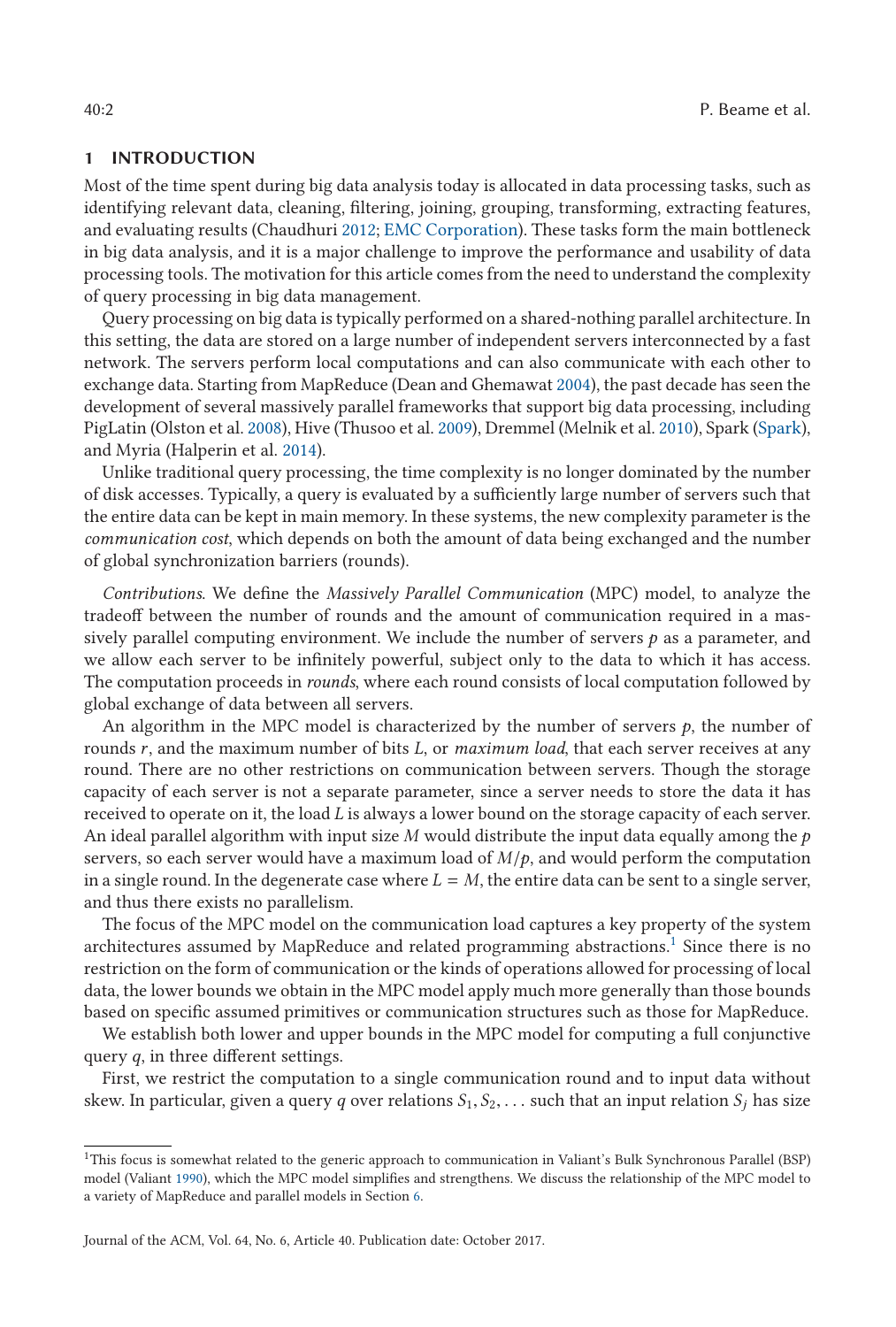## 1 INTRODUCTION

Most of the time spent during big data analysis today is allocated in data processing tasks, such as identifying relevant data, cleaning, filtering, joining, grouping, transforming, extracting features, and evaluating results (Chaudhuri 2012; EMC Corporation). These tasks form the main bottleneck in big data analysis, and it is a major challenge to improve the performance and usability of data processing tools. The motivation for this article comes from the need to understand the complexity of query processing in big data management.

Query processing on big data is typically performed on a shared-nothing parallel architecture. In this setting, the data are stored on a large number of independent servers interconnected by a fast network. The servers perform local computations and can also communicate with each other to exchange data. Starting from MapReduce (Dean and Ghemawat 2004), the past decade has seen the development of several massively parallel frameworks that support big data processing, including PigLatin (Olston et al. 2008), Hive (Thusoo et al. 2009), Dremmel (Melnik et al. 2010), Spark (Spark), and Myria (Halperin et al. 2014).

Unlike traditional query processing, the time complexity is no longer dominated by the number of disk accesses. Typically, a query is evaluated by a sufficiently large number of servers such that the entire data can be kept in main memory. In these systems, the new complexity parameter is the *communication cost*, which depends on both the amount of data being exchanged and the number of global synchronization barriers (rounds).

*Contributions*. We define the *Massively Parallel Communication* (MPC) model, to analyze the tradeoff between the number of rounds and the amount of communication required in a massively parallel computing environment. We include the number of servers $p$ as a parameter, and we allow each server to be infinitely powerful, subject only to the data to which it has access. The computation proceeds in *rounds*, where each round consists of local computation followed by global exchange of data between all servers.

An algorithm in the MPC model is characterized by the number of servers $p$, the number of rounds $r$, and the maximum number of bits $L$, or *maximum load*, that each server receives at any round. There are no other restrictions on communication between servers. Though the storage capacity of each server is not a separate parameter, since a server needs to store the data it has received to operate on it, the load $L$ is always a lower bound on the storage capacity of each server. An ideal parallel algorithm with input size $M$ would distribute the input data equally among the $p$ servers, so each server would have a maximum load of $M/p$, and would perform the computation in a single round. In the degenerate case where $L = M$, the entire data can be sent to a single server, and thus there exists no parallelism.

The focus of the MPC model on the communication load captures a key property of the system architectures assumed by MapReduce and related programming abstractions.[1] Since there is no restriction on the form of communication or the kinds of operations allowed for processing of local data, the lower bounds we obtain in the MPC model apply much more generally than those bounds based on specific assumed primitives or communication structures such as those for MapReduce.

We establish both lower and upper bounds in the MPC model for computing a full conjunctive query $q$, in three different settings.

First, we restrict the computation to a single communication round and to input data without skew. In particular, given a query $q$ over relations $S_1, S_2, \ldots$ such that an input relation $S_j$ has size

[1]This focus is somewhat related to the generic approach to communication in Valiant's Bulk Synchronous Parallel (BSP) model (Valiant 1990), which the MPC model simplifies and strengthens. We discuss the relationship of the MPC model to a variety of MapReduce and parallel models in Section 6.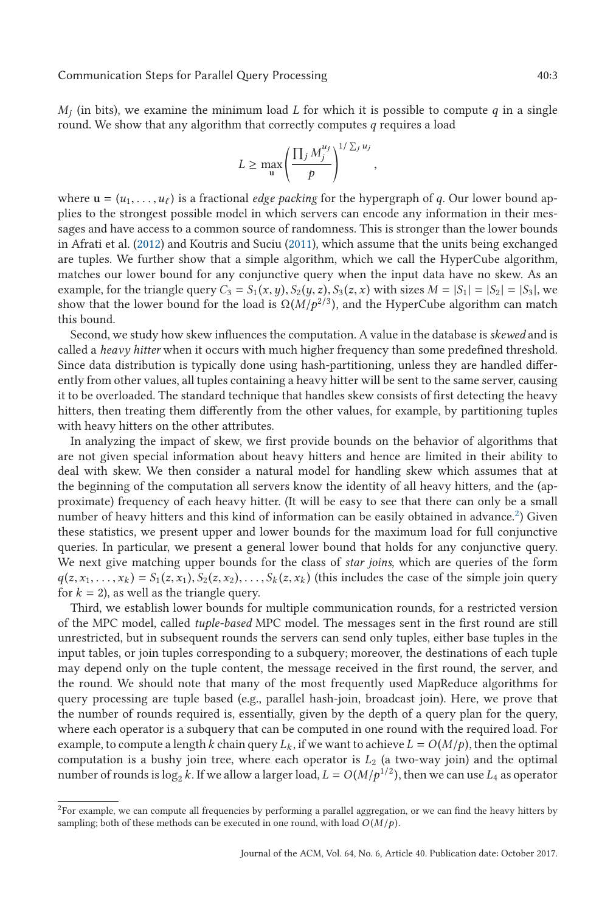$M_j$ (in bits), we examine the minimum load $L$ for which it is possible to compute $q$ in a single round. We show that any algorithm that correctly computes $q$ requires a load

$$L \geq \max_{\mathbf{u}} \left( \frac{\prod_j M_j^{u_j}}{p} \right)^{1/\sum_j u_j},$$

where $\mathbf{u} = (u_1, \ldots, u_\ell)$ is a fractional *edge packing* for the hypergraph of $q$. Our lower bound applies to the strongest possible model in which servers can encode any information in their messages and have access to a common source of randomness. This is stronger than the lower bounds in Afrati et al. (2012) and Koutris and Suciu (2011), which assume that the units being exchanged are tuples. We further show that a simple algorithm, which we call the HyperCube algorithm, matches our lower bound for any conjunctive query when the input data have no skew. As an example, for the triangle query $C_3 = S_1(x, y), S_2(y, z), S_3(z, x)$ with sizes $M = |S_1| = |S_2| = |S_3|$, we show that the lower bound for the load is $\Omega(M/p^{2/3})$, and the HyperCube algorithm can match this bound.

Second, we study how skew influences the computation. A value in the database is *skewed* and is called a *heavy hitter* when it occurs with much higher frequency than some predefined threshold. Since data distribution is typically done using hash-partitioning, unless they are handled differently from other values, all tuples containing a heavy hitter will be sent to the same server, causing it to be overloaded. The standard technique that handles skew consists of first detecting the heavy hitters, then treating them differently from the other values, for example, by partitioning tuples with heavy hitters on the other attributes.

In analyzing the impact of skew, we first provide bounds on the behavior of algorithms that are not given special information about heavy hitters and hence are limited in their ability to deal with skew. We then consider a natural model for handling skew which assumes that at the beginning of the computation all servers know the identity of all heavy hitters, and the (approximate) frequency of each heavy hitter. (It will be easy to see that there can only be a small number of heavy hitters and this kind of information can be easily obtained in advance.[2]) Given these statistics, we present upper and lower bounds for the maximum load for full conjunctive queries. In particular, we present a general lower bound that holds for any conjunctive query. We next give matching upper bounds for the class of *star joins*, which are queries of the form $q(z, x_1, \ldots, x_k) = S_1(z, x_1), S_2(z, x_2), \ldots, S_k(z, x_k)$ (this includes the case of the simple join query for $k = 2$), as well as the triangle query.

Third, we establish lower bounds for multiple communication rounds, for a restricted version of the MPC model, called *tuple-based* MPC model. The messages sent in the first round are still unrestricted, but in subsequent rounds the servers can send only tuples, either base tuples in the input tables, or join tuples corresponding to a subquery; moreover, the destinations of each tuple may depend only on the tuple content, the message received in the first round, the server, and the round. We should note that many of the most frequently used MapReduce algorithms for query processing are tuple based (e.g., parallel hash-join, broadcast join). Here, we prove that the number of rounds required is, essentially, given by the depth of a query plan for the query, where each operator is a subquery that can be computed in one round with the required load. For example, to compute a length $k$ chain query $L_k$, if we want to achieve $L = O(M/p)$, then the optimal computation is a bushy join tree, where each operator is $L_2$ (a two-way join) and the optimal number of rounds is $\log_2 k$. If we allow a larger load, $L = O(M/p^{1/2})$, then we can use $L_4$ as operator

[2]For example, we can compute all frequencies by performing a parallel aggregation, or we can find the heavy hitters by sampling; both of these methods can be executed in one round, with load $O(M/p)$.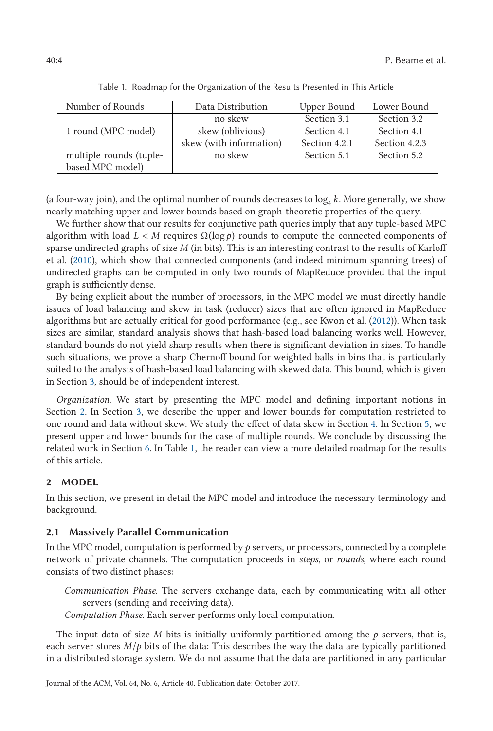Table 1. Roadmap for the Organization of the Results Presented in This Article

| Number of Rounds | Data Distribution | Upper Bound | Lower Bound |
|---|---|---|---|
| 1 round (MPC model) | no skew | Section 3.1 | Section 3.2 |
| | skew (oblivious) | Section 4.1 | Section 4.1 |
| | skew (with information) | Section 4.2.1 | Section 4.2.3 |
| multiple rounds (tuple-based MPC model) | no skew | Section 5.1 | Section 5.2 |

(a four-way join), and the optimal number of rounds decreases to $\log_4 k$. More generally, we show nearly matching upper and lower bounds based on graph-theoretic properties of the query.

We further show that our results for conjunctive path queries imply that any tuple-based MPC algorithm with load $L < M$ requires $\Omega(\log p)$ rounds to compute the connected components of sparse undirected graphs of size $M$ (in bits). This is an interesting contrast to the results of Karloff et al. (2010), which show that connected components (and indeed minimum spanning trees) of undirected graphs can be computed in only two rounds of MapReduce provided that the input graph is sufficiently dense.

By being explicit about the number of processors, in the MPC model we must directly handle issues of load balancing and skew in task (reducer) sizes that are often ignored in MapReduce algorithms but are actually critical for good performance (e.g., see Kwon et al. (2012)). When task sizes are similar, standard analysis shows that hash-based load balancing works well. However, standard bounds do not yield sharp results when there is significant deviation in sizes. To handle such situations, we prove a sharp Chernoff bound for weighted balls in bins that is particularly suited to the analysis of hash-based load balancing with skewed data. This bound, which is given in Section 3, should be of independent interest.

*Organization.* We start by presenting the MPC model and defining important notions in Section 2. In Section 3, we describe the upper and lower bounds for computation restricted to one round and data without skew. We study the effect of data skew in Section 4. In Section 5, we present upper and lower bounds for the case of multiple rounds. We conclude by discussing the related work in Section 6. In Table 1, the reader can view a more detailed roadmap for the results of this article.

## 2 MODEL

In this section, we present in detail the MPC model and introduce the necessary terminology and background.

### 2.1 Massively Parallel Communication

In the MPC model, computation is performed by $p$ servers, or processors, connected by a complete network of private channels. The computation proceeds in *steps*, or *rounds*, where each round consists of two distinct phases:

*Communication Phase.* The servers exchange data, each by communicating with all other servers (sending and receiving data).

*Computation Phase.* Each server performs only local computation.

The input data of size $M$ bits is initially uniformly partitioned among the $p$ servers, that is, each server stores $M/p$ bits of the data: This describes the way the data are typically partitioned in a distributed storage system. We do not assume that the data are partitioned in any particular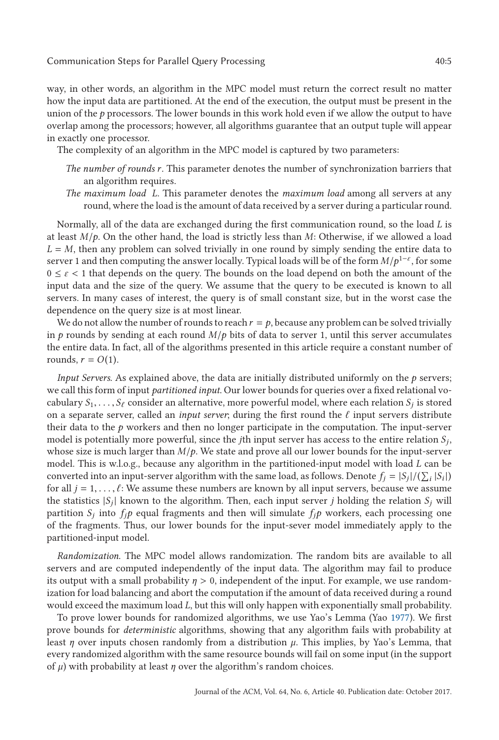way, in other words, an algorithm in the MPC model must return the correct result no matter how the input data are partitioned. At the end of the execution, the output must be present in the union of the $p$ processors. The lower bounds in this work hold even if we allow the output to have overlap among the processors; however, all algorithms guarantee that an output tuple will appear in exactly one processor.

The complexity of an algorithm in the MPC model is captured by two parameters:

*The number of rounds $r$*. This parameter denotes the number of synchronization barriers that an algorithm requires.

*The maximum load $L$*. This parameter denotes the *maximum load* among all servers at any round, where the load is the amount of data received by a server during a particular round.

Normally, all of the data are exchanged during the first communication round, so the load $L$ is at least $M/p$. On the other hand, the load is strictly less than $M$: Otherwise, if we allowed a load $L = M$, then any problem can solved trivially in one round by simply sending the entire data to server 1 and then computing the answer locally. Typical loads will be of the form $M/p^{1-\varepsilon}$, for some $0 \leq \varepsilon < 1$ that depends on the query. The bounds on the load depend on both the amount of the input data and the size of the query. We assume that the query to be executed is known to all servers. In many cases of interest, the query is of small constant size, but in the worst case the dependence on the query size is at most linear.

We do not allow the number of rounds to reach $r = p$, because any problem can be solved trivially in $p$ rounds by sending at each round $M/p$ bits of data to server 1, until this server accumulates the entire data. In fact, all of the algorithms presented in this article require a constant number of rounds, $r = O(1)$.

*Input Servers.* As explained above, the data are initially distributed uniformly on the $p$ servers; we call this form of input *partitioned input*. Our lower bounds for queries over a fixed relational vocabulary $S_1, \ldots, S_\ell$ consider an alternative, more powerful model, where each relation $S_j$ is stored on a separate server, called an *input server*; during the first round the $\ell$ input servers distribute their data to the $p$ workers and then no longer participate in the computation. The input-server model is potentially more powerful, since the $j$th input server has access to the entire relation $S_j$, whose size is much larger than $M/p$. We state and prove all our lower bounds for the input-server model. This is w.l.o.g., because any algorithm in the partitioned-input model with load $L$ can be converted into an input-server algorithm with the same load, as follows. Denote $f_j = |S_j|/(\sum_i |S_i|)$ for all $j = 1, \ldots, \ell$: We assume these numbers are known by all input servers, because we assume the statistics $|S_j|$ known to the algorithm. Then, each input server $j$ holding the relation $S_j$ will partition $S_j$ into $f_j p$ equal fragments and then will simulate $f_j p$ workers, each processing one of the fragments. Thus, our lower bounds for the input-sever model immediately apply to the partitioned-input model.

*Randomization.* The MPC model allows randomization. The random bits are available to all servers and are computed independently of the input data. The algorithm may fail to produce its output with a small probability $\eta > 0$, independent of the input. For example, we use randomization for load balancing and abort the computation if the amount of data received during a round would exceed the maximum load $L$, but this will only happen with exponentially small probability.

To prove lower bounds for randomized algorithms, we use Yao's Lemma (Yao 1977). We first prove bounds for *deterministic* algorithms, showing that any algorithm fails with probability at least $\eta$ over inputs chosen randomly from a distribution $\mu$. This implies, by Yao's Lemma, that every randomized algorithm with the same resource bounds will fail on some input (in the support of $\mu$) with probability at least $\eta$ over the algorithm's random choices.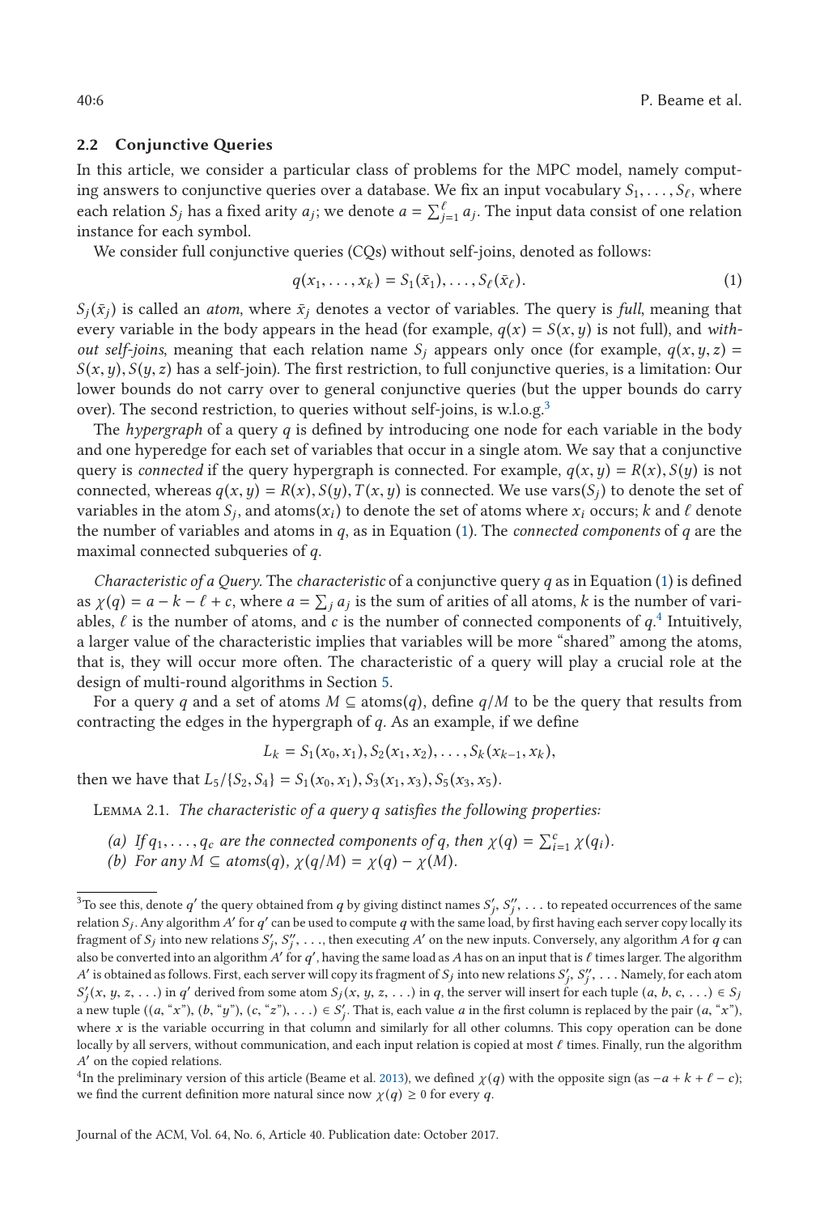### 2.2 Conjunctive Queries

In this article, we consider a particular class of problems for the MPC model, namely computing answers to conjunctive queries over a database. We fix an input vocabulary $S_1, \ldots, S_\ell$, where each relation $S_j$ has a fixed arity $a_j$; we denote $a = \sum_{j=1}^{\ell} a_j$. The input data consist of one relation instance for each symbol.

We consider full conjunctive queries (CQs) without self-joins, denoted as follows:

$$q(x_1, \ldots, x_k) = S_1(\bar{x}_1), \ldots, S_\ell(\bar{x}_\ell). \tag{1}$$

$S_j(\bar{x}_j)$ is called an *atom*, where $\bar{x}_j$ denotes a vector of variables. The query is *full*, meaning that every variable in the body appears in the head (for example, $q(x) = S(x, y)$ is not full), and *without self-joins*, meaning that each relation name $S_j$ appears only once (for example, $q(x, y, z) = S(x, y), S(y, z)$ has a self-join). The first restriction, to full conjunctive queries, is a limitation: Our lower bounds do not carry over to general conjunctive queries (but the upper bounds do carry over). The second restriction, to queries without self-joins, is w.l.o.g.[3]

The *hypergraph* of a query $q$ is defined by introducing one node for each variable in the body and one hyperedge for each set of variables that occur in a single atom. We say that a conjunctive query is *connected* if the query hypergraph is connected. For example, $q(x, y) = R(x), S(y)$ is not connected, whereas $q(x, y) = R(x), S(y), T(x, y)$ is connected. We use $\text{vars}(S_j)$ to denote the set of variables in the atom $S_j$, and $\text{atoms}(x_i)$ to denote the set of atoms where $x_i$ occurs; $k$ and $\ell$ denote the number of variables and atoms in $q$, as in Equation (1). The *connected components* of $q$ are the maximal connected subqueries of $q$.

*Characteristic of a Query.* The *characteristic* of a conjunctive query $q$ as in Equation (1) is defined as $\chi(q) = a - k - \ell + c$, where $a = \sum_j a_j$ is the sum of arities of all atoms, $k$ is the number of variables, $\ell$ is the number of atoms, and $c$ is the number of connected components of $q$.[4] Intuitively, a larger value of the characteristic implies that variables will be more "shared" among the atoms, that is, they will occur more often. The characteristic of a query will play a crucial role at the design of multi-round algorithms in Section 5.

For a query $q$ and a set of atoms $M \subseteq \text{atoms}(q)$, define $q/M$ to be the query that results from contracting the edges in the hypergraph of $q$. As an example, if we define

$$L_k = S_1(x_0, x_1), S_2(x_1, x_2), \ldots, S_k(x_{k-1}, x_k),$$

then we have that $L_5/\{S_2, S_4\} = S_1(x_0, x_1), S_3(x_1, x_3), S_5(x_3, x_5)$.

Lemma 2.1. *The characteristic of a query $q$ satisfies the following properties:*

*(a) If $q_1, \ldots, q_c$ are the connected components of $q$, then $\chi(q) = \sum_{i=1}^{c} \chi(q_i)$.*
*(b) For any $M \subseteq \text{atoms}(q)$, $\chi(q/M) = \chi(q) - \chi(M)$.*

---

[3] To see this, denote $q'$ the query obtained from $q$ by giving distinct names $S'_j, S''_j, \ldots$ to repeated occurrences of the same relation $S_j$. Any algorithm $A'$ for $q'$ can be used to compute $q$ with the same load, by first having each server copy locally its fragment of $S_j$ into new relations $S'_j, S''_j, \ldots$, then executing $A'$ on the new inputs. Conversely, any algorithm $A$ for $q$ can also be converted into an algorithm $A'$ for $q'$, having the same load as $A$ has on an input that is $\ell$ times larger. The algorithm $A'$ is obtained as follows. First, each server will copy its fragment of $S_j$ into new relations $S'_j, S''_j, \ldots$ Namely, for each atom $S'_j(x, y, z, \ldots)$ in $q'$ derived from some atom $S_j(x, y, z, \ldots)$ in $q$, the server will insert for each tuple $(a, b, c, \ldots) \in S_j$ a new tuple $((a, \text{“}x\text{”}), (b, \text{“}y\text{”}), (c, \text{“}z\text{”}), \ldots) \in S'_j$. That is, each value $a$ in the first column is replaced by the pair $(a, \text{“}x\text{”})$, where $x$ is the variable occurring in that column and similarly for all other columns. This copy operation can be done locally by all servers, without communication, and each input relation is copied at most $\ell$ times. Finally, run the algorithm $A'$ on the copied relations.

[4] In the preliminary version of this article (Beame et al. 2013), we defined $\chi(q)$ with the opposite sign (as $-a + k + \ell - c$); we find the current definition more natural since now $\chi(q) \geq 0$ for every $q$.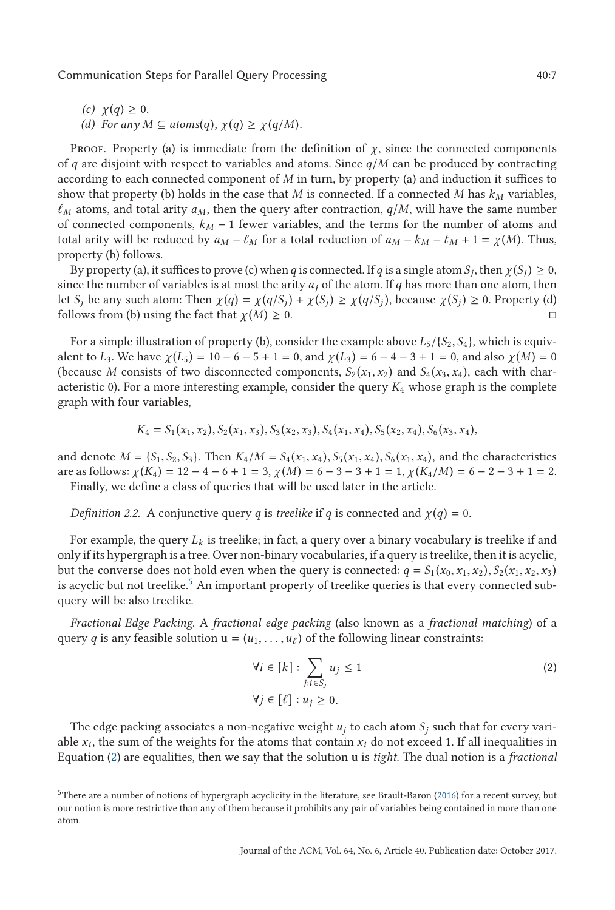(c) $\chi(q) \geq 0$.

(d) For any $M \subseteq atoms(q)$, $\chi(q) \geq \chi(q/M)$.

Proof. Property (a) is immediate from the definition of $\chi$, since the connected components of $q$ are disjoint with respect to variables and atoms. Since $q/M$ can be produced by contracting according to each connected component of $M$ in turn, by property (a) and induction it suffices to show that property (b) holds in the case that $M$ is connected. If a connected $M$ has $k_M$ variables, $\ell_M$ atoms, and total arity $a_M$, then the query after contraction, $q/M$, will have the same number of connected components, $k_M - 1$ fewer variables, and the terms for the number of atoms and total arity will be reduced by $a_M - \ell_M$ for a total reduction of $a_M - k_M - \ell_M + 1 = \chi(M)$. Thus, property (b) follows.

By property (a), it suffices to prove (c) when $q$ is connected. If $q$ is a single atom $S_j$, then $\chi(S_j) \geq 0$, since the number of variables is at most the arity $a_j$ of the atom. If $q$ has more than one atom, then let $S_j$ be any such atom: Then $\chi(q) = \chi(q/S_j) + \chi(S_j) \geq \chi(q/S_j)$, because $\chi(S_j) \geq 0$. Property (d) follows from (b) using the fact that $\chi(M) \geq 0$. □

For a simple illustration of property (b), consider the example above $L_5/\{S_2, S_4\}$, which is equivalent to $L_3$. We have $\chi(L_5) = 10 - 6 - 5 + 1 = 0$, and $\chi(L_3) = 6 - 4 - 3 + 1 = 0$, and also $\chi(M) = 0$ (because $M$ consists of two disconnected components, $S_2(x_1, x_2)$ and $S_4(x_3, x_4)$, each with characteristic 0). For a more interesting example, consider the query $K_4$ whose graph is the complete graph with four variables,

$$K_4 = S_1(x_1, x_2), S_2(x_1, x_3), S_3(x_2, x_3), S_4(x_1, x_4), S_5(x_2, x_4), S_6(x_3, x_4),$$

and denote $M = \{S_1, S_2, S_3\}$. Then $K_4/M = S_4(x_1, x_4), S_5(x_1, x_4), S_6(x_1, x_4)$, and the characteristics are as follows: $\chi(K_4) = 12 - 4 - 6 + 1 = 3$, $\chi(M) = 6 - 3 - 3 + 1 = 1$, $\chi(K_4/M) = 6 - 2 - 3 + 1 = 2$.

Finally, we define a class of queries that will be used later in the article.

*Definition 2.2.* A conjunctive query $q$ is *treelike* if $q$ is connected and $\chi(q) = 0$.

For example, the query $L_k$ is treelike; in fact, a query over a binary vocabulary is treelike if and only if its hypergraph is a tree. Over non-binary vocabularies, if a query is treelike, then it is acyclic, but the converse does not hold even when the query is connected: $q = S_1(x_0, x_1, x_2), S_2(x_1, x_2, x_3)$ is acyclic but not treelike.[5] An important property of treelike queries is that every connected subquery will be also treelike.

*Fractional Edge Packing.* A *fractional edge packing* (also known as a *fractional matching*) of a query $q$ is any feasible solution $\mathbf{u} = (u_1, \ldots, u_\ell)$ of the following linear constraints:

$$\forall i \in [k] : \sum_{j : i \in S_j} u_j \leq 1 \qquad (2)$$
$$\forall j \in [\ell] : u_j \geq 0.$$

The edge packing associates a non-negative weight $u_j$ to each atom $S_j$ such that for every variable $x_i$, the sum of the weights for the atoms that contain $x_i$ do not exceed 1. If all inequalities in Equation (2) are equalities, then we say that the solution $\mathbf{u}$ is *tight*. The dual notion is a *fractional*

[5] There are a number of notions of hypergraph acyclicity in the literature, see Brault-Baron (2016) for a recent survey, but our notion is more restrictive than any of them because it prohibits any pair of variables being contained in more than one atom.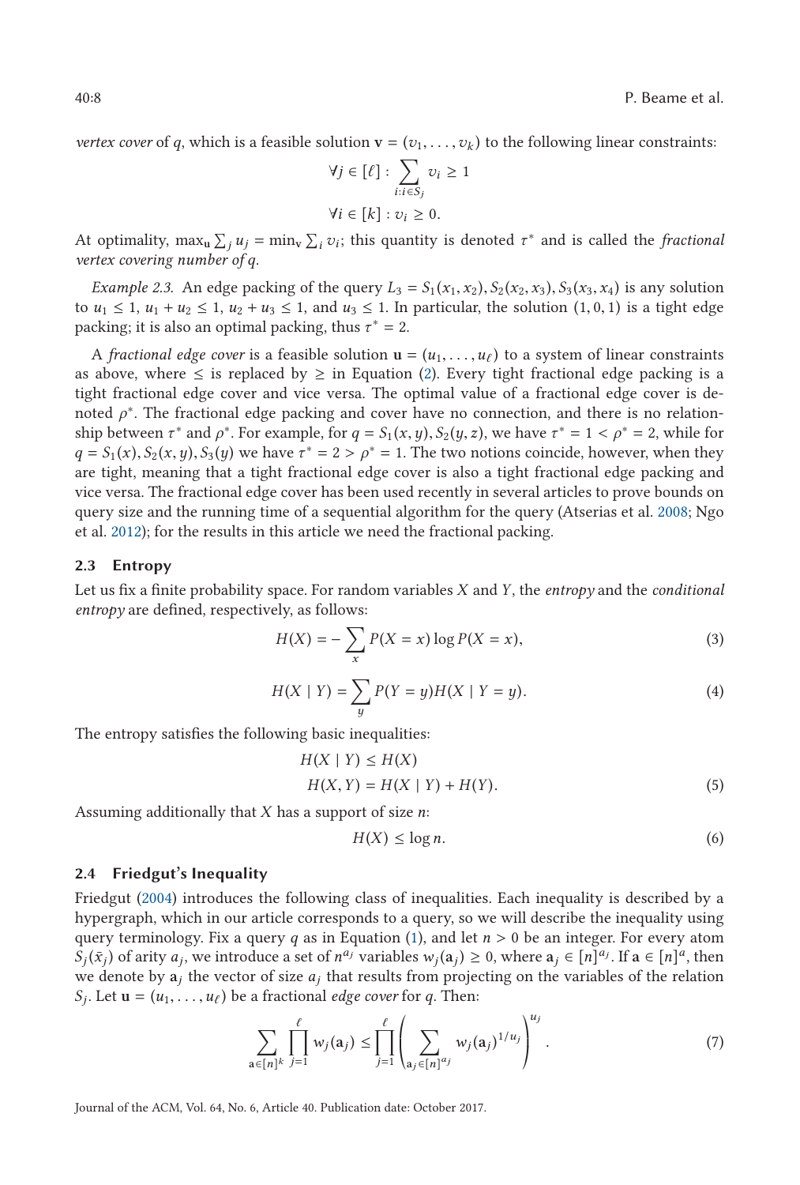*vertex cover* of $q$, which is a feasible solution $\mathbf{v} = (v_1, \ldots, v_k)$ to the following linear constraints:

$$\forall j \in [\ell] : \sum_{i: i \in S_j} v_i \geq 1$$

$$\forall i \in [k] : v_i \geq 0.$$

At optimality, $\max_{\mathbf{u}} \sum_j u_j = \min_{\mathbf{v}} \sum_i v_i$; this quantity is denoted $\tau^*$ and is called the *fractional vertex covering number of q*.

*Example 2.3.* An edge packing of the query $L_3 = S_1(x_1, x_2), S_2(x_2, x_3), S_3(x_3, x_4)$ is any solution to $u_1 \leq 1$, $u_1 + u_2 \leq 1$, $u_2 + u_3 \leq 1$, and $u_3 \leq 1$. In particular, the solution $(1, 0, 1)$ is a tight edge packing; it is also an optimal packing, thus $\tau^* = 2$.

A *fractional edge cover* is a feasible solution $\mathbf{u} = (u_1, \ldots, u_\ell)$ to a system of linear constraints as above, where $\leq$ is replaced by $\geq$ in Equation (2). Every tight fractional edge packing is a tight fractional edge cover and vice versa. The optimal value of a fractional edge cover is denoted $\rho^*$. The fractional edge packing and cover have no connection, and there is no relationship between $\tau^*$ and $\rho^*$. For example, for $q = S_1(x, y), S_2(y, z)$, we have $\tau^* = 1 < \rho^* = 2$, while for $q = S_1(x), S_2(x, y), S_3(y)$ we have $\tau^* = 2 > \rho^* = 1$. The two notions coincide, however, when they are tight, meaning that a tight fractional edge cover is also a tight fractional edge packing and vice versa. The fractional edge cover has been used recently in several articles to prove bounds on query size and the running time of a sequential algorithm for the query (Atserias et al. 2008; Ngo et al. 2012); for the results in this article we need the fractional packing.

### 2.3 Entropy

Let us fix a finite probability space. For random variables $X$ and $Y$, the *entropy* and the *conditional entropy* are defined, respectively, as follows:

$$H(X) = -\sum_x P(X = x) \log P(X = x), \tag{3}$$

$$H(X \mid Y) = \sum_y P(Y = y) H(X \mid Y = y). \tag{4}$$

The entropy satisfies the following basic inequalities:

$$H(X \mid Y) \leq H(X)$$

$$H(X, Y) = H(X \mid Y) + H(Y). \tag{5}$$

Assuming additionally that $X$ has a support of size $n$:

$$H(X) \leq \log n. \tag{6}$$

### 2.4 Friedgut's Inequality

Friedgut (2004) introduces the following class of inequalities. Each inequality is described by a hypergraph, which in our article corresponds to a query, so we will describe the inequality using query terminology. Fix a query $q$ as in Equation (1), and let $n > 0$ be an integer. For every atom $S_j(\bar{x}_j)$ of arity $a_j$, we introduce a set of $n^{a_j}$ variables $w_j(\mathbf{a}_j) \geq 0$, where $\mathbf{a}_j \in [n]^{a_j}$. If $\mathbf{a} \in [n]^a$, then we denote by $\mathbf{a}_j$ the vector of size $a_j$ that results from projecting on the variables of the relation $S_j$. Let $\mathbf{u} = (u_1, \ldots, u_\ell)$ be a fractional *edge cover* for $q$. Then:

$$\sum_{\mathbf{a} \in [n]^k} \prod_{j=1}^{\ell} w_j(\mathbf{a}_j) \leq \prod_{j=1}^{\ell} \left( \sum_{\mathbf{a}_j \in [n]^{a_j}} w_j(\mathbf{a}_j)^{1/u_j} \right)^{u_j}. \tag{7}$$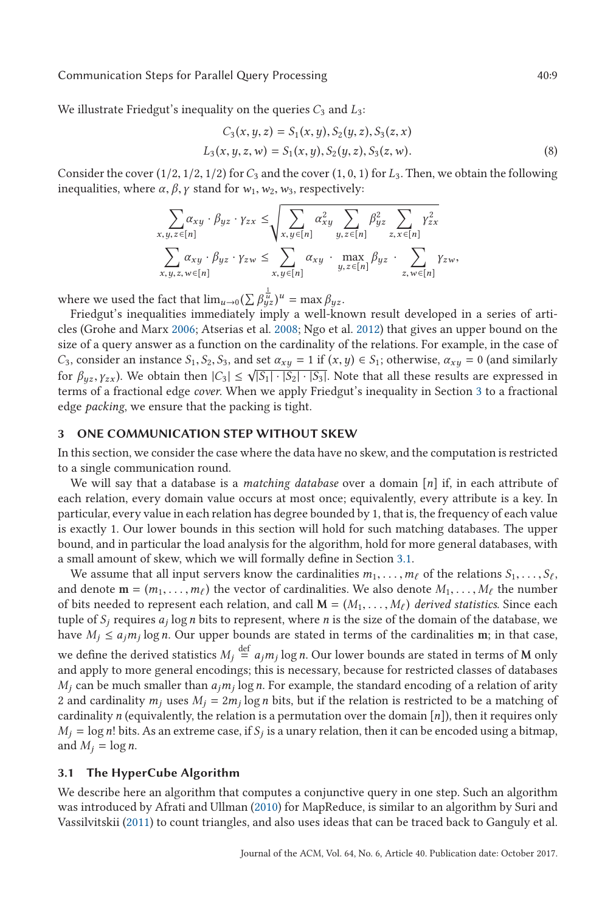We illustrate Friedgut's inequality on the queries $C_3$ and $L_3$:

$$C_3(x,y,z) = S_1(x,y), S_2(y,z), S_3(z,x)$$
$$L_3(x,y,z,w) = S_1(x,y), S_2(y,z), S_3(z,w). \tag{8}$$

Consider the cover $(1/2, 1/2, 1/2)$ for $C_3$ and the cover $(1, 0, 1)$ for $L_3$. Then, we obtain the following inequalities, where $\alpha, \beta, \gamma$ stand for $w_1, w_2, w_3$, respectively:

$$\sum_{x,y,z \in [n]} \alpha_{xy} \cdot \beta_{yz} \cdot \gamma_{zx} \leq \sqrt{\sum_{x,y \in [n]} \alpha_{xy}^2 \sum_{y,z \in [n]} \beta_{yz}^2 \sum_{z,x \in [n]} \gamma_{zx}^2}$$
$$\sum_{x,y,z,w \in [n]} \alpha_{xy} \cdot \beta_{yz} \cdot \gamma_{zw} \leq \sum_{x,y \in [n]} \alpha_{xy} \cdot \max_{y,z \in [n]} \beta_{yz} \cdot \sum_{z,w \in [n]} \gamma_{zw},$$

where we used the fact that $\lim_{u \to 0} (\sum \beta_{yz}^{\frac{1}{u}})^u = \max \beta_{yz}$.

Friedgut's inequalities immediately imply a well-known result developed in a series of articles (Grohe and Marx 2006; Atserias et al. 2008; Ngo et al. 2012) that gives an upper bound on the size of a query answer as a function on the cardinality of the relations. For example, in the case of $C_3$, consider an instance $S_1, S_2, S_3$, and set $\alpha_{xy} = 1$ if $(x, y) \in S_1$; otherwise, $\alpha_{xy} = 0$ (and similarly for $\beta_{yz}, \gamma_{zx}$). We obtain then $|C_3| \leq \sqrt{|S_1| \cdot |S_2| \cdot |S_3|}$. Note that all these results are expressed in terms of a fractional edge *cover*. When we apply Friedgut's inequality in Section 3 to a fractional edge *packing*, we ensure that the packing is tight.

## 3 ONE COMMUNICATION STEP WITHOUT SKEW

In this section, we consider the case where the data have no skew, and the computation is restricted to a single communication round.

We will say that a database is a *matching database* over a domain $[n]$ if, in each attribute of each relation, every domain value occurs at most once; equivalently, every attribute is a key. In particular, every value in each relation has degree bounded by 1, that is, the frequency of each value is exactly 1. Our lower bounds in this section will hold for such matching databases. The upper bound, and in particular the load analysis for the algorithm, hold for more general databases, with a small amount of skew, which we will formally define in Section 3.1.

We assume that all input servers know the cardinalities $m_1, \ldots, m_\ell$ of the relations $S_1, \ldots, S_\ell$, and denote $\mathbf{m} = (m_1, \ldots, m_\ell)$ the vector of cardinalities. We also denote $M_1, \ldots, M_\ell$ the number of bits needed to represent each relation, and call $\mathbf{M} = (M_1, \ldots, M_\ell)$ *derived statistics*. Since each tuple of $S_j$ requires $a_j \log n$ bits to represent, where $n$ is the size of the domain of the database, we have $M_j \leq a_j m_j \log n$. Our upper bounds are stated in terms of the cardinalities $\mathbf{m}$; in that case, we define the derived statistics $M_j \stackrel{\text{def}}{=} a_j m_j \log n$. Our lower bounds are stated in terms of $\mathbf{M}$ only and apply to more general encodings; this is necessary, because for restricted classes of databases $M_j$ can be much smaller than $a_j m_j \log n$. For example, the standard encoding of a relation of arity 2 and cardinality $m_j$ uses $M_j = 2m_j \log n$ bits, but if the relation is restricted to be a matching of cardinality $n$ (equivalently, the relation is a permutation over the domain $[n]$), then it requires only $M_j = \log n!$ bits. As an extreme case, if $S_j$ is a unary relation, then it can be encoded using a bitmap, and $M_j = \log n$.

### 3.1 The HyperCube Algorithm

We describe here an algorithm that computes a conjunctive query in one step. Such an algorithm was introduced by Afrati and Ullman (2010) for MapReduce, is similar to an algorithm by Suri and Vassilvitskii (2011) to count triangles, and also uses ideas that can be traced back to Ganguly et al.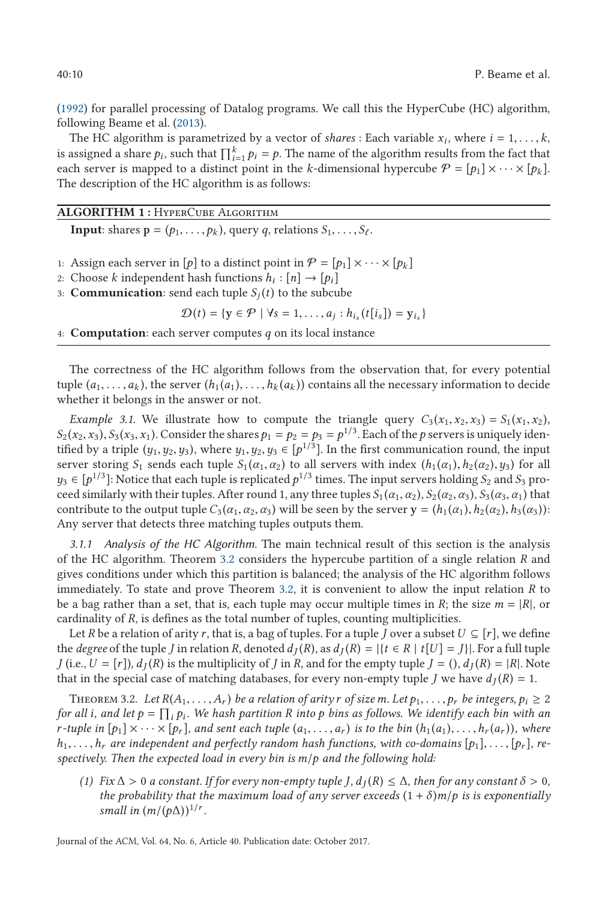(1992) for parallel processing of Datalog programs. We call this the HyperCube (HC) algorithm, following Beame et al. (2013).

The HC algorithm is parametrized by a vector of *shares* : Each variable $x_i$, where $i = 1, \ldots, k$, is assigned a share $p_i$, such that $\prod_{i=1}^{k} p_i = p$. The name of the algorithm results from the fact that each server is mapped to a distinct point in the $k$-dimensional hypercube $\mathcal{P} = [p_1] \times \cdots \times [p_k]$. The description of the HC algorithm is as follows:

---

**ALGORITHM 1 :** HyperCube Algorithm

**Input**: shares $\mathbf{p} = (p_1, \ldots, p_k)$, query $q$, relations $S_1, \ldots, S_\ell$.

1: Assign each server in $[p]$ to a distinct point in $\mathcal{P} = [p_1] \times \cdots \times [p_k]$
2: Choose $k$ independent hash functions $h_i : [n] \to [p_i]$
3: **Communication**: send each tuple $S_j(t)$ to the subcube

$$\mathcal{D}(t) = \{\mathbf{y} \in \mathcal{P} \mid \forall s = 1, \ldots, a_j : h_{i_s}(t[i_s]) = \mathbf{y}_{i_s}\}$$

4: **Computation**: each server computes $q$ on its local instance

---

The correctness of the HC algorithm follows from the observation that, for every potential tuple $(a_1, \ldots, a_k)$, the server $(h_1(a_1), \ldots, h_k(a_k))$ contains all the necessary information to decide whether it belongs in the answer or not.

*Example 3.1.* We illustrate how to compute the triangle query $C_3(x_1, x_2, x_3) = S_1(x_1, x_2), S_2(x_2, x_3), S_3(x_3, x_1)$. Consider the shares $p_1 = p_2 = p_3 = p^{1/3}$. Each of the $p$ servers is uniquely identified by a triple $(y_1, y_2, y_3)$, where $y_1, y_2, y_3 \in [p^{1/3}]$. In the first communication round, the input server storing $S_1$ sends each tuple $S_1(\alpha_1, \alpha_2)$ to all servers with index $(h_1(\alpha_1), h_2(\alpha_2), y_3)$ for all $y_3 \in [p^{1/3}]$: Notice that each tuple is replicated $p^{1/3}$ times. The input servers holding $S_2$ and $S_3$ proceed similarly with their tuples. After round 1, any three tuples $S_1(\alpha_1, \alpha_2), S_2(\alpha_2, \alpha_3), S_3(\alpha_3, \alpha_1)$ that contribute to the output tuple $C_3(\alpha_1, \alpha_2, \alpha_3)$ will be seen by the server $\mathbf{y} = (h_1(\alpha_1), h_2(\alpha_2), h_3(\alpha_3))$: Any server that detects three matching tuples outputs them.

*3.1.1 Analysis of the HC Algorithm.* The main technical result of this section is the analysis of the HC algorithm. Theorem 3.2 considers the hypercube partition of a single relation $R$ and gives conditions under which this partition is balanced; the analysis of the HC algorithm follows immediately. To state and prove Theorem 3.2, it is convenient to allow the input relation $R$ to be a bag rather than a set, that is, each tuple may occur multiple times in $R$; the size $m = |R|$, or cardinality of $R$, is defines as the total number of tuples, counting multiplicities.

Let $R$ be a relation of arity $r$, that is, a bag of tuples. For a tuple $J$ over a subset $U \subseteq [r]$, we define the *degree* of the tuple $J$ in relation $R$, denoted $d_J(R)$, as $d_J(R) = |\{t \in R \mid t[U] = J\}|$. For a full tuple $J$ (i.e., $U = [r]$), $d_J(R)$ is the multiplicity of $J$ in $R$, and for the empty tuple $J = ()$, $d_J(R) = |R|$. Note that in the special case of matching databases, for every non-empty tuple $J$ we have $d_J(R) = 1$.

Theorem 3.2. *Let $R(A_1, \ldots, A_r)$ be a relation of arity $r$ of size $m$. Let $p_1, \ldots, p_r$ be integers, $p_i \geq 2$ for all $i$, and let $p = \prod_i p_i$. We hash partition $R$ into $p$ bins as follows. We identify each bin with an $r$-tuple in $[p_1] \times \cdots \times [p_r]$, and sent each tuple $(a_1, \ldots, a_r)$ is to the bin $(h_1(a_1), \ldots, h_r(a_r))$, where $h_1, \ldots, h_r$ are independent and perfectly random hash functions, with co-domains $[p_1], \ldots, [p_r]$, respectively. Then the expected load in every bin is $m/p$ and the following hold:*

*(1) Fix $\Delta > 0$ a constant. If for every non-empty tuple $J$, $d_J(R) \leq \Delta$, then for any constant $\delta > 0$, the probability that the maximum load of any server exceeds $(1 + \delta)m/p$ is exponentially small in $(m/(p\Delta))^{1/r}$.*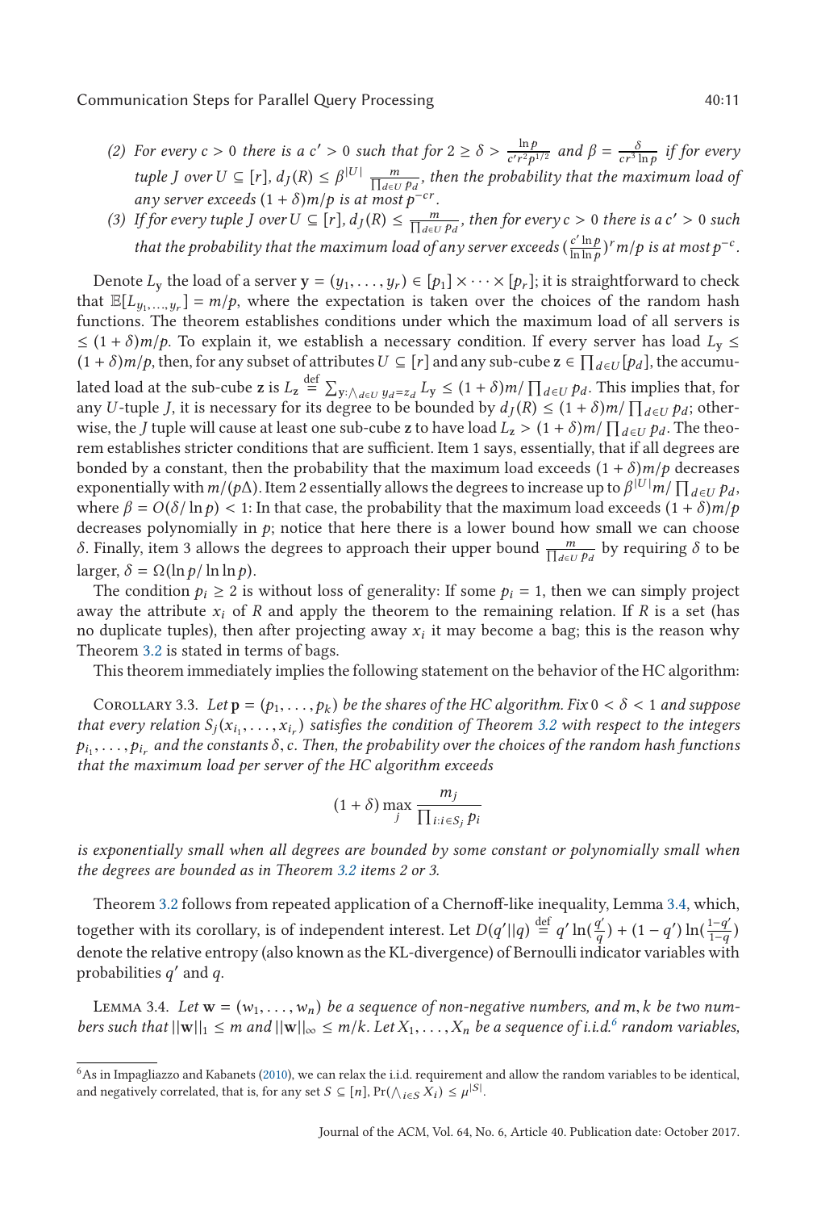*(2) For every $c > 0$ there is a $c' > 0$ such that for $2 \geq \delta > \frac{\ln p}{c' r^2 p^{1/2}}$ and $\beta = \frac{\delta}{c r^3 \ln p}$ if for every tuple $J$ over $U \subseteq [r]$, $d_J(R) \leq \beta^{|U|} \frac{m}{\prod_{d \in U} p_d}$, then the probability that the maximum load of any server exceeds $(1+\delta)m/p$ is at most $p^{-cr}$.*

*(3) If for every tuple $J$ over $U \subseteq [r]$, $d_J(R) \leq \frac{m}{\prod_{d \in U} p_d}$, then for every $c > 0$ there is a $c' > 0$ such that the probability that the maximum load of any server exceeds $(\frac{c' \ln p}{\ln \ln p})^r m/p$ is at most $p^{-c}$.*

Denote $L_\mathbf{y}$ the load of a server $\mathbf{y} = (y_1, \ldots, y_r) \in [p_1] \times \cdots \times [p_r]$; it is straightforward to check that $\mathbb{E}[L_{y_1,\ldots,y_r}] = m/p$, where the expectation is taken over the choices of the random hash functions. The theorem establishes conditions under which the maximum load of all servers is $\leq (1+\delta)m/p$. To explain it, we establish a necessary condition. If every server has load $L_\mathbf{y} \leq (1+\delta)m/p$, then, for any subset of attributes $U \subseteq [r]$ and any sub-cube $\mathbf{z} \in \prod_{d \in U}[p_d]$, the accumulated load at the sub-cube $\mathbf{z}$ is $L_\mathbf{z} \stackrel{\text{def}}{=} \sum_{\mathbf{y}:\bigwedge_{d \in U} y_d = z_d} L_\mathbf{y} \leq (1+\delta)m/\prod_{d \in U} p_d$. This implies that, for any $U$-tuple $J$, it is necessary for its degree to be bounded by $d_J(R) \leq (1+\delta)m/\prod_{d \in U} p_d$; otherwise, the $J$ tuple will cause at least one sub-cube $\mathbf{z}$ to have load $L_\mathbf{z} > (1+\delta)m/\prod_{d \in U} p_d$. The theorem establishes stricter conditions that are sufficient. Item 1 says, essentially, that if all degrees are bonded by a constant, then the probability that the maximum load exceeds $(1+\delta)m/p$ decreases exponentially with $m/(p\Delta)$. Item 2 essentially allows the degrees to increase up to $\beta^{|U|}m/\prod_{d \in U} p_d$, where $\beta = O(\delta/\ln p) < 1$: In that case, the probability that the maximum load exceeds $(1+\delta)m/p$ decreases polynomially in $p$; notice that here there is a lower bound how small we can choose $\delta$. Finally, item 3 allows the degrees to approach their upper bound $\frac{m}{\prod_{d \in U} p_d}$ by requiring $\delta$ to be larger, $\delta = \Omega(\ln p/\ln \ln p)$.

The condition $p_i \geq 2$ is without loss of generality: If some $p_i = 1$, then we can simply project away the attribute $x_i$ of $R$ and apply the theorem to the remaining relation. If $R$ is a set (has no duplicate tuples), then after projecting away $x_i$ it may become a bag; this is the reason why Theorem 3.2 is stated in terms of bags.

This theorem immediately implies the following statement on the behavior of the HC algorithm:

Corollary 3.3. *Let $\mathbf{p} = (p_1, \ldots, p_k)$ be the shares of the HC algorithm. Fix $0 < \delta < 1$ and suppose that every relation $S_j(x_{i_1}, \ldots, x_{i_r})$ satisfies the condition of Theorem 3.2 with respect to the integers $p_{i_1}, \ldots, p_{i_r}$ and the constants $\delta, c$. Then, the probability over the choices of the random hash functions that the maximum load per server of the HC algorithm exceeds*

$$(1+\delta) \max_j \frac{m_j}{\prod_{i:i \in S_j} p_i}$$

*is exponentially small when all degrees are bounded by some constant or polynomially small when the degrees are bounded as in Theorem 3.2 items 2 or 3.*

Theorem 3.2 follows from repeated application of a Chernoff-like inequality, Lemma 3.4, which, together with its corollary, is of independent interest. Let $D(q'||q) \stackrel{\text{def}}{=} q' \ln(\frac{q'}{q}) + (1-q')\ln(\frac{1-q'}{1-q})$ denote the relative entropy (also known as the KL-divergence) of Bernoulli indicator variables with probabilities $q'$ and $q$.

Lemma 3.4. *Let $\mathbf{w} = (w_1, \ldots, w_n)$ be a sequence of non-negative numbers, and $m, k$ be two numbers such that $||\mathbf{w}||_1 \leq m$ and $||\mathbf{w}||_\infty \leq m/k$. Let $X_1, \ldots, X_n$ be a sequence of i.i.d.[6] random variables,*

[6] As in Impagliazzo and Kabanets (2010), we can relax the i.i.d. requirement and allow the random variables to be identical, and negatively correlated, that is, for any set $S \subseteq [n]$, $\Pr(\bigwedge_{i \in S} X_i) \leq \mu^{|S|}$.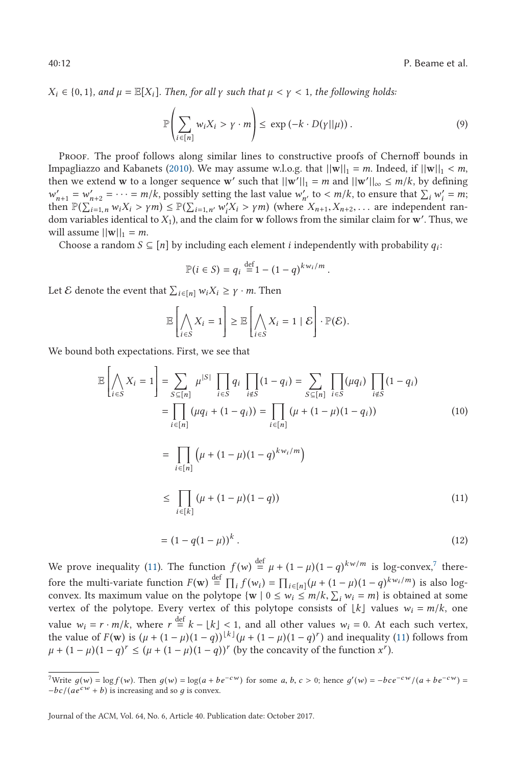$X_i \in \{0,1\}$, *and* $\mu = \mathbb{E}[X_i]$. *Then, for all* $\gamma$ *such that* $\mu < \gamma < 1$, *the following holds:*

$$\mathbb{P}\left(\sum_{i\in[n]} w_i X_i > \gamma \cdot m\right) \leq \exp\left(-k \cdot D(\gamma||\mu)\right). \tag{9}$$

Proof. The proof follows along similar lines to constructive proofs of Chernoff bounds in Impagliazzo and Kabanets (2010). We may assume w.l.o.g. that $||\mathbf{w}||_1 = m$. Indeed, if $||\mathbf{w}||_1 < m$, then we extend $\mathbf{w}$ to a longer sequence $\mathbf{w}'$ such that $||\mathbf{w}'||_1 = m$ and $||\mathbf{w}'||_\infty \leq m/k$, by defining $w'_{n+1} = w'_{n+2} = \cdots = m/k$, possibly setting the last value $w'_{n'}$ to $< m/k$, to ensure that $\sum_i w'_i = m$; then $\mathbb{P}(\sum_{i=1,n} w_i X_i > \gamma m) \leq \mathbb{P}(\sum_{i=1,n'} w'_i X_i > \gamma m)$ (where $X_{n+1}, X_{n+2}, \ldots$ are independent random variables identical to $X_1$), and the claim for $\mathbf{w}$ follows from the similar claim for $\mathbf{w}'$. Thus, we will assume $||\mathbf{w}||_1 = m$.

Choose a random $S \subseteq [n]$ by including each element $i$ independently with probability $q_i$:

$$\mathbb{P}(i \in S) = q_i \stackrel{\text{def}}{=} 1 - (1-q)^{kw_i/m}.$$

Let $\mathcal{E}$ denote the event that $\sum_{i\in[n]} w_i X_i \geq \gamma \cdot m$. Then

$$\mathbb{E}\left[\bigwedge_{i\in S} X_i = 1\right] \geq \mathbb{E}\left[\bigwedge_{i\in S} X_i = 1 \mid \mathcal{E}\right] \cdot \mathbb{P}(\mathcal{E}).$$

We bound both expectations. First, we see that

$$\begin{aligned}
\mathbb{E}\left[\bigwedge_{i\in S} X_i = 1\right] &= \sum_{S\subseteq[n]} \mu^{|S|} \prod_{i\in S} q_i \prod_{i\notin S}(1-q_i) = \sum_{S\subseteq[n]} \prod_{i\in S}(\mu q_i) \prod_{i\notin S}(1-q_i) \\
&= \prod_{i\in[n]} (\mu q_i + (1-q_i)) = \prod_{i\in[n]} (\mu + (1-\mu)(1-q_i)) \qquad (10) \\
&= \prod_{i\in[n]} \left(\mu + (1-\mu)(1-q)^{kw_i/m}\right) \\
&\leq \prod_{i\in[k]} (\mu + (1-\mu)(1-q)) \qquad (11) \\
&= (1 - q(1-\mu))^k. \qquad (12)
\end{aligned}$$

We prove inequality (11). The function $f(w) \stackrel{\text{def}}{=} \mu + (1-\mu)(1-q)^{kw/m}$ is log-convex,[7] therefore the multi-variate function $F(\mathbf{w}) \stackrel{\text{def}}{=} \prod_i f(w_i) = \prod_{i\in[n]}(\mu + (1-\mu)(1-q)^{kw_i/m})$ is also log-convex. Its maximum value on the polytope $\{\mathbf{w} \mid 0 \leq w_i \leq m/k, \sum_i w_i = m\}$ is obtained at some vertex of the polytope. Every vertex of this polytope consists of $\lfloor k \rfloor$ values $w_i = m/k$, one value $w_i = r \cdot m/k$, where $r \stackrel{\text{def}}{=} k - \lfloor k \rfloor < 1$, and all other values $w_i = 0$. At each such vertex, the value of $F(\mathbf{w})$ is $(\mu + (1-\mu)(1-q))^{\lfloor k \rfloor}(\mu + (1-\mu)(1-q)^r)$ and inequality (11) follows from $\mu + (1-\mu)(1-q)^r \leq (\mu + (1-\mu)(1-q))^r$ (by the concavity of the function $x^r$).

[7] Write $g(w) = \log f(w)$. Then $g(w) = \log(a + be^{-cw})$ for some $a, b, c > 0$; hence $g'(w) = -bce^{-cw}/(a + be^{-cw}) = -bc/(ae^{cw} + b)$ is increasing and so $g$ is convex.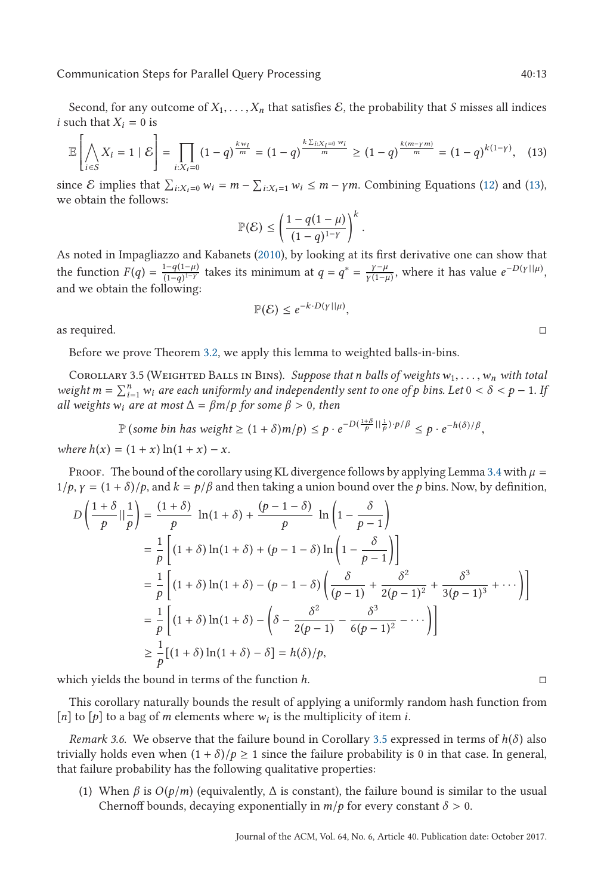Second, for any outcome of $X_1, \ldots, X_n$ that satisfies $\mathcal{E}$, the probability that $S$ misses all indices $i$ such that $X_i = 0$ is

$$\mathbb{E}\left[\bigwedge_{i \in S} X_i = 1 \mid \mathcal{E}\right] = \prod_{i:X_i=0} (1-q)^{\frac{k w_i}{m}} = (1-q)^{\frac{k \sum_{i:X_i=0} w_i}{m}} \geq (1-q)^{\frac{k(m-\gamma m)}{m}} = (1-q)^{k(1-\gamma)}, \quad (13)$$

since $\mathcal{E}$ implies that $\sum_{i:X_i=0} w_i = m - \sum_{i:X_i=1} w_i \leq m - \gamma m$. Combining Equations (12) and (13), we obtain the follows:

$$\mathbb{P}(\mathcal{E}) \leq \left(\frac{1 - q(1-\mu)}{(1-q)^{1-\gamma}}\right)^k.$$

As noted in Impagliazzo and Kabanets (2010), by looking at its first derivative one can show that the function $F(q) = \frac{1-q(1-\mu)}{(1-q)^{1-\gamma}}$ takes its minimum at $q = q^* = \frac{\gamma - \mu}{\gamma(1-\mu)}$, where it has value $e^{-D(\gamma || \mu)}$, and we obtain the following:

$$\mathbb{P}(\mathcal{E}) \leq e^{-k \cdot D(\gamma || \mu)},$$

as required. □

Before we prove Theorem 3.2, we apply this lemma to weighted balls-in-bins.

Corollary 3.5 (Weighted Balls in Bins). *Suppose that $n$ balls of weights $w_1, \ldots, w_n$ with total weight $m = \sum_{i=1}^n w_i$ are each uniformly and independently sent to one of $p$ bins. Let $0 < \delta < p - 1$. If all weights $w_i$ are at most $\Delta = \beta m/p$ for some $\beta > 0$, then*

$$\mathbb{P}\left(\textit{some bin has weight} \geq (1+\delta)m/p\right) \leq p \cdot e^{-D(\frac{1+\delta}{p} || \frac{1}{p}) \cdot p/\beta} \leq p \cdot e^{-h(\delta)/\beta},$$

*where $h(x) = (1+x)\ln(1+x) - x$.*

Proof. The bound of the corollary using KL divergence follows by applying Lemma 3.4 with $\mu = 1/p$, $\gamma = (1+\delta)/p$, and $k = p/\beta$ and then taking a union bound over the $p$ bins. Now, by definition,

$$\begin{aligned}
D\left(\frac{1+\delta}{p} || \frac{1}{p}\right) &= \frac{(1+\delta)}{p} \ln(1+\delta) + \frac{(p-1-\delta)}{p} \ln\left(1 - \frac{\delta}{p-1}\right) \\
&= \frac{1}{p}\left[(1+\delta)\ln(1+\delta) + (p-1-\delta)\ln\left(1 - \frac{\delta}{p-1}\right)\right] \\
&= \frac{1}{p}\left[(1+\delta)\ln(1+\delta) - (p-1-\delta)\left(\frac{\delta}{(p-1)} + \frac{\delta^2}{2(p-1)^2} + \frac{\delta^3}{3(p-1)^3} + \cdots\right)\right] \\
&= \frac{1}{p}\left[(1+\delta)\ln(1+\delta) - \left(\delta - \frac{\delta^2}{2(p-1)} - \frac{\delta^3}{6(p-1)^2} - \cdots\right)\right] \\
&\geq \frac{1}{p}[(1+\delta)\ln(1+\delta) - \delta] = h(\delta)/p,
\end{aligned}$$

which yields the bound in terms of the function $h$. □

This corollary naturally bounds the result of applying a uniformly random hash function from $[n]$ to $[p]$ to a bag of $m$ elements where $w_i$ is the multiplicity of item $i$.

*Remark 3.6.* We observe that the failure bound in Corollary 3.5 expressed in terms of $h(\delta)$ also trivially holds even when $(1+\delta)/p \geq 1$ since the failure probability is 0 in that case. In general, that failure probability has the following qualitative properties:

1. When $\beta$ is $O(p/m)$ (equivalently, $\Delta$ is constant), the failure bound is similar to the usual Chernoff bounds, decaying exponentially in $m/p$ for every constant $\delta > 0$.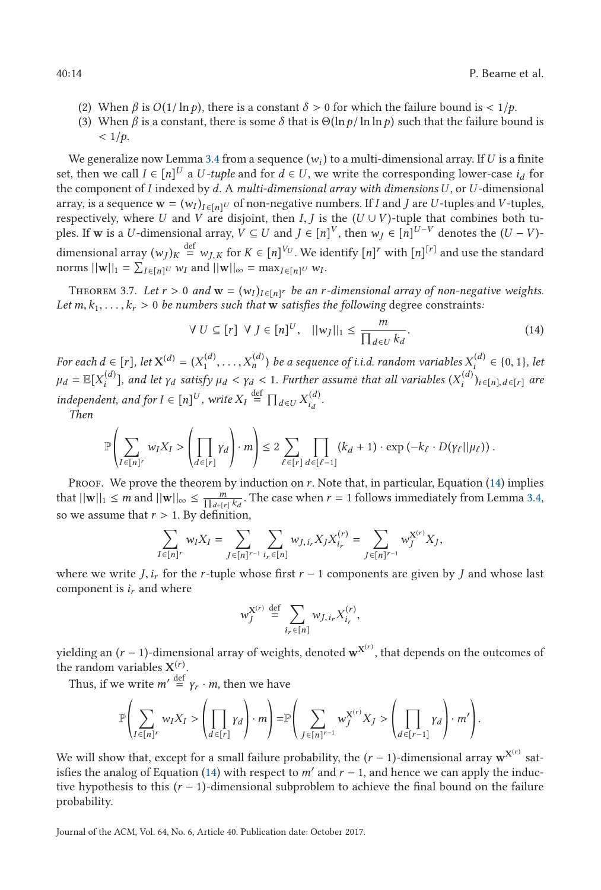(2) When $\beta$ is $O(1/\ln p)$, there is a constant $\delta > 0$ for which the failure bound is $< 1/p$.
(3) When $\beta$ is a constant, there is some $\delta$ that is $\Theta(\ln p/\ln \ln p)$ such that the failure bound is $< 1/p$.

We generalize now Lemma 3.4 from a sequence $(w_i)$ to a multi-dimensional array. If $U$ is a finite set, then we call $I \in [n]^U$ a *U-tuple* and for $d \in U$, we write the corresponding lower-case $i_d$ for the component of $I$ indexed by $d$. A *multi-dimensional array with dimensions* $U$, or $U$-dimensional array, is a sequence $\mathbf{w} = (w_I)_{I \in [n]^U}$ of non-negative numbers. If $I$ and $J$ are $U$-tuples and $V$-tuples, respectively, where $U$ and $V$ are disjoint, then $I, J$ is the $(U \cup V)$-tuple that combines both tuples. If $\mathbf{w}$ is a $U$-dimensional array, $V \subseteq U$ and $J \in [n]^V$, then $w_J \in [n]^{U-V}$ denotes the $(U-V)$-dimensional array $(w_J)_K \stackrel{\text{def}}{=} w_{J,K}$ for $K \in [n]^{V_U}$. We identify $[n]^r$ with $[n]^{[r]}$ and use the standard norms $||\mathbf{w}||_1 = \sum_{I \in [n]^U} w_I$ and $||\mathbf{w}||_\infty = \max_{I \in [n]^U} w_I$.

Theorem 3.7. *Let $r > 0$ and $\mathbf{w} = (w_I)_{I \in [n]^r}$ be an $r$-dimensional array of non-negative weights. Let $m, k_1, \ldots, k_r > 0$ be numbers such that $\mathbf{w}$ satisfies the following* degree constraints*:*

$$\forall\; U \subseteq [r] \;\; \forall\; J \in [n]^U, \quad ||w_J||_1 \leq \frac{m}{\prod_{d \in U} k_d}. \tag{14}$$

*For each $d \in [r]$, let $\mathbf{X}^{(d)} = (X_1^{(d)}, \ldots, X_n^{(d)})$ be a sequence of i.i.d. random variables $X_i^{(d)} \in \{0, 1\}$, let $\mu_d = \mathbb{E}[X_i^{(d)}]$, and let $\gamma_d$ satisfy $\mu_d < \gamma_d < 1$. Further assume that all variables $(X_i^{(d)})_{i \in [n], d \in [r]}$ are independent, and for $I \in [n]^U$, write $X_I \stackrel{\text{def}}{=} \prod_{d \in U} X_{i_d}^{(d)}$.*

*Then*

$$\mathbb{P}\left( \sum_{I \in [n]^r} w_I X_I > \left( \prod_{d \in [r]} \gamma_d \right) \cdot m \right) \leq 2 \sum_{\ell \in [r]} \prod_{d \in [\ell - 1]} (k_d + 1) \cdot \exp\left(-k_\ell \cdot D(\gamma_\ell || \mu_\ell)\right).$$

Proof. We prove the theorem by induction on $r$. Note that, in particular, Equation (14) implies that $||\mathbf{w}||_1 \leq m$ and $||\mathbf{w}||_\infty \leq \frac{m}{\prod_{d \in [r]} k_d}$. The case when $r = 1$ follows immediately from Lemma 3.4, so we assume that $r > 1$. By definition,

$$\sum_{I \in [n]^r} w_I X_I = \sum_{J \in [n]^{r-1}} \sum_{i_r \in [n]} w_{J, i_r} X_J X_{i_r}^{(r)} = \sum_{J \in [n]^{r-1}} w_J^{\mathbf{X}^{(r)}} X_J,$$

where we write $J, i_r$ for the $r$-tuple whose first $r - 1$ components are given by $J$ and whose last component is $i_r$ and where

$$w_J^{\mathbf{X}^{(r)}} \stackrel{\text{def}}{=} \sum_{i_r \in [n]} w_{J, i_r} X_{i_r}^{(r)},$$

yielding an $(r-1)$-dimensional array of weights, denoted $\mathbf{w}^{\mathbf{X}^{(r)}}$, that depends on the outcomes of the random variables $\mathbf{X}^{(r)}$.

Thus, if we write $m' \stackrel{\text{def}}{=} \gamma_r \cdot m$, then we have

$$\mathbb{P}\left( \sum_{I \in [n]^r} w_I X_I > \left( \prod_{d \in [r]} \gamma_d \right) \cdot m \right) = \mathbb{P}\left( \sum_{J \in [n]^{r-1}} w_J^{\mathbf{X}^{(r)}} X_J > \left( \prod_{d \in [r-1]} \gamma_d \right) \cdot m' \right).$$

We will show that, except for a small failure probability, the $(r-1)$-dimensional array $\mathbf{w}^{\mathbf{X}^{(r)}}$ satisfies the analog of Equation (14) with respect to $m'$ and $r - 1$, and hence we can apply the inductive hypothesis to this $(r-1)$-dimensional subproblem to achieve the final bound on the failure probability.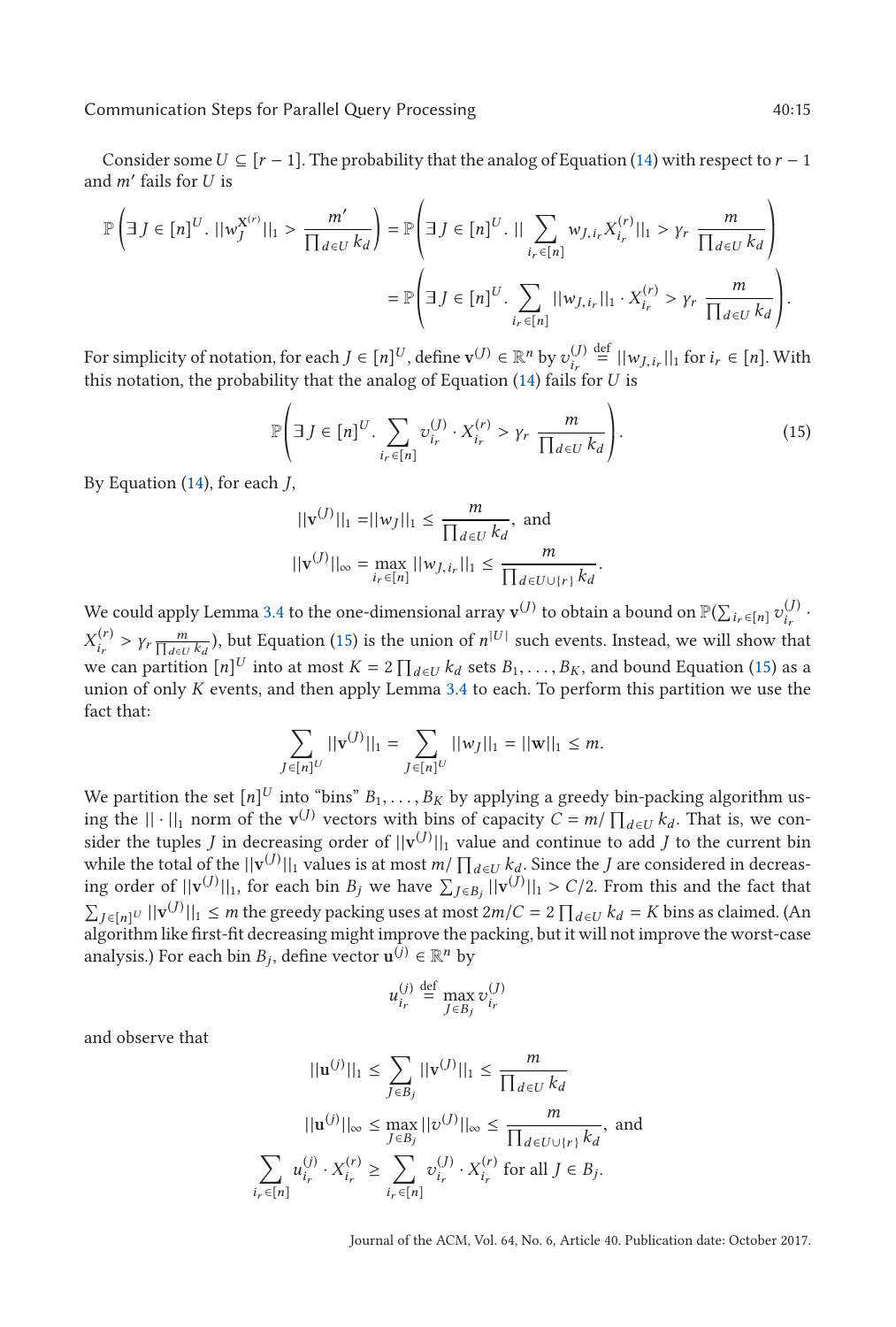Consider some $U \subseteq [r-1]$. The probability that the analog of Equation (14) with respect to $r-1$ and $m'$ fails for $U$ is

$$\mathbb{P}\left(\exists J \in [n]^U.\ ||w_J^{\mathbf{X}^{(r)}}||_1 > \frac{m'}{\prod_{d\in U} k_d}\right) = \mathbb{P}\left(\exists J \in [n]^U.\ ||\sum_{i_r\in[n]} w_{J,i_r} X_{i_r}^{(r)}||_1 > \gamma_r\ \frac{m}{\prod_{d\in U} k_d}\right)$$

$$= \mathbb{P}\left(\exists J \in [n]^U.\ \sum_{i_r\in[n]} ||w_{J,i_r}||_1 \cdot X_{i_r}^{(r)} > \gamma_r\ \frac{m}{\prod_{d\in U} k_d}\right).$$

For simplicity of notation, for each $J \in [n]^U$, define $\mathbf{v}^{(J)} \in \mathbb{R}^n$ by $v_{i_r}^{(J)} \stackrel{\text{def}}{=} ||w_{J,i_r}||_1$ for $i_r \in [n]$. With this notation, the probability that the analog of Equation (14) fails for $U$ is

$$\mathbb{P}\left(\exists J \in [n]^U.\ \sum_{i_r\in[n]} v_{i_r}^{(J)} \cdot X_{i_r}^{(r)} > \gamma_r\ \frac{m}{\prod_{d\in U} k_d}\right). \tag{15}$$

By Equation (14), for each $J$,

$$||\mathbf{v}^{(J)}||_1 = ||w_J||_1 \le \frac{m}{\prod_{d\in U} k_d}, \text{ and}$$

$$||\mathbf{v}^{(J)}||_\infty = \max_{i_r\in[n]} ||w_{J,i_r}||_1 \le \frac{m}{\prod_{d\in U\cup\{r\}} k_d}.$$

We could apply Lemma 3.4 to the one-dimensional array $\mathbf{v}^{(J)}$ to obtain a bound on $\mathbb{P}(\sum_{i_r\in[n]} v_{i_r}^{(J)} \cdot X_{i_r}^{(r)} > \gamma_r \frac{m}{\prod_{d\in U} k_d})$, but Equation (15) is the union of $n^{|U|}$ such events. Instead, we will show that we can partition $[n]^U$ into at most $K = 2\prod_{d\in U} k_d$ sets $B_1, \ldots, B_K$, and bound Equation (15) as a union of only $K$ events, and then apply Lemma 3.4 to each. To perform this partition we use the fact that:

$$\sum_{J\in[n]^U} ||\mathbf{v}^{(J)}||_1 = \sum_{J\in[n]^U} ||w_J||_1 = ||\mathbf{w}||_1 \le m.$$

We partition the set $[n]^U$ into "bins" $B_1, \ldots, B_K$ by applying a greedy bin-packing algorithm using the $||\cdot||_1$ norm of the $\mathbf{v}^{(J)}$ vectors with bins of capacity $C = m/\prod_{d\in U} k_d$. That is, we consider the tuples $J$ in decreasing order of $||\mathbf{v}^{(J)}||_1$ value and continue to add $J$ to the current bin while the total of the $||\mathbf{v}^{(J)}||_1$ values is at most $m/\prod_{d\in U} k_d$. Since the $J$ are considered in decreasing order of $||\mathbf{v}^{(J)}||_1$, for each bin $B_j$ we have $\sum_{J\in B_j} ||\mathbf{v}^{(J)}||_1 > C/2$. From this and the fact that $\sum_{J\in[n]^U} ||\mathbf{v}^{(J)}||_1 \le m$ the greedy packing uses at most $2m/C = 2\prod_{d\in U} k_d = K$ bins as claimed. (An algorithm like first-fit decreasing might improve the packing, but it will not improve the worst-case analysis.) For each bin $B_j$, define vector $\mathbf{u}^{(j)} \in \mathbb{R}^n$ by

$$u_{i_r}^{(j)} \stackrel{\text{def}}{=} \max_{J\in B_j} v_{i_r}^{(J)}$$

and observe that

$$||\mathbf{u}^{(j)}||_1 \le \sum_{J\in B_j} ||\mathbf{v}^{(J)}||_1 \le \frac{m}{\prod_{d\in U} k_d}$$

$$||\mathbf{u}^{(j)}||_\infty \le \max_{J\in B_j} ||v^{(J)}||_\infty \le \frac{m}{\prod_{d\in U\cup\{r\}} k_d}, \text{ and}$$

$$\sum_{i_r\in[n]} u_{i_r}^{(j)} \cdot X_{i_r}^{(r)} \ge \sum_{i_r\in[n]} v_{i_r}^{(J)} \cdot X_{i_r}^{(r)} \text{ for all } J \in B_j.$$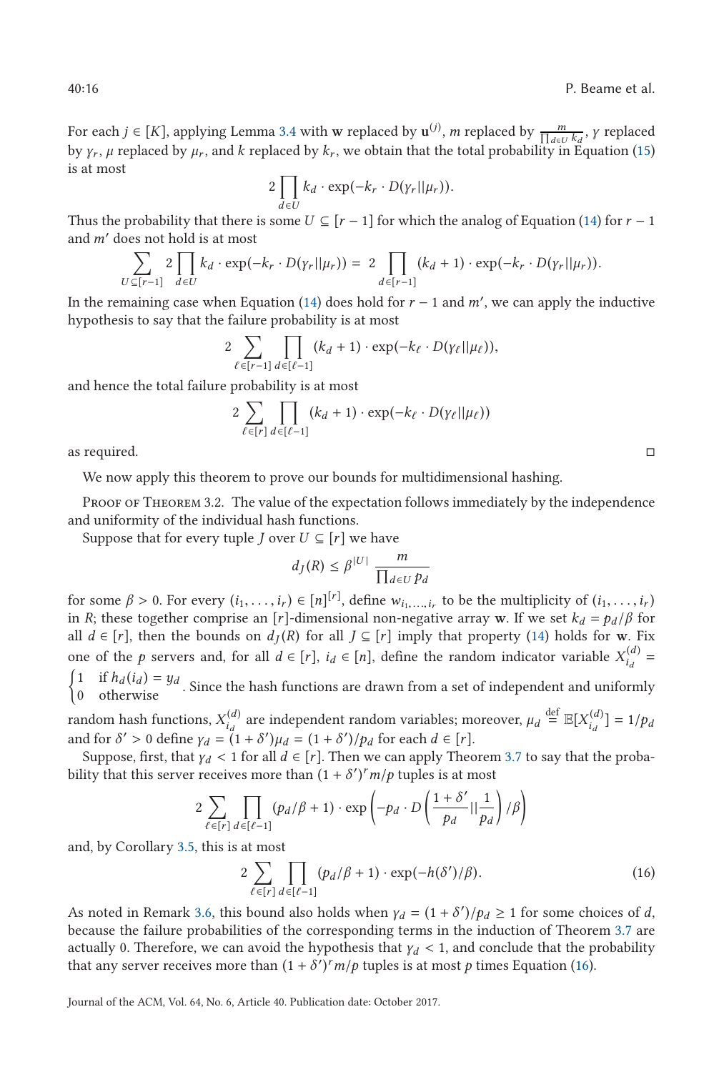For each $j \in [K]$, applying Lemma 3.4 with $\mathbf{w}$ replaced by $\mathbf{u}^{(j)}$, $m$ replaced by $\frac{m}{\prod_{d \in U} k_d}$, $\gamma$ replaced by $\gamma_r$, $\mu$ replaced by $\mu_r$, and $k$ replaced by $k_r$, we obtain that the total probability in Equation (15) is at most

$$2 \prod_{d \in U} k_d \cdot \exp(-k_r \cdot D(\gamma_r || \mu_r)).$$

Thus the probability that there is some $U \subseteq [r-1]$ for which the analog of Equation (14) for $r-1$ and $m'$ does not hold is at most

$$\sum_{U \subseteq [r-1]} 2 \prod_{d \in U} k_d \cdot \exp(-k_r \cdot D(\gamma_r || \mu_r)) = 2 \prod_{d \in [r-1]} (k_d + 1) \cdot \exp(-k_r \cdot D(\gamma_r || \mu_r)).$$

In the remaining case when Equation (14) does hold for $r-1$ and $m'$, we can apply the inductive hypothesis to say that the failure probability is at most

$$2 \sum_{\ell \in [r-1]} \prod_{d \in [\ell-1]} (k_d + 1) \cdot \exp(-k_\ell \cdot D(\gamma_\ell || \mu_\ell)),$$

and hence the total failure probability is at most

$$2 \sum_{\ell \in [r]} \prod_{d \in [\ell-1]} (k_d + 1) \cdot \exp(-k_\ell \cdot D(\gamma_\ell || \mu_\ell))$$

as required. □

We now apply this theorem to prove our bounds for multidimensional hashing.

Proof of Theorem 3.2. The value of the expectation follows immediately by the independence and uniformity of the individual hash functions.

Suppose that for every tuple $J$ over $U \subseteq [r]$ we have

$$d_J(R) \leq \beta^{|U|} \frac{m}{\prod_{d \in U} p_d}$$

for some $\beta > 0$. For every $(i_1, \ldots, i_r) \in [n]^{[r]}$, define $w_{i_1,\ldots,i_r}$ to be the multiplicity of $(i_1, \ldots, i_r)$ in $R$; these together comprise an $[r]$-dimensional non-negative array $\mathbf{w}$. If we set $k_d = p_d/\beta$ for all $d \in [r]$, then the bounds on $d_J(R)$ for all $J \subseteq [r]$ imply that property (14) holds for $\mathbf{w}$. Fix one of the $p$ servers and, for all $d \in [r]$, $i_d \in [n]$, define the random indicator variable $X_{i_d}^{(d)} = \begin{cases} 1 & \text{if } h_d(i_d) = y_d \\ 0 & \text{otherwise} \end{cases}$. Since the hash functions are drawn from a set of independent and uniformly random hash functions, $X_{i_d}^{(d)}$ are independent random variables; moreover, $\mu_d \stackrel{\text{def}}{=} \mathbb{E}[X_{i_d}^{(d)}] = 1/p_d$ and for $\delta' > 0$ define $\gamma_d = (1+\delta')\mu_d = (1+\delta')/p_d$ for each $d \in [r]$.

Suppose, first, that $\gamma_d < 1$ for all $d \in [r]$. Then we can apply Theorem 3.7 to say that the probability that this server receives more than $(1+\delta')^r m/p$ tuples is at most

$$2 \sum_{\ell \in [r]} \prod_{d \in [\ell-1]} (p_d/\beta + 1) \cdot \exp\left(-p_d \cdot D\left(\frac{1+\delta'}{p_d} || \frac{1}{p_d}\right)/\beta\right)$$

and, by Corollary 3.5, this is at most

$$2 \sum_{\ell \in [r]} \prod_{d \in [\ell-1]} (p_d/\beta + 1) \cdot \exp(-h(\delta')/\beta). \tag{16}$$

As noted in Remark 3.6, this bound also holds when $\gamma_d = (1+\delta')/p_d \geq 1$ for some choices of $d$, because the failure probabilities of the corresponding terms in the induction of Theorem 3.7 are actually 0. Therefore, we can avoid the hypothesis that $\gamma_d < 1$, and conclude that the probability that any server receives more than $(1+\delta')^r m/p$ tuples is at most $p$ times Equation (16).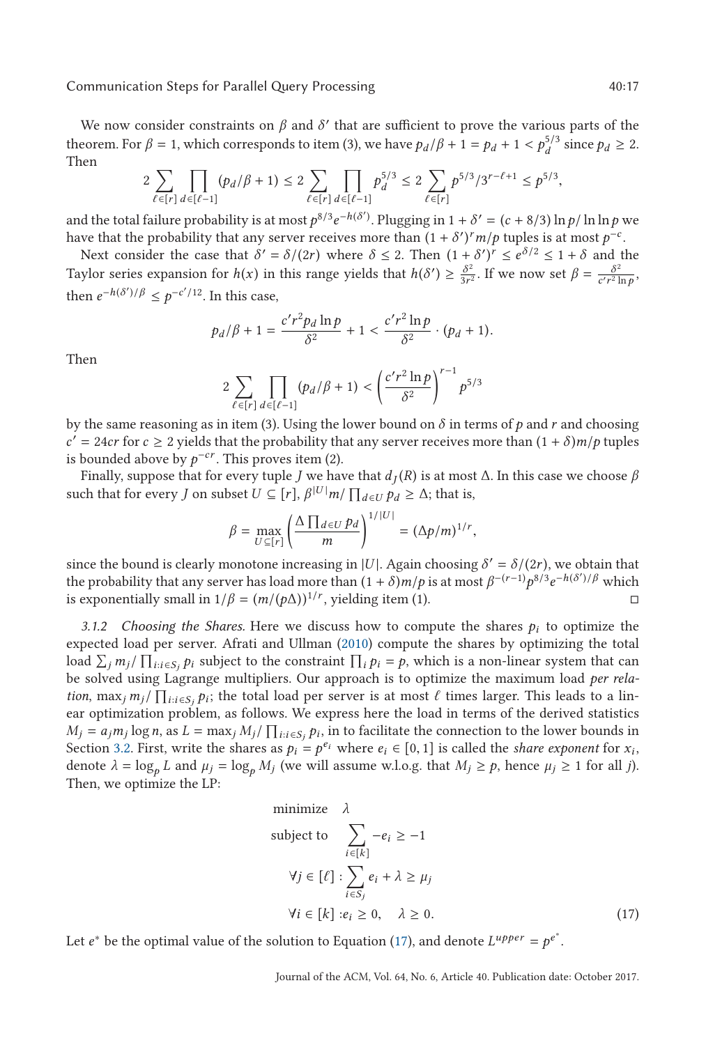We now consider constraints on $\beta$ and $\delta'$ that are sufficient to prove the various parts of the theorem. For $\beta = 1$, which corresponds to item (3), we have $p_d/\beta + 1 = p_d + 1 < p_d^{5/3}$ since $p_d \geq 2$. Then

$$2 \sum_{\ell \in [r]} \prod_{d \in [\ell-1]} (p_d/\beta + 1) \leq 2 \sum_{\ell \in [r]} \prod_{d \in [\ell-1]} p_d^{5/3} \leq 2 \sum_{\ell \in [r]} p^{5/3}/3^{r-\ell+1} \leq p^{5/3},$$

and the total failure probability is at most $p^{8/3} e^{-h(\delta')}$. Plugging in $1 + \delta' = (c + 8/3) \ln p / \ln \ln p$ we have that the probability that any server receives more than $(1 + \delta')^r m/p$ tuples is at most $p^{-c}$.

Next consider the case that $\delta' = \delta/(2r)$ where $\delta \leq 2$. Then $(1 + \delta')^r \leq e^{\delta/2} \leq 1 + \delta$ and the Taylor series expansion for $h(x)$ in this range yields that $h(\delta') \geq \frac{\delta^2}{3r^2}$. If we now set $\beta = \frac{\delta^2}{c' r^2 \ln p}$, then $e^{-h(\delta')/\beta} \leq p^{-c'/12}$. In this case,

$$p_d/\beta + 1 = \frac{c' r^2 p_d \ln p}{\delta^2} + 1 < \frac{c' r^2 \ln p}{\delta^2} \cdot (p_d + 1).$$

Then

$$2 \sum_{\ell \in [r]} \prod_{d \in [\ell-1]} (p_d/\beta + 1) < \left( \frac{c' r^2 \ln p}{\delta^2} \right)^{r-1} p^{5/3}$$

by the same reasoning as in item (3). Using the lower bound on $\delta$ in terms of $p$ and $r$ and choosing $c' = 24cr$ for $c \geq 2$ yields that the probability that any server receives more than $(1 + \delta) m/p$ tuples is bounded above by $p^{-cr}$. This proves item (2).

Finally, suppose that for every tuple $J$ we have that $d_J(R)$ is at most $\Delta$. In this case we choose $\beta$ such that for every $J$ on subset $U \subseteq [r]$, $\beta^{|U|} m / \prod_{d \in U} p_d \geq \Delta$; that is,

$$\beta = \max_{U \subseteq [r]} \left( \frac{\Delta \prod_{d \in U} p_d}{m} \right)^{1/|U|} = (\Delta p/m)^{1/r},$$

since the bound is clearly monotone increasing in $|U|$. Again choosing $\delta' = \delta/(2r)$, we obtain that the probability that any server has load more than $(1 + \delta) m/p$ is at most $\beta^{-(r-1)} p^{8/3} e^{-h(\delta')/\beta}$ which is exponentially small in $1/\beta = (m/(p\Delta))^{1/r}$, yielding item (1). □

### 3.1.2 Choosing the Shares.

Here we discuss how to compute the shares $p_i$ to optimize the expected load per server. Afrati and Ullman (2010) compute the shares by optimizing the total load $\sum_j m_j / \prod_{i : i \in S_j} p_i$ subject to the constraint $\prod_i p_i = p$, which is a non-linear system that can be solved using Lagrange multipliers. Our approach is to optimize the maximum load *per relation*, $\max_j m_j / \prod_{i : i \in S_j} p_i$; the total load per server is at most $\ell$ times larger. This leads to a linear optimization problem, as follows. We express here the load in terms of the derived statistics $M_j = a_j m_j \log n$, as $L = \max_j M_j / \prod_{i : i \in S_j} p_i$, in to facilitate the connection to the lower bounds in Section 3.2. First, write the shares as $p_i = p^{e_i}$ where $e_i \in [0, 1]$ is called the *share exponent* for $x_i$, denote $\lambda = \log_p L$ and $\mu_j = \log_p M_j$ (we will assume w.l.o.g. that $M_j \geq p$, hence $\mu_j \geq 1$ for all $j$). Then, we optimize the LP:

$$\begin{aligned}
\text{minimize} \quad & \lambda \\
\text{subject to} \quad & \sum_{i \in [k]} -e_i \geq -1 \\
\forall j \in [\ell] : & \sum_{i \in S_j} e_i + \lambda \geq \mu_j \\
\forall i \in [k] : & e_i \geq 0, \quad \lambda \geq 0.
\end{aligned} \tag{17}$$

Let $e^*$ be the optimal value of the solution to Equation (17), and denote $L^{upper} = p^{e^*}$.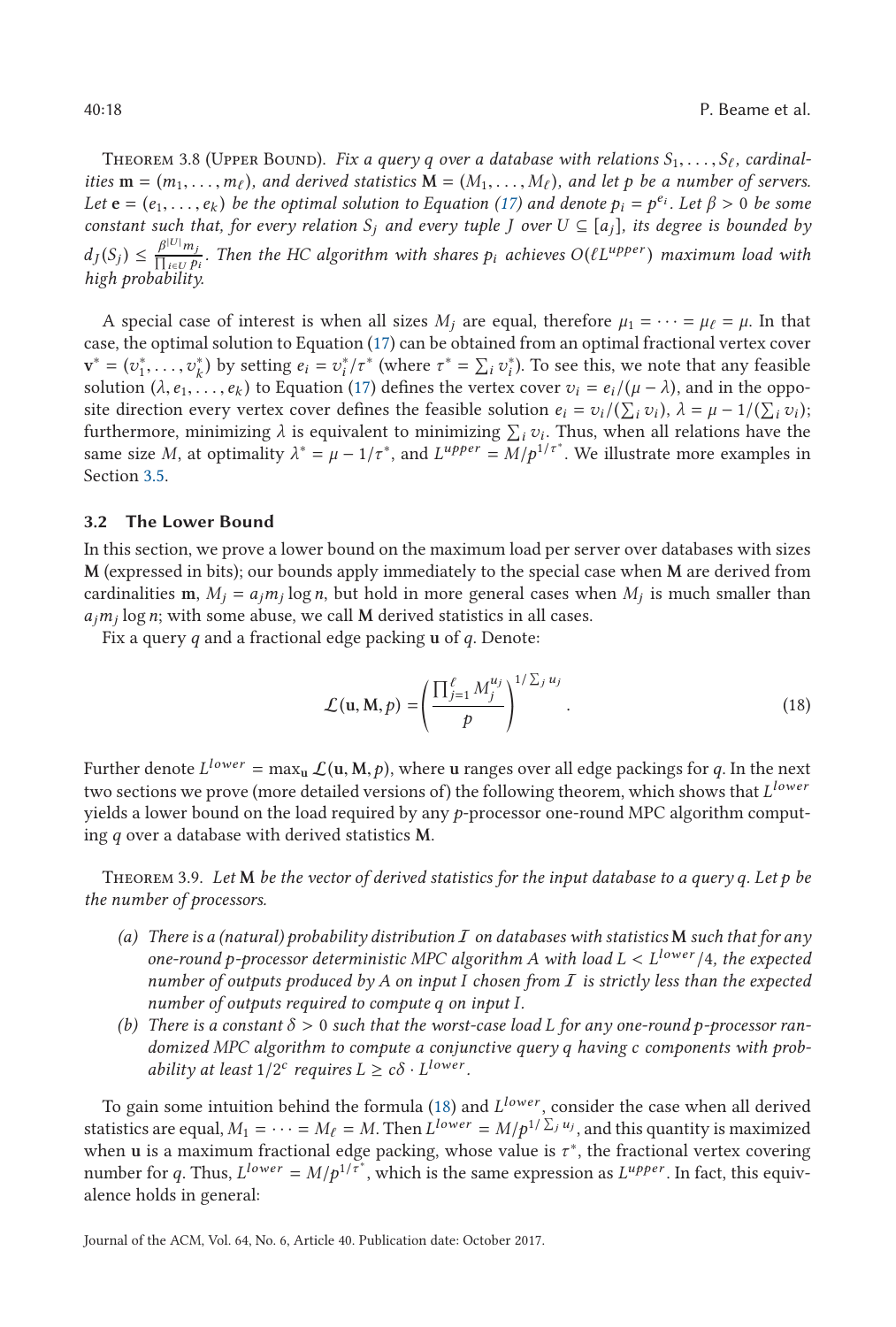Theorem 3.8 (Upper Bound). *Fix a query $q$ over a database with relations $S_1, \ldots, S_\ell$, cardinalities $\mathbf{m} = (m_1, \ldots, m_\ell)$, and derived statistics $\mathbf{M} = (M_1, \ldots, M_\ell)$, and let $p$ be a number of servers. Let $\mathbf{e} = (e_1, \ldots, e_k)$ be the optimal solution to Equation (17) and denote $p_i = p^{e_i}$. Let $\beta > 0$ be some constant such that, for every relation $S_j$ and every tuple $J$ over $U \subseteq [a_j]$, its degree is bounded by $d_J(S_j) \leq \frac{\beta^{|U|} m_j}{\prod_{i \in U} p_i}$. Then the HC algorithm with shares $p_i$ achieves $O(\ell L^{upper})$ maximum load with high probability.*

A special case of interest is when all sizes $M_j$ are equal, therefore $\mu_1 = \cdots = \mu_\ell = \mu$. In that case, the optimal solution to Equation (17) can be obtained from an optimal fractional vertex cover $\mathbf{v}^* = (v_1^*, \ldots, v_k^*)$ by setting $e_i = v_i^*/\tau^*$ (where $\tau^* = \sum_i v_i^*$). To see this, we note that any feasible solution $(\lambda, e_1, \ldots, e_k)$ to Equation (17) defines the vertex cover $v_i = e_i/(\mu - \lambda)$, and in the opposite direction every vertex cover defines the feasible solution $e_i = v_i/(\sum_i v_i)$, $\lambda = \mu - 1/(\sum_i v_i)$; furthermore, minimizing $\lambda$ is equivalent to minimizing $\sum_i v_i$. Thus, when all relations have the same size $M$, at optimality $\lambda^* = \mu - 1/\tau^*$, and $L^{upper} = M/p^{1/\tau^*}$. We illustrate more examples in Section 3.5.

## 3.2 The Lower Bound

In this section, we prove a lower bound on the maximum load per server over databases with sizes $\mathbf{M}$ (expressed in bits); our bounds apply immediately to the special case when $\mathbf{M}$ are derived from cardinalities $\mathbf{m}$, $M_j = a_j m_j \log n$, but hold in more general cases when $M_j$ is much smaller than $a_j m_j \log n$; with some abuse, we call $\mathbf{M}$ derived statistics in all cases.

Fix a query $q$ and a fractional edge packing $\mathbf{u}$ of $q$. Denote:

$$\mathcal{L}(\mathbf{u}, \mathbf{M}, p) = \left( \frac{\prod_{j=1}^{\ell} M_j^{u_j}}{p} \right)^{1/\sum_j u_j}. \tag{18}$$

Further denote $L^{lower} = \max_{\mathbf{u}} \mathcal{L}(\mathbf{u}, \mathbf{M}, p)$, where $\mathbf{u}$ ranges over all edge packings for $q$. In the next two sections we prove (more detailed versions of) the following theorem, which shows that $L^{lower}$ yields a lower bound on the load required by any $p$-processor one-round MPC algorithm computing $q$ over a database with derived statistics $\mathbf{M}$.

Theorem 3.9. *Let $\mathbf{M}$ be the vector of derived statistics for the input database to a query $q$. Let $p$ be the number of processors.*

*(a) There is a (natural) probability distribution $\mathcal{I}$ on databases with statistics $\mathbf{M}$ such that for any one-round $p$-processor deterministic MPC algorithm $A$ with load $L < L^{lower}/4$, the expected number of outputs produced by $A$ on input $I$ chosen from $\mathcal{I}$ is strictly less than the expected number of outputs required to compute $q$ on input $I$.*

*(b) There is a constant $\delta > 0$ such that the worst-case load $L$ for any one-round $p$-processor randomized MPC algorithm to compute a conjunctive query $q$ having $c$ components with probability at least $1/2^c$ requires $L \geq c\delta \cdot L^{lower}$.*

To gain some intuition behind the formula (18) and $L^{lower}$, consider the case when all derived statistics are equal, $M_1 = \cdots = M_\ell = M$. Then $L^{lower} = M/p^{1/\sum_j u_j}$, and this quantity is maximized when $\mathbf{u}$ is a maximum fractional edge packing, whose value is $\tau^*$, the fractional vertex covering number for $q$. Thus, $L^{lower} = M/p^{1/\tau^*}$, which is the same expression as $L^{upper}$. In fact, this equivalence holds in general: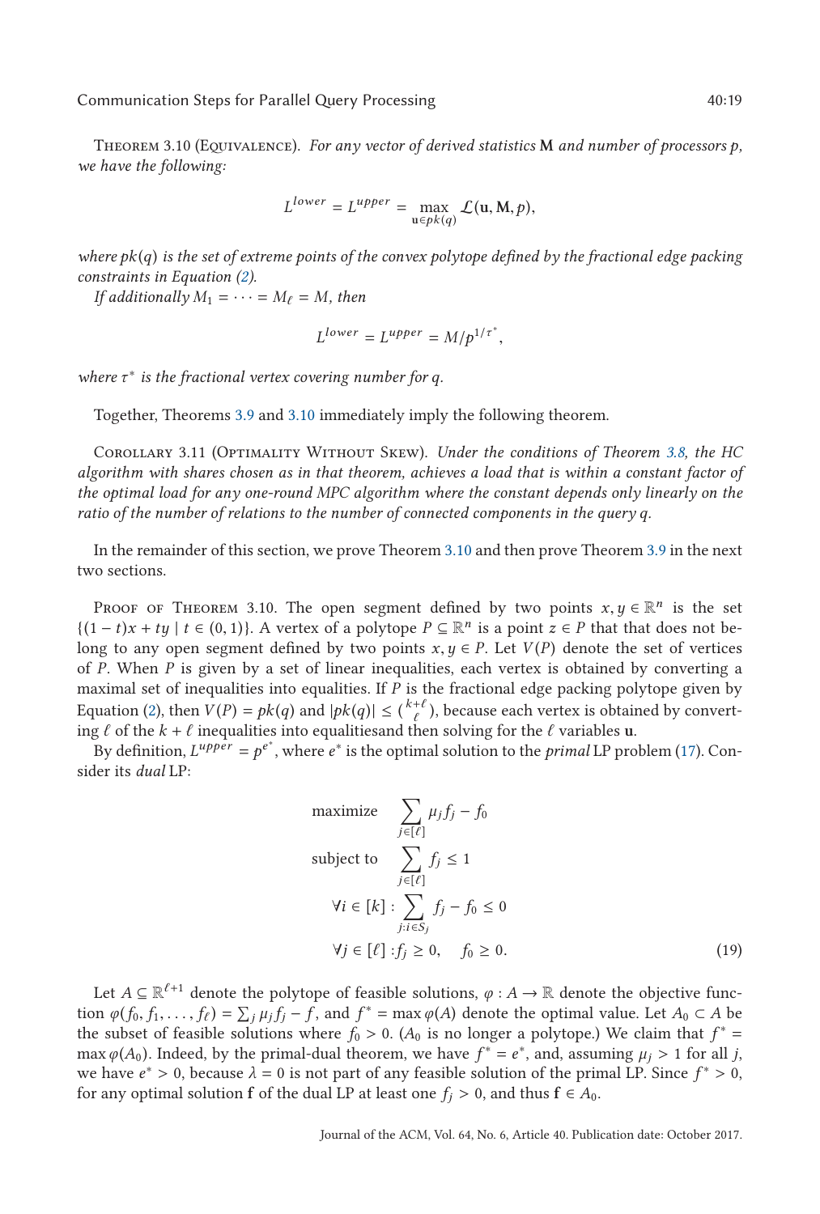Theorem 3.10 (Equivalence). *For any vector of derived statistics* $\mathbf{M}$ *and number of processors* $p$*, we have the following:*

$$L^{lower} = L^{upper} = \max_{\mathbf{u} \in pk(q)} \mathcal{L}(\mathbf{u}, \mathbf{M}, p),$$

*where* $pk(q)$ *is the set of extreme points of the convex polytope defined by the fractional edge packing constraints in Equation (2).*

*If additionally* $M_1 = \cdots = M_\ell = M$*, then*

$$L^{lower} = L^{upper} = M/p^{1/\tau^*},$$

*where* $\tau^*$ *is the fractional vertex covering number for* $q$*.*

Together, Theorems 3.9 and 3.10 immediately imply the following theorem.

Corollary 3.11 (Optimality Without Skew). *Under the conditions of Theorem 3.8, the HC algorithm with shares chosen as in that theorem, achieves a load that is within a constant factor of the optimal load for any one-round MPC algorithm where the constant depends only linearly on the ratio of the number of relations to the number of connected components in the query* $q$*.*

In the remainder of this section, we prove Theorem 3.10 and then prove Theorem 3.9 in the next two sections.

Proof of Theorem 3.10. The open segment defined by two points $x, y \in \mathbb{R}^n$ is the set $\{(1-t)x + ty \mid t \in (0,1)\}$. A vertex of a polytope $P \subseteq \mathbb{R}^n$ is a point $z \in P$ that that does not belong to any open segment defined by two points $x, y \in P$. Let $V(P)$ denote the set of vertices of $P$. When $P$ is given by a set of linear inequalities, each vertex is obtained by converting a maximal set of inequalities into equalities. If $P$ is the fractional edge packing polytope given by Equation (2), then $V(P) = pk(q)$ and $|pk(q)| \leq \binom{k+\ell}{\ell}$, because each vertex is obtained by converting $\ell$ of the $k + \ell$ inequalities into equalitiesand then solving for the $\ell$ variables $\mathbf{u}$.

By definition, $L^{upper} = p^{e^*}$, where $e^*$ is the optimal solution to the *primal* LP problem (17). Consider its *dual* LP:

$$\begin{aligned}
\text{maximize} \quad & \sum_{j \in [\ell]} \mu_j f_j - f_0 \\
\text{subject to} \quad & \sum_{j \in [\ell]} f_j \leq 1 \\
& \forall i \in [k] : \sum_{j : i \in S_j} f_j - f_0 \leq 0 \\
& \forall j \in [\ell] : f_j \geq 0, \quad f_0 \geq 0.
\end{aligned} \tag{19}$$

Let $A \subseteq \mathbb{R}^{\ell+1}$ denote the polytope of feasible solutions, $\varphi : A \to \mathbb{R}$ denote the objective function $\varphi(f_0, f_1, \ldots, f_\ell) = \sum_j \mu_j f_j - f$, and $f^* = \max \varphi(A)$ denote the optimal value. Let $A_0 \subset A$ be the subset of feasible solutions where $f_0 > 0$. ($A_0$ is no longer a polytope.) We claim that $f^* = \max \varphi(A_0)$. Indeed, by the primal-dual theorem, we have $f^* = e^*$, and, assuming $\mu_j > 1$ for all $j$, we have $e^* > 0$, because $\lambda = 0$ is not part of any feasible solution of the primal LP. Since $f^* > 0$, for any optimal solution $\mathbf{f}$ of the dual LP at least one $f_j > 0$, and thus $\mathbf{f} \in A_0$.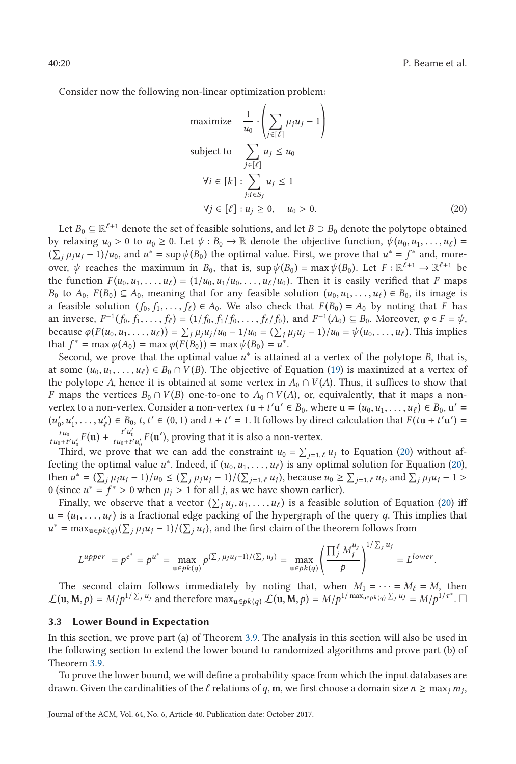Consider now the following non-linear optimization problem:

$$
\begin{aligned}
\text{maximize} \quad & \frac{1}{u_0} \cdot \left( \sum_{j \in [\ell]} \mu_j u_j - 1 \right) \\
\text{subject to} \quad & \sum_{j \in [\ell]} u_j \leq u_0 \\
& \forall i \in [k] : \sum_{j : i \in S_j} u_j \leq 1 \\
& \forall j \in [\ell] : u_j \geq 0, \quad u_0 > 0.
\end{aligned} \tag{20}
$$

Let $B_0 \subseteq \mathbb{R}^{\ell+1}$ denote the set of feasible solutions, and let $B \supset B_0$ denote the polytope obtained by relaxing $u_0 > 0$ to $u_0 \geq 0$. Let $\psi : B_0 \to \mathbb{R}$ denote the objective function, $\psi(u_0, u_1, \ldots, u_\ell) = (\sum_j \mu_j u_j - 1)/u_0$, and $u^* = \sup \psi(B_0)$ the optimal value. First, we prove that $u^* = f^*$ and, moreover, $\psi$ reaches the maximum in $B_0$, that is, $\sup \psi(B_0) = \max \psi(B_0)$. Let $F : \mathbb{R}^{\ell+1} \to \mathbb{R}^{\ell+1}$ be the function $F(u_0, u_1, \ldots, u_\ell) = (1/u_0, u_1/u_0, \ldots, u_\ell/u_0)$. Then it is easily verified that $F$ maps $B_0$ to $A_0$, $F(B_0) \subseteq A_0$, meaning that for any feasible solution $(u_0, u_1, \ldots, u_\ell) \in B_0$, its image is a feasible solution $(f_0, f_1, \ldots, f_\ell) \in A_0$. We also check that $F(B_0) = A_0$ by noting that $F$ has an inverse, $F^{-1}(f_0, f_1, \ldots, f_\ell) = (1/f_0, f_1/f_0, \ldots, f_\ell/f_0)$, and $F^{-1}(A_0) \subseteq B_0$. Moreover, $\varphi \circ F = \psi$, because $\varphi(F(u_0, u_1, \ldots, u_\ell)) = \sum_j \mu_j u_j/u_0 - 1/u_0 = (\sum_j \mu_j u_j - 1)/u_0 = \psi(u_0, \ldots, u_\ell)$. This implies that $f^* = \max \varphi(A_0) = \max \varphi(F(B_0)) = \max \psi(B_0) = u^*$.

Second, we prove that the optimal value $u^*$ is attained at a vertex of the polytope $B$, that is, at some $(u_0, u_1, \ldots, u_\ell) \in B_0 \cap V(B)$. The objective of Equation (19) is maximized at a vertex of the polytope $A$, hence it is obtained at some vertex in $A_0 \cap V(A)$. Thus, it suffices to show that $F$ maps the vertices $B_0 \cap V(B)$ one-to-one to $A_0 \cap V(A)$, or, equivalently, that it maps a non-vertex to a non-vertex. Consider a non-vertex $t\mathbf{u} + t'\mathbf{u}' \in B_0$, where $\mathbf{u} = (u_0, u_1, \ldots, u_\ell) \in B_0$, $\mathbf{u}' = (u_0', u_1', \ldots, u_\ell') \in B_0$, $t, t' \in (0, 1)$ and $t + t' = 1$. It follows by direct calculation that $F(t\mathbf{u} + t'\mathbf{u}') = \frac{tu_0}{tu_0 + t'u_0'} F(\mathbf{u}) + \frac{t'u_0'}{tu_0 + t'u_0'} F(\mathbf{u}')$, proving that it is also a non-vertex.

Third, we prove that we can add the constraint $u_0 = \sum_{j=1,\ell} u_j$ to Equation (20) without affecting the optimal value $u^*$. Indeed, if $(u_0, u_1, \ldots, u_\ell)$ is any optimal solution for Equation (20), then $u^* = (\sum_j \mu_j u_j - 1)/u_0 \leq (\sum_j \mu_j u_j - 1)/(\sum_{j=1,\ell} u_j)$, because $u_0 \geq \sum_{j=1,\ell} u_j$, and $\sum_j \mu_j u_j - 1 > 0$ (since $u^* = f^* > 0$ when $\mu_j > 1$ for all $j$, as we have shown earlier).

Finally, we observe that a vector $(\sum_j u_j, u_1, \ldots, u_\ell)$ is a feasible solution of Equation (20) iff $\mathbf{u} = (u_1, \ldots, u_\ell)$ is a fractional edge packing of the hypergraph of the query $q$. This implies that $u^* = \max_{\mathbf{u} \in pk(q)} (\sum_j \mu_j u_j - 1)/(\sum_j u_j)$, and the first claim of the theorem follows from

$$
L^{upper} = p^{e^*} = p^{u^*} = \max_{\mathbf{u} \in pk(q)} p^{(\sum_j \mu_j u_j - 1)/(\sum_j u_j)} = \max_{\mathbf{u} \in pk(q)} \left( \frac{\prod_j^\ell M_j^{u_j}}{p} \right)^{1/\sum_j u_j} = L^{lower}.
$$

The second claim follows immediately by noting that, when $M_1 = \cdots = M_\ell = M$, then $\mathcal{L}(\mathbf{u}, \mathbf{M}, p) = M/p^{1/\sum_j u_j}$ and therefore $\max_{\mathbf{u} \in pk(q)} \mathcal{L}(\mathbf{u}, \mathbf{M}, p) = M/p^{1/\max_{\mathbf{u} \in pk(q)} \sum_j u_j} = M/p^{1/\tau^*}$. $\square$

### 3.3 Lower Bound in Expectation

In this section, we prove part (a) of Theorem 3.9. The analysis in this section will also be used in the following section to extend the lower bound to randomized algorithms and prove part (b) of Theorem 3.9.

To prove the lower bound, we will define a probability space from which the input databases are drawn. Given the cardinalities of the $\ell$ relations of $q$, $\mathbf{m}$, we first choose a domain size $n \geq \max_j m_j$,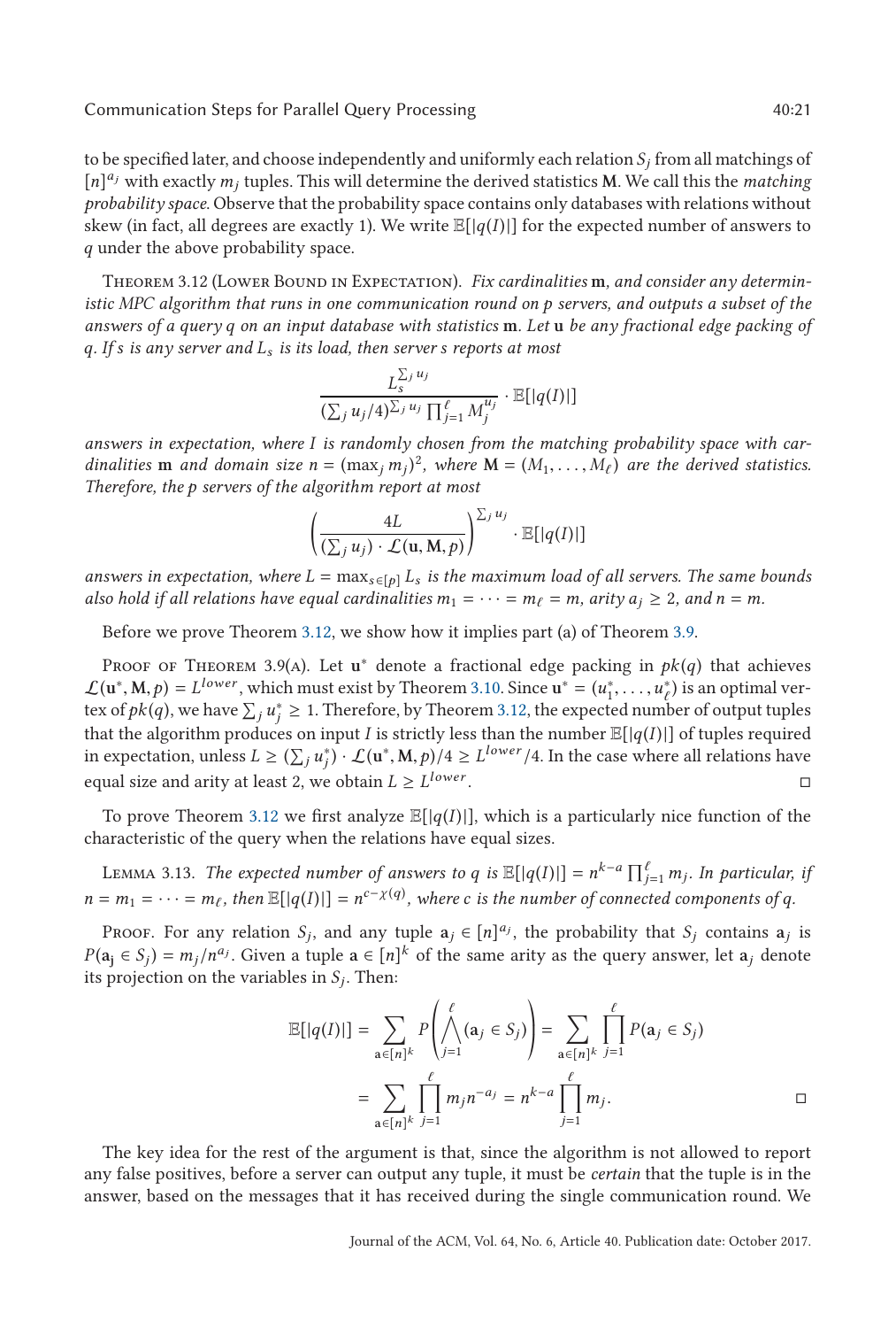to be specified later, and choose independently and uniformly each relation $S_j$ from all matchings of $[n]^{a_j}$ with exactly $m_j$ tuples. This will determine the derived statistics $\mathbf{M}$. We call this the *matching probability space*. Observe that the probability space contains only databases with relations without skew (in fact, all degrees are exactly 1). We write $\mathbb{E}[|q(I)|]$ for the expected number of answers to $q$ under the above probability space.

Theorem 3.12 (Lower Bound in Expectation). *Fix cardinalities* $\mathbf{m}$*, and consider any deterministic MPC algorithm that runs in one communication round on* $p$ *servers, and outputs a subset of the answers of a query* $q$ *on an input database with statistics* $\mathbf{m}$*. Let* $\mathbf{u}$ *be any fractional edge packing of* $q$*. If* $s$ *is any server and* $L_s$ *is its load, then server* $s$ *reports at most*

$$\frac{L_s^{\sum_j u_j}}{(\sum_j u_j/4)^{\sum_j u_j} \prod_{j=1}^{\ell} M_j^{u_j}} \cdot \mathbb{E}[|q(I)|]$$

*answers in expectation, where* $I$ *is randomly chosen from the matching probability space with cardinalities* $\mathbf{m}$ *and domain size* $n = (\max_j m_j)^2$*, where* $\mathbf{M} = (M_1, \ldots, M_\ell)$ *are the derived statistics. Therefore, the* $p$ *servers of the algorithm report at most*

$$\left(\frac{4L}{(\sum_j u_j) \cdot \mathcal{L}(\mathbf{u}, \mathbf{M}, p)}\right)^{\sum_j u_j} \cdot \mathbb{E}[|q(I)|]$$

*answers in expectation, where* $L = \max_{s \in [p]} L_s$ *is the maximum load of all servers. The same bounds also hold if all relations have equal cardinalities* $m_1 = \cdots = m_\ell = m$*, arity* $a_j \geq 2$*, and* $n = m$*.*

Before we prove Theorem 3.12, we show how it implies part (a) of Theorem 3.9.

Proof of Theorem 3.9(a). Let $\mathbf{u}^*$ denote a fractional edge packing in $pk(q)$ that achieves $\mathcal{L}(\mathbf{u}^*, \mathbf{M}, p) = L^{lower}$, which must exist by Theorem 3.10. Since $\mathbf{u}^* = (u_1^*, \ldots, u_\ell^*)$ is an optimal vertex of $pk(q)$, we have $\sum_j u_j^* \geq 1$. Therefore, by Theorem 3.12, the expected number of output tuples that the algorithm produces on input $I$ is strictly less than the number $\mathbb{E}[|q(I)|]$ of tuples required in expectation, unless $L \geq (\sum_j u_j^*) \cdot \mathcal{L}(\mathbf{u}^*, \mathbf{M}, p)/4 \geq L^{lower}/4$. In the case where all relations have equal size and arity at least 2, we obtain $L \geq L^{lower}$. □

To prove Theorem 3.12 we first analyze $\mathbb{E}[|q(I)|]$, which is a particularly nice function of the characteristic of the query when the relations have equal sizes.

Lemma 3.13. *The expected number of answers to* $q$ *is* $\mathbb{E}[|q(I)|] = n^{k-a} \prod_{j=1}^{\ell} m_j$*. In particular, if* $n = m_1 = \cdots = m_\ell$*, then* $\mathbb{E}[|q(I)|] = n^{c-\chi(q)}$*, where* $c$ *is the number of connected components of* $q$*.*

Proof. For any relation $S_j$, and any tuple $\mathbf{a}_j \in [n]^{a_j}$, the probability that $S_j$ contains $\mathbf{a}_j$ is $P(\mathbf{a}_j \in S_j) = m_j/n^{a_j}$. Given a tuple $\mathbf{a} \in [n]^k$ of the same arity as the query answer, let $\mathbf{a}_j$ denote its projection on the variables in $S_j$. Then:

$$\begin{aligned}
\mathbb{E}[|q(I)|] &= \sum_{\mathbf{a} \in [n]^k} P\left(\bigwedge_{j=1}^{\ell} (\mathbf{a}_j \in S_j)\right) = \sum_{\mathbf{a} \in [n]^k} \prod_{j=1}^{\ell} P(\mathbf{a}_j \in S_j) \\
&= \sum_{\mathbf{a} \in [n]^k} \prod_{j=1}^{\ell} m_j n^{-a_j} = n^{k-a} \prod_{j=1}^{\ell} m_j.
\end{aligned}$$

□

The key idea for the rest of the argument is that, since the algorithm is not allowed to report any false positives, before a server can output any tuple, it must be *certain* that the tuple is in the answer, based on the messages that it has received during the single communication round. We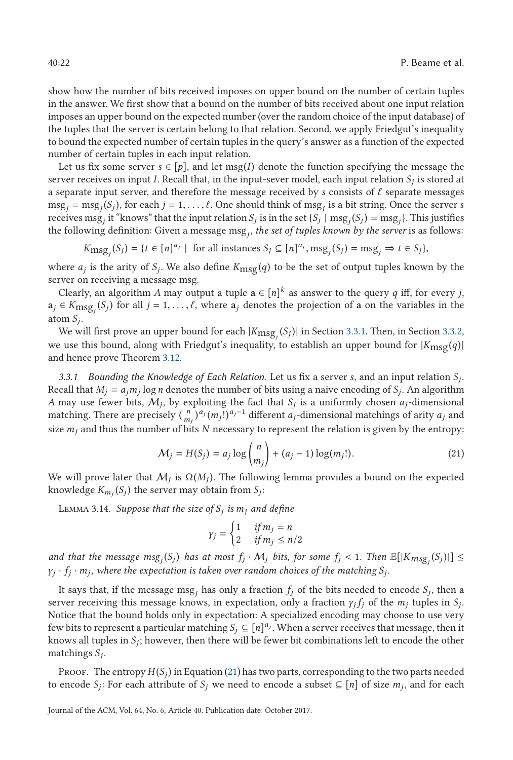show how the number of bits received imposes on upper bound on the number of certain tuples in the answer. We first show that a bound on the number of bits received about one input relation imposes an upper bound on the expected number (over the random choice of the input database) of the tuples that the server is certain belong to that relation. Second, we apply Friedgut's inequality to bound the expected number of certain tuples in the query's answer as a function of the expected number of certain tuples in each input relation.

Let us fix some server $s \in [p]$, and let $\text{msg}(I)$ denote the function specifying the message the server receives on input $I$. Recall that, in the input-sever model, each input relation $S_j$ is stored at a separate input server, and therefore the message received by $s$ consists of $\ell$ separate messages $\text{msg}_j = \text{msg}_j(S_j)$, for each $j = 1, \ldots, \ell$. One should think of $\text{msg}_j$ is a bit string. Once the server $s$ receives $\text{msg}_j$ it "knows" that the input relation $S_j$ is in the set $\{S_j \mid \text{msg}_j(S_j) = \text{msg}_j\}$. This justifies the following definition: Given a message $\text{msg}_j$, *the set of tuples known by the server* is as follows:

$$K_{\text{msg}_j}(S_j) = \{t \in [n]^{a_j} \mid \text{ for all instances } S_j \subseteq [n]^{a_j}, \text{msg}_j(S_j) = \text{msg}_j \Rightarrow t \in S_j\},$$

where $a_j$ is the arity of $S_j$. We also define $K_{\text{msg}}(q)$ to be the set of output tuples known by the server on receiving a message msg.

Clearly, an algorithm $A$ may output a tuple $\mathbf{a} \in [n]^k$ as answer to the query $q$ iff, for every $j$, $\mathbf{a}_j \in K_{\text{msg}_j}(S_j)$ for all $j = 1, \ldots, \ell$, where $\mathbf{a}_j$ denotes the projection of $\mathbf{a}$ on the variables in the atom $S_j$.

We will first prove an upper bound for each $|K_{\text{msg}_j}(S_j)|$ in Section 3.3.1. Then, in Section 3.3.2, we use this bound, along with Friedgut's inequality, to establish an upper bound for $|K_{\text{msg}}(q)|$ and hence prove Theorem 3.12.

### 3.3.1 Bounding the Knowledge of Each Relation.

Let us fix a server $s$, and an input relation $S_j$. Recall that $M_j = a_j m_j \log n$ denotes the number of bits using a naive encoding of $S_j$. An algorithm $A$ may use fewer bits, $\mathcal{M}_j$, by exploiting the fact that $S_j$ is a uniformly chosen $a_j$-dimensional matching. There are precisely $\binom{n}{m_j}^{a_j} (m_j!)^{a_j - 1}$ different $a_j$-dimensional matchings of arity $a_j$ and size $m_j$ and thus the number of bits $N$ necessary to represent the relation is given by the entropy:

$$\mathcal{M}_j = H(S_j) = a_j \log \binom{n}{m_j} + (a_j - 1)\log(m_j!). \tag{21}$$

We will prove later that $\mathcal{M}_j$ is $\Omega(M_j)$. The following lemma provides a bound on the expected knowledge $K_{m_j}(S_j)$ the server may obtain from $S_j$:

**Lemma 3.14.** *Suppose that the size of $S_j$ is $m_j$ and define*

$$\gamma_j = \begin{cases} 1 & \text{if } m_j = n \\ 2 & \text{if } m_j \leq n/2 \end{cases}$$

*and that the message $\text{msg}_j(S_j)$ has at most $f_j \cdot \mathcal{M}_j$ bits, for some $f_j < 1$. Then $\mathbb{E}[|K_{\text{msg}_j}(S_j)|] \leq \gamma_j \cdot f_j \cdot m_j$, where the expectation is taken over random choices of the matching $S_j$.*

It says that, if the message $\text{msg}_j$ has only a fraction $f_j$ of the bits needed to encode $S_j$, then a server receiving this message knows, in expectation, only a fraction $\gamma_j f_j$ of the $m_j$ tuples in $S_j$. Notice that the bound holds only in expectation: A specialized encoding may choose to use very few bits to represent a particular matching $S_j \subseteq [n]^{a_j}$. When a server receives that message, then it knows all tuples in $S_j$; however, then there will be fewer bit combinations left to encode the other matchings $S_j$.

Proof. The entropy $H(S_j)$ in Equation (21) has two parts, corresponding to the two parts needed to encode $S_j$: For each attribute of $S_j$ we need to encode a subset $\subseteq [n]$ of size $m_j$, and for each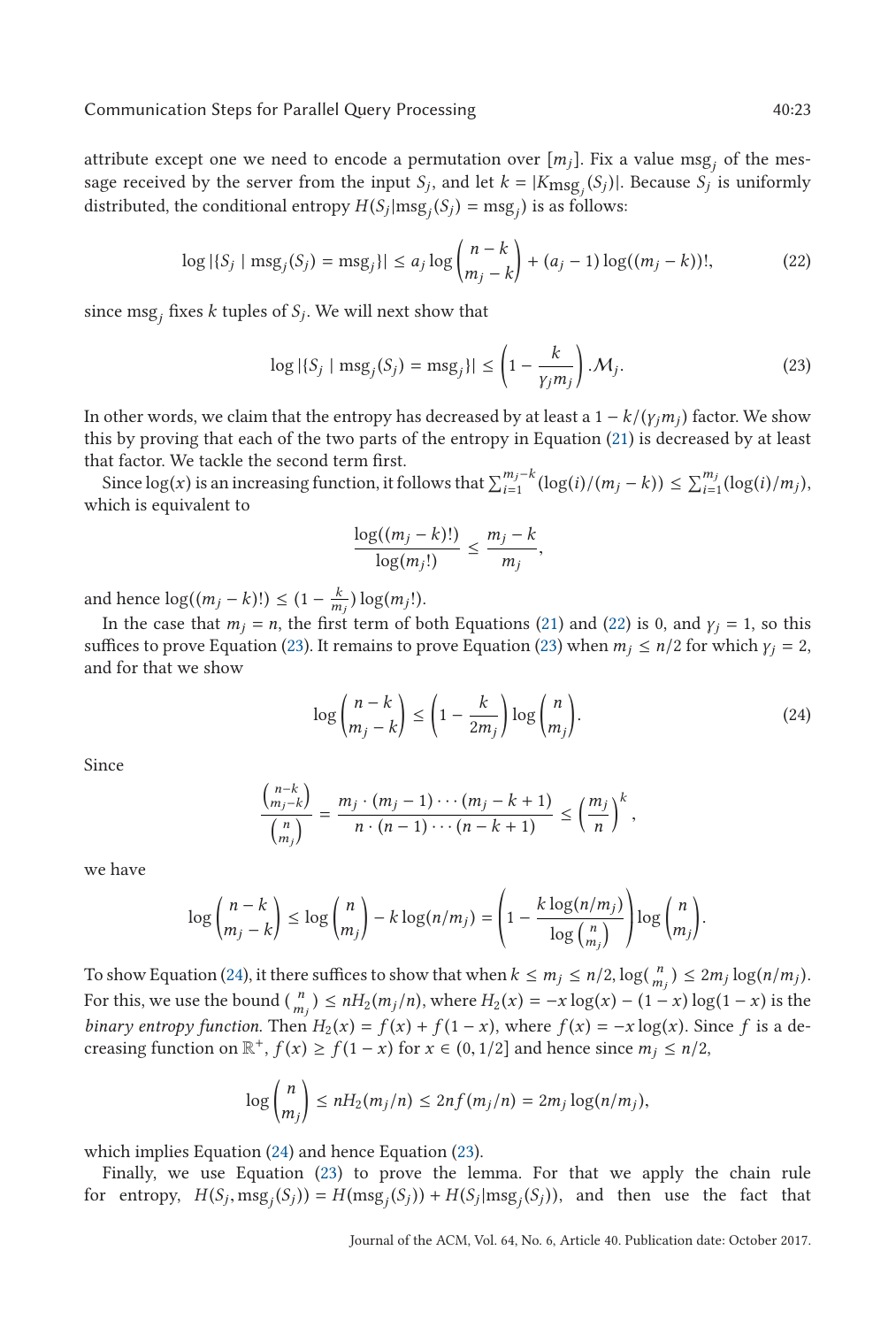attribute except one we need to encode a permutation over $[m_j]$. Fix a value $\text{msg}_j$ of the message received by the server from the input $S_j$, and let $k = |K_{\text{msg}_j}(S_j)|$. Because $S_j$ is uniformly distributed, the conditional entropy $H(S_j|\text{msg}_j(S_j) = \text{msg}_j)$ is as follows:

$$\log |\{S_j \mid \text{msg}_j(S_j) = \text{msg}_j\}| \leq a_j \log \binom{n-k}{m_j - k} + (a_j - 1)\log((m_j - k))!, \tag{22}$$

since $\text{msg}_j$ fixes $k$ tuples of $S_j$. We will next show that

$$\log |\{S_j \mid \text{msg}_j(S_j) = \text{msg}_j\}| \leq \left(1 - \frac{k}{\gamma_j m_j}\right).\mathcal{M}_j. \tag{23}$$

In other words, we claim that the entropy has decreased by at least a $1 - k/(\gamma_j m_j)$ factor. We show this by proving that each of the two parts of the entropy in Equation (21) is decreased by at least that factor. We tackle the second term first.

Since $\log(x)$ is an increasing function, it follows that $\sum_{i=1}^{m_j - k}(\log(i)/(m_j - k)) \leq \sum_{i=1}^{m_j}(\log(i)/m_j)$, which is equivalent to

$$\frac{\log((m_j - k)!)}{\log(m_j!)} \leq \frac{m_j - k}{m_j},$$

and hence $\log((m_j - k)!) \leq (1 - \frac{k}{m_j})\log(m_j!)$.

In the case that $m_j = n$, the first term of both Equations (21) and (22) is 0, and $\gamma_j = 1$, so this suffices to prove Equation (23). It remains to prove Equation (23) when $m_j \leq n/2$ for which $\gamma_j = 2$, and for that we show

$$\log \binom{n-k}{m_j - k} \leq \left(1 - \frac{k}{2m_j}\right) \log \binom{n}{m_j}. \tag{24}$$

Since

$$\frac{\binom{n-k}{m_j - k}}{\binom{n}{m_j}} = \frac{m_j \cdot (m_j - 1) \cdots (m_j - k + 1)}{n \cdot (n-1) \cdots (n - k + 1)} \leq \left(\frac{m_j}{n}\right)^k,$$

we have

$$\log \binom{n-k}{m_j - k} \leq \log \binom{n}{m_j} - k\log(n/m_j) = \left(1 - \frac{k \log(n/m_j)}{\log \binom{n}{m_j}}\right) \log \binom{n}{m_j}.$$

To show Equation (24), it there suffices to show that when $k \leq m_j \leq n/2$, $\log(\binom{n}{m_j}) \leq 2m_j \log(n/m_j)$. For this, we use the bound $\binom{n}{m_j} \leq nH_2(m_j/n)$, where $H_2(x) = -x\log(x) - (1-x)\log(1-x)$ is the *binary entropy function*. Then $H_2(x) = f(x) + f(1-x)$, where $f(x) = -x\log(x)$. Since $f$ is a decreasing function on $\mathbb{R}^+$, $f(x) \geq f(1-x)$ for $x \in (0, 1/2]$ and hence since $m_j \leq n/2$,

$$\log \binom{n}{m_j} \leq nH_2(m_j/n) \leq 2nf(m_j/n) = 2m_j \log(n/m_j),$$

which implies Equation (24) and hence Equation (23).

Finally, we use Equation (23) to prove the lemma. For that we apply the chain rule for entropy, $H(S_j, \text{msg}_j(S_j)) = H(\text{msg}_j(S_j)) + H(S_j|\text{msg}_j(S_j))$, and then use the fact that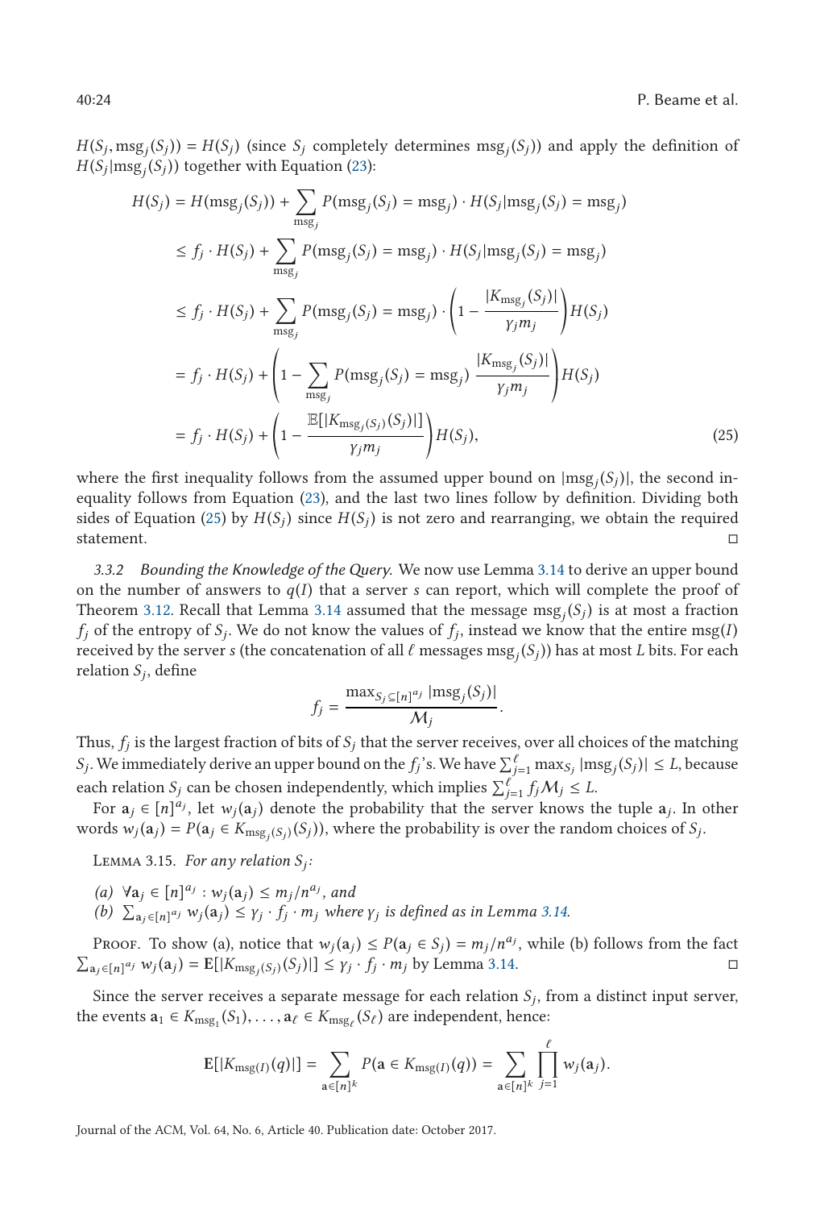$H(S_j, \text{msg}_j(S_j)) = H(S_j)$ (since $S_j$ completely determines $\text{msg}_j(S_j)$) and apply the definition of $H(S_j|\text{msg}_j(S_j))$ together with Equation (23):

$$
\begin{aligned}
H(S_j) &= H(\text{msg}_j(S_j)) + \sum_{\text{msg}_j} P(\text{msg}_j(S_j) = \text{msg}_j) \cdot H(S_j|\text{msg}_j(S_j) = \text{msg}_j) \\
&\leq f_j \cdot H(S_j) + \sum_{\text{msg}_j} P(\text{msg}_j(S_j) = \text{msg}_j) \cdot H(S_j|\text{msg}_j(S_j) = \text{msg}_j) \\
&\leq f_j \cdot H(S_j) + \sum_{\text{msg}_j} P(\text{msg}_j(S_j) = \text{msg}_j) \cdot \left(1 - \frac{|K_{\text{msg}_j}(S_j)|}{\gamma_j m_j}\right) H(S_j) \\
&= f_j \cdot H(S_j) + \left(1 - \sum_{\text{msg}_j} P(\text{msg}_j(S_j) = \text{msg}_j) \, \frac{|K_{\text{msg}_j}(S_j)|}{\gamma_j m_j}\right) H(S_j) \\
&= f_j \cdot H(S_j) + \left(1 - \frac{\mathbb{E}[|K_{\text{msg}_j(S_j)}(S_j)|]}{\gamma_j m_j}\right) H(S_j),
\end{aligned} \tag{25}
$$

where the first inequality follows from the assumed upper bound on $|\text{msg}_j(S_j)|$, the second inequality follows from Equation (23), and the last two lines follow by definition. Dividing both sides of Equation (25) by $H(S_j)$ since $H(S_j)$ is not zero and rearranging, we obtain the required statement. ◻

*3.3.2 Bounding the Knowledge of the Query.* We now use Lemma 3.14 to derive an upper bound on the number of answers to $q(I)$ that a server $s$ can report, which will complete the proof of Theorem 3.12. Recall that Lemma 3.14 assumed that the message $\text{msg}_j(S_j)$ is at most a fraction $f_j$ of the entropy of $S_j$. We do not know the values of $f_j$, instead we know that the entire $\text{msg}(I)$ received by the server $s$ (the concatenation of all $\ell$ messages $\text{msg}_j(S_j)$) has at most $L$ bits. For each relation $S_j$, define

$$
f_j = \frac{\max_{S_j \subseteq [n]^{a_j}} |\text{msg}_j(S_j)|}{\mathcal{M}_j}.
$$

Thus, $f_j$ is the largest fraction of bits of $S_j$ that the server receives, over all choices of the matching $S_j$. We immediately derive an upper bound on the $f_j$'s. We have $\sum_{j=1}^{\ell} \max_{S_j} |\text{msg}_j(S_j)| \leq L$, because each relation $S_j$ can be chosen independently, which implies $\sum_{j=1}^{\ell} f_j \mathcal{M}_j \leq L$.

For $\mathbf{a}_j \in [n]^{a_j}$, let $w_j(\mathbf{a}_j)$ denote the probability that the server knows the tuple $\mathbf{a}_j$. In other words $w_j(\mathbf{a}_j) = P(\mathbf{a}_j \in K_{\text{msg}_j(S_j)}(S_j))$, where the probability is over the random choices of $S_j$.

Lemma 3.15. *For any relation $S_j$:*

*(a) $\forall \mathbf{a}_j \in [n]^{a_j} : w_j(\mathbf{a}_j) \leq m_j/n^{a_j}$, and*
*(b) $\sum_{\mathbf{a}_j \in [n]^{a_j}} w_j(\mathbf{a}_j) \leq \gamma_j \cdot f_j \cdot m_j$ where $\gamma_j$ is defined as in Lemma 3.14.*

Proof. To show (a), notice that $w_j(\mathbf{a}_j) \leq P(\mathbf{a}_j \in S_j) = m_j/n^{a_j}$, while (b) follows from the fact $\sum_{\mathbf{a}_j \in [n]^{a_j}} w_j(\mathbf{a}_j) = \mathbf{E}[|K_{\text{msg}_j(S_j)}(S_j)|] \leq \gamma_j \cdot f_j \cdot m_j$ by Lemma 3.14. ◻

Since the server receives a separate message for each relation $S_j$, from a distinct input server, the events $\mathbf{a}_1 \in K_{\text{msg}_1}(S_1), \ldots, \mathbf{a}_\ell \in K_{\text{msg}_\ell}(S_\ell)$ are independent, hence:

$$
\mathbf{E}[|K_{\text{msg}(I)}(q)|] = \sum_{\mathbf{a} \in [n]^k} P(\mathbf{a} \in K_{\text{msg}(I)}(q)) = \sum_{\mathbf{a} \in [n]^k} \prod_{j=1}^{\ell} w_j(\mathbf{a}_j).
$$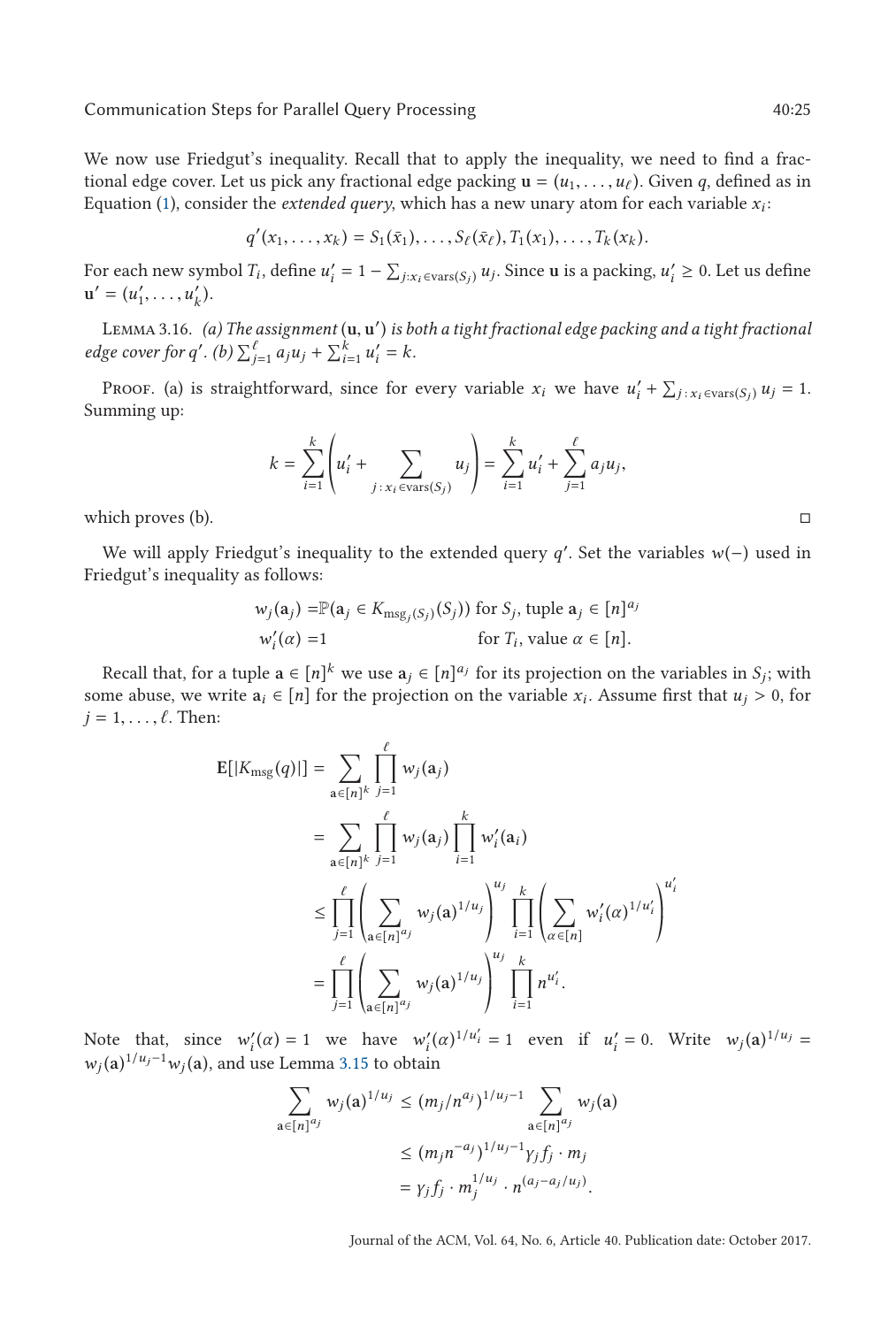We now use Friedgut's inequality. Recall that to apply the inequality, we need to find a fractional edge cover. Let us pick any fractional edge packing $\mathbf{u} = (u_1, \ldots, u_\ell)$. Given $q$, defined as in Equation (1), consider the *extended query*, which has a new unary atom for each variable $x_i$:

$$q'(x_1, \ldots, x_k) = S_1(\bar{x}_1), \ldots, S_\ell(\bar{x}_\ell), T_1(x_1), \ldots, T_k(x_k).$$

For each new symbol $T_i$, define $u'_i = 1 - \sum_{j: x_i \in \text{vars}(S_j)} u_j$. Since $\mathbf{u}$ is a packing, $u'_i \geq 0$. Let us define $\mathbf{u}' = (u'_1, \ldots, u'_k)$.

Lemma 3.16. *(a) The assignment $(\mathbf{u}, \mathbf{u}')$ is both a tight fractional edge packing and a tight fractional edge cover for $q'$. (b) $\sum_{j=1}^{\ell} a_j u_j + \sum_{i=1}^{k} u'_i = k$.*

Proof. (a) is straightforward, since for every variable $x_i$ we have $u'_i + \sum_{j : x_i \in \text{vars}(S_j)} u_j = 1$. Summing up:

$$k = \sum_{i=1}^{k} \left( u'_i + \sum_{j : x_i \in \text{vars}(S_j)} u_j \right) = \sum_{i=1}^{k} u'_i + \sum_{j=1}^{\ell} a_j u_j,$$

which proves (b). □

We will apply Friedgut's inequality to the extended query $q'$. Set the variables $w(-)$ used in Friedgut's inequality as follows:

$$w_j(\mathbf{a}_j) = \mathbb{P}(\mathbf{a}_j \in K_{\text{msg}_j(S_j)}(S_j)) \text{ for } S_j \text{, tuple } \mathbf{a}_j \in [n]^{a_j}$$
$$w'_i(\alpha) = 1 \quad \text{for } T_i \text{, value } \alpha \in [n].$$

Recall that, for a tuple $\mathbf{a} \in [n]^k$ we use $\mathbf{a}_j \in [n]^{a_j}$ for its projection on the variables in $S_j$; with some abuse, we write $\mathbf{a}_i \in [n]$ for the projection on the variable $x_i$. Assume first that $u_j > 0$, for $j = 1, \ldots, \ell$. Then:

$$\begin{aligned}
\mathbf{E}[|K_{\text{msg}}(q)|] &= \sum_{\mathbf{a} \in [n]^k} \prod_{j=1}^{\ell} w_j(\mathbf{a}_j) \\
&= \sum_{\mathbf{a} \in [n]^k} \prod_{j=1}^{\ell} w_j(\mathbf{a}_j) \prod_{i=1}^{k} w'_i(\mathbf{a}_i) \\
&\leq \prod_{j=1}^{\ell} \left( \sum_{\mathbf{a} \in [n]^{a_j}} w_j(\mathbf{a})^{1/u_j} \right)^{u_j} \prod_{i=1}^{k} \left( \sum_{\alpha \in [n]} w'_i(\alpha)^{1/u'_i} \right)^{u'_i} \\
&= \prod_{j=1}^{\ell} \left( \sum_{\mathbf{a} \in [n]^{a_j}} w_j(\mathbf{a})^{1/u_j} \right)^{u_j} \prod_{i=1}^{k} n^{u'_i}.
\end{aligned}$$

Note that, since $w'_i(\alpha) = 1$ we have $w'_i(\alpha)^{1/u'_i} = 1$ even if $u'_i = 0$. Write $w_j(\mathbf{a})^{1/u_j} = w_j(\mathbf{a})^{1/u_j - 1} w_j(\mathbf{a})$, and use Lemma 3.15 to obtain

$$\begin{aligned}
\sum_{\mathbf{a} \in [n]^{a_j}} w_j(\mathbf{a})^{1/u_j} &\leq (m_j / n^{a_j})^{1/u_j - 1} \sum_{\mathbf{a} \in [n]^{a_j}} w_j(\mathbf{a}) \\
&\leq (m_j n^{-a_j})^{1/u_j - 1} \gamma_j f_j \cdot m_j \\
&= \gamma_j f_j \cdot m_j^{1/u_j} \cdot n^{(a_j - a_j / u_j)}.
\end{aligned}$$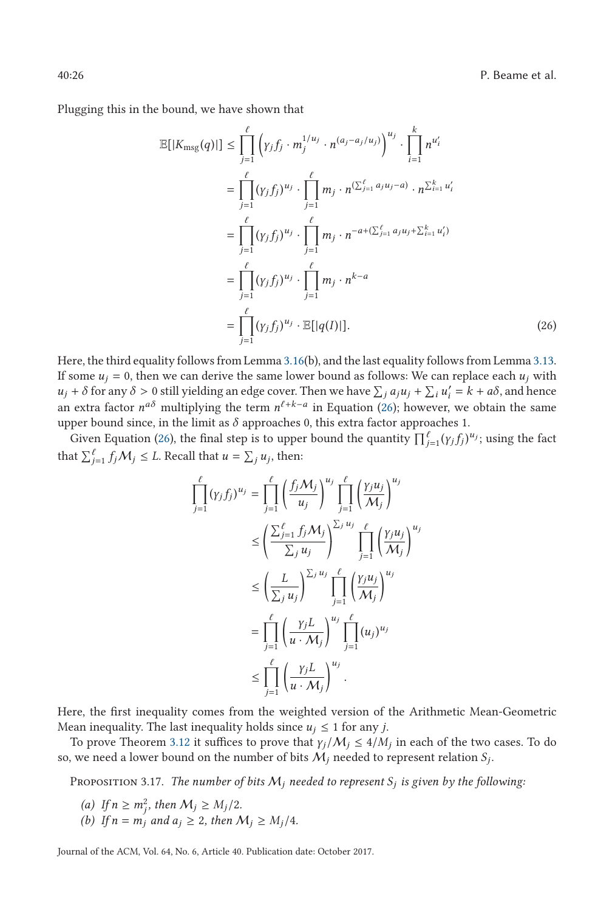Plugging this in the bound, we have shown that

$$
\begin{aligned}
\mathbb{E}[|K_{\text{msg}}(q)|] &\leq \prod_{j=1}^{\ell} \left(\gamma_j f_j \cdot m_j^{1/u_j} \cdot n^{(a_j - a_j/u_j)}\right)^{u_j} \cdot \prod_{i=1}^{k} n^{u_i'} \\
&= \prod_{j=1}^{\ell} (\gamma_j f_j)^{u_j} \cdot \prod_{j=1}^{\ell} m_j \cdot n^{(\sum_{j=1}^{\ell} a_j u_j - a)} \cdot n^{\sum_{i=1}^{k} u_i'} \\
&= \prod_{j=1}^{\ell} (\gamma_j f_j)^{u_j} \cdot \prod_{j=1}^{\ell} m_j \cdot n^{-a + (\sum_{j=1}^{\ell} a_j u_j + \sum_{i=1}^{k} u_i')} \\
&= \prod_{j=1}^{\ell} (\gamma_j f_j)^{u_j} \cdot \prod_{j=1}^{\ell} m_j \cdot n^{k-a} \\
&= \prod_{j=1}^{\ell} (\gamma_j f_j)^{u_j} \cdot \mathbb{E}[|q(I)|]. \qquad (26)
\end{aligned}
$$

Here, the third equality follows from Lemma 3.16(b), and the last equality follows from Lemma 3.13. If some $u_j = 0$, then we can derive the same lower bound as follows: We can replace each $u_j$ with $u_j + \delta$ for any $\delta > 0$ still yielding an edge cover. Then we have $\sum_j a_j u_j + \sum_i u_i' = k + a\delta$, and hence an extra factor $n^{a\delta}$ multiplying the term $n^{\ell + k - a}$ in Equation (26); however, we obtain the same upper bound since, in the limit as $\delta$ approaches 0, this extra factor approaches 1.

Given Equation (26), the final step is to upper bound the quantity $\prod_{j=1}^{\ell}(\gamma_j f_j)^{u_j}$; using the fact that $\sum_{j=1}^{\ell} f_j \mathcal{M}_j \leq L$. Recall that $u = \sum_j u_j$, then:

$$
\begin{aligned}
\prod_{j=1}^{\ell} (\gamma_j f_j)^{u_j} &= \prod_{j=1}^{\ell} \left(\frac{f_j \mathcal{M}_j}{u_j}\right)^{u_j} \prod_{j=1}^{\ell} \left(\frac{\gamma_j u_j}{\mathcal{M}_j}\right)^{u_j} \\
&\leq \left(\frac{\sum_{j=1}^{\ell} f_j \mathcal{M}_j}{\sum_j u_j}\right)^{\sum_j u_j} \prod_{j=1}^{\ell} \left(\frac{\gamma_j u_j}{\mathcal{M}_j}\right)^{u_j} \\
&\leq \left(\frac{L}{\sum_j u_j}\right)^{\sum_j u_j} \prod_{j=1}^{\ell} \left(\frac{\gamma_j u_j}{\mathcal{M}_j}\right)^{u_j} \\
&= \prod_{j=1}^{\ell} \left(\frac{\gamma_j L}{u \cdot \mathcal{M}_j}\right)^{u_j} \prod_{j=1}^{\ell} (u_j)^{u_j} \\
&\leq \prod_{j=1}^{\ell} \left(\frac{\gamma_j L}{u \cdot \mathcal{M}_j}\right)^{u_j}.
\end{aligned}
$$

Here, the first inequality comes from the weighted version of the Arithmetic Mean-Geometric Mean inequality. The last inequality holds since $u_j \leq 1$ for any $j$.

To prove Theorem 3.12 it suffices to prove that $\gamma_j / \mathcal{M}_j \leq 4/M_j$ in each of the two cases. To do so, we need a lower bound on the number of bits $\mathcal{M}_j$ needed to represent relation $S_j$.

Proposition 3.17. *The number of bits $\mathcal{M}_j$ needed to represent $S_j$ is given by the following:*

*(a) If $n \geq m_j^2$, then $\mathcal{M}_j \geq M_j/2$.*

*(b) If $n = m_j$ and $a_j \geq 2$, then $\mathcal{M}_j \geq M_j/4$.*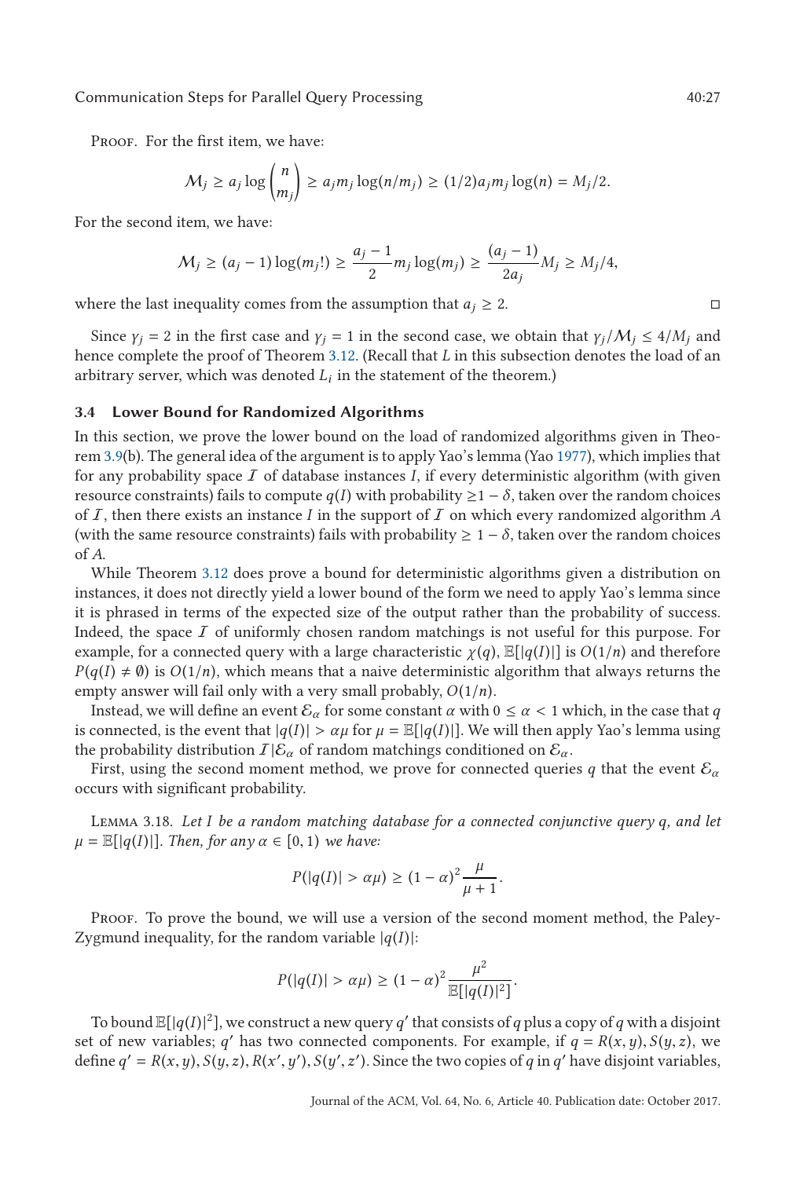Proof. For the first item, we have:

$$\mathcal{M}_j \geq a_j \log \binom{n}{m_j} \geq a_j m_j \log(n/m_j) \geq (1/2) a_j m_j \log(n) = M_j/2.$$

For the second item, we have:

$$\mathcal{M}_j \geq (a_j - 1) \log(m_j!) \geq \frac{a_j - 1}{2} m_j \log(m_j) \geq \frac{(a_j - 1)}{2a_j} M_j \geq M_j/4,$$

where the last inequality comes from the assumption that $a_j \geq 2$. □

Since $\gamma_j = 2$ in the first case and $\gamma_j = 1$ in the second case, we obtain that $\gamma_j/\mathcal{M}_j \leq 4/M_j$ and hence complete the proof of Theorem 3.12. (Recall that $L$ in this subsection denotes the load of an arbitrary server, which was denoted $L_i$ in the statement of the theorem.)

### 3.4 Lower Bound for Randomized Algorithms

In this section, we prove the lower bound on the load of randomized algorithms given in Theorem 3.9(b). The general idea of the argument is to apply Yao's lemma (Yao 1977), which implies that for any probability space $\mathcal{I}$ of database instances $I$, if every deterministic algorithm (with given resource constraints) fails to compute $q(I)$ with probability $\geq 1 - \delta$, taken over the random choices of $\mathcal{I}$, then there exists an instance $I$ in the support of $\mathcal{I}$ on which every randomized algorithm $A$ (with the same resource constraints) fails with probability $\geq 1 - \delta$, taken over the random choices of $A$.

While Theorem 3.12 does prove a bound for deterministic algorithms given a distribution on instances, it does not directly yield a lower bound of the form we need to apply Yao's lemma since it is phrased in terms of the expected size of the output rather than the probability of success. Indeed, the space $\mathcal{I}$ of uniformly chosen random matchings is not useful for this purpose. For example, for a connected query with a large characteristic $\chi(q)$, $\mathbb{E}[|q(I)|]$ is $O(1/n)$ and therefore $P(q(I) \neq \emptyset)$ is $O(1/n)$, which means that a naive deterministic algorithm that always returns the empty answer will fail only with a very small probably, $O(1/n)$.

Instead, we will define an event $\mathcal{E}_\alpha$ for some constant $\alpha$ with $0 \leq \alpha < 1$ which, in the case that $q$ is connected, is the event that $|q(I)| > \alpha\mu$ for $\mu = \mathbb{E}[|q(I)|]$. We will then apply Yao's lemma using the probability distribution $\mathcal{I}|\mathcal{E}_\alpha$ of random matchings conditioned on $\mathcal{E}_\alpha$.

First, using the second moment method, we prove for connected queries $q$ that the event $\mathcal{E}_\alpha$ occurs with significant probability.

Lemma 3.18. *Let $I$ be a random matching database for a connected conjunctive query $q$, and let $\mu = \mathbb{E}[|q(I)|]$. Then, for any $\alpha \in [0, 1)$ we have:*

$$P(|q(I)| > \alpha\mu) \geq (1 - \alpha)^2 \frac{\mu}{\mu + 1}.$$

Proof. To prove the bound, we will use a version of the second moment method, the Paley-Zygmund inequality, for the random variable $|q(I)|$:

$$P(|q(I)| > \alpha\mu) \geq (1 - \alpha)^2 \frac{\mu^2}{\mathbb{E}[|q(I)|^2]}.$$

To bound $\mathbb{E}[|q(I)|^2]$, we construct a new query $q'$ that consists of $q$ plus a copy of $q$ with a disjoint set of new variables; $q'$ has two connected components. For example, if $q = R(x, y), S(y, z)$, we define $q' = R(x, y), S(y, z), R(x', y'), S(y', z')$. Since the two copies of $q$ in $q'$ have disjoint variables,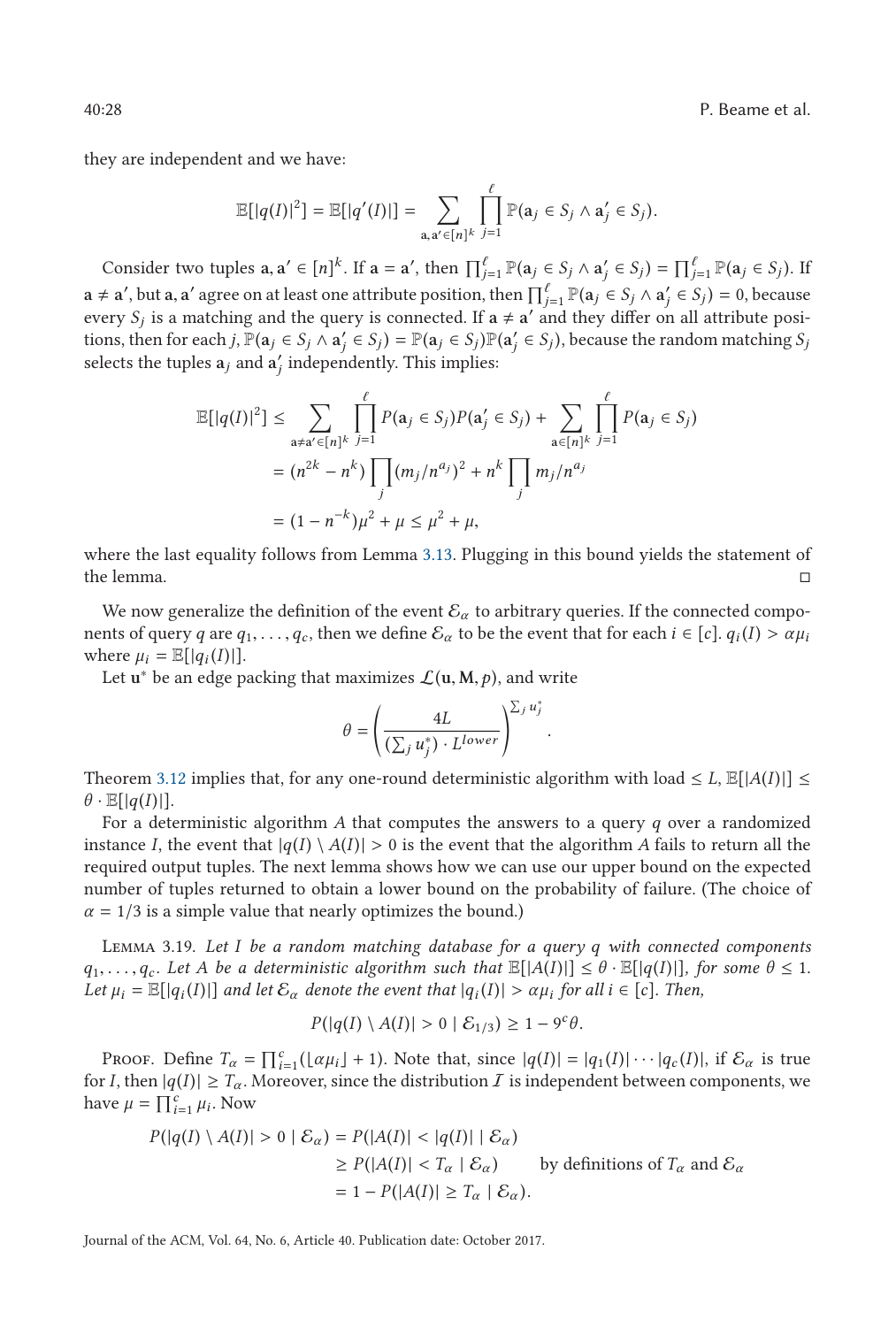they are independent and we have:

$$\mathbb{E}[|q(I)|^2] = \mathbb{E}[|q'(I)|] = \sum_{\mathbf{a},\mathbf{a}' \in [n]^k} \prod_{j=1}^{\ell} \mathbb{P}(\mathbf{a}_j \in S_j \wedge \mathbf{a}'_j \in S_j).$$

Consider two tuples $\mathbf{a}, \mathbf{a}' \in [n]^k$. If $\mathbf{a} = \mathbf{a}'$, then $\prod_{j=1}^{\ell} \mathbb{P}(\mathbf{a}_j \in S_j \wedge \mathbf{a}'_j \in S_j) = \prod_{j=1}^{\ell} \mathbb{P}(\mathbf{a}_j \in S_j)$. If $\mathbf{a} \neq \mathbf{a}'$, but $\mathbf{a}, \mathbf{a}'$ agree on at least one attribute position, then $\prod_{j=1}^{\ell} \mathbb{P}(\mathbf{a}_j \in S_j \wedge \mathbf{a}'_j \in S_j) = 0$, because every $S_j$ is a matching and the query is connected. If $\mathbf{a} \neq \mathbf{a}'$ and they differ on all attribute positions, then for each $j$, $\mathbb{P}(\mathbf{a}_j \in S_j \wedge \mathbf{a}'_j \in S_j) = \mathbb{P}(\mathbf{a}_j \in S_j)\mathbb{P}(\mathbf{a}'_j \in S_j)$, because the random matching $S_j$ selects the tuples $\mathbf{a}_j$ and $\mathbf{a}'_j$ independently. This implies:

$$\begin{aligned}
\mathbb{E}[|q(I)|^2] &\leq \sum_{\mathbf{a} \neq \mathbf{a}' \in [n]^k} \prod_{j=1}^{\ell} P(\mathbf{a}_j \in S_j) P(\mathbf{a}'_j \in S_j) + \sum_{\mathbf{a} \in [n]^k} \prod_{j=1}^{\ell} P(\mathbf{a}_j \in S_j) \\
&= (n^{2k} - n^k) \prod_j (m_j / n^{a_j})^2 + n^k \prod_j m_j / n^{a_j} \\
&= (1 - n^{-k}) \mu^2 + \mu \leq \mu^2 + \mu,
\end{aligned}$$

where the last equality follows from Lemma 3.13. Plugging in this bound yields the statement of the lemma. ◻

We now generalize the definition of the event $\mathcal{E}_\alpha$ to arbitrary queries. If the connected components of query $q$ are $q_1, \ldots, q_c$, then we define $\mathcal{E}_\alpha$ to be the event that for each $i \in [c]$. $q_i(I) > \alpha \mu_i$ where $\mu_i = \mathbb{E}[|q_i(I)|]$.

Let $\mathbf{u}^*$ be an edge packing that maximizes $\mathcal{L}(\mathbf{u}, \mathbf{M}, p)$, and write

$$\theta = \left( \frac{4L}{(\sum_j u_j^*) \cdot L^{lower}} \right)^{\sum_j u_j^*}.$$

Theorem 3.12 implies that, for any one-round deterministic algorithm with load $\leq L$, $\mathbb{E}[|A(I)|] \leq \theta \cdot \mathbb{E}[|q(I)|]$.

For a deterministic algorithm $A$ that computes the answers to a query $q$ over a randomized instance $I$, the event that $|q(I) \setminus A(I)| > 0$ is the event that the algorithm $A$ fails to return all the required output tuples. The next lemma shows how we can use our upper bound on the expected number of tuples returned to obtain a lower bound on the probability of failure. (The choice of $\alpha = 1/3$ is a simple value that nearly optimizes the bound.)

Lemma 3.19. *Let $I$ be a random matching database for a query $q$ with connected components $q_1, \ldots, q_c$. Let $A$ be a deterministic algorithm such that $\mathbb{E}[|A(I)|] \leq \theta \cdot \mathbb{E}[|q(I)|]$, for some $\theta \leq 1$. Let $\mu_i = \mathbb{E}[|q_i(I)|]$ and let $\mathcal{E}_\alpha$ denote the event that $|q_i(I)| > \alpha \mu_i$ for all $i \in [c]$. Then,*

$$P(|q(I) \setminus A(I)| > 0 \mid \mathcal{E}_{1/3}) \geq 1 - 9^c \theta.$$

Proof. Define $T_\alpha = \prod_{i=1}^{c} (\lfloor \alpha \mu_i \rfloor + 1)$. Note that, since $|q(I)| = |q_1(I)| \cdots |q_c(I)|$, if $\mathcal{E}_\alpha$ is true for $I$, then $|q(I)| \geq T_\alpha$. Moreover, since the distribution $\mathcal{I}$ is independent between components, we have $\mu = \prod_{i=1}^{c} \mu_i$. Now

$$\begin{aligned}
P(|q(I) \setminus A(I)| > 0 \mid \mathcal{E}_\alpha) &= P(|A(I)| < |q(I)| \mid \mathcal{E}_\alpha) \\
&\geq P(|A(I)| < T_\alpha \mid \mathcal{E}_\alpha) \qquad \text{by definitions of } T_\alpha \text{ and } \mathcal{E}_\alpha \\
&= 1 - P(|A(I)| \geq T_\alpha \mid \mathcal{E}_\alpha).
\end{aligned}$$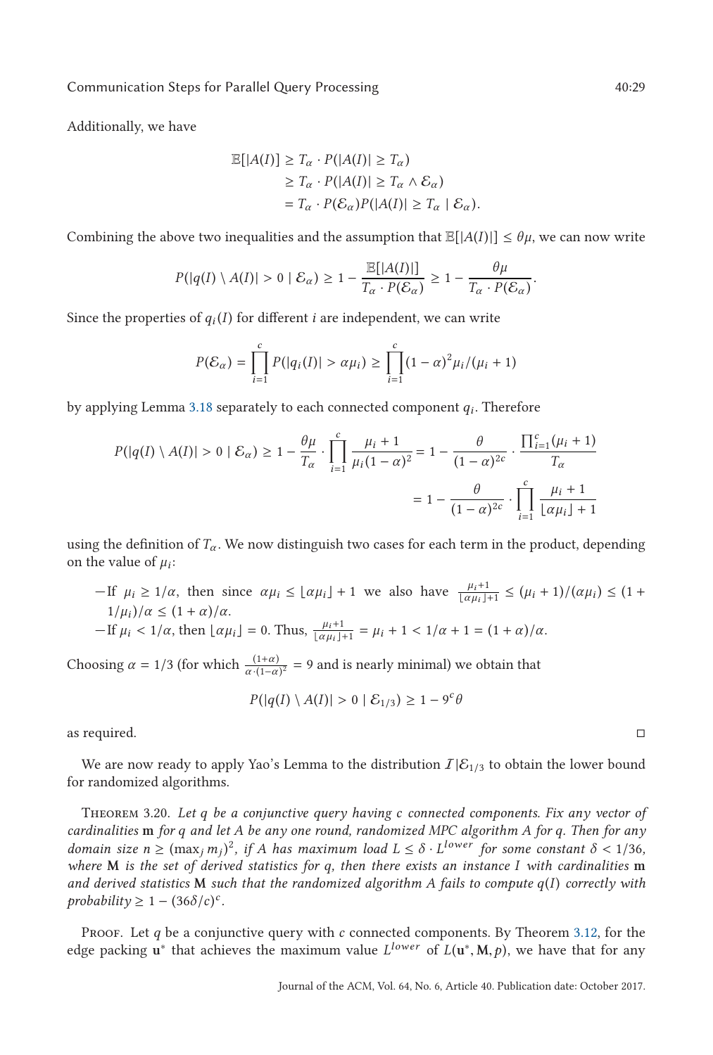Additionally, we have

$$
\begin{aligned}
\mathbb{E}[|A(I)|] &\geq T_\alpha \cdot P(|A(I)| \geq T_\alpha) \\
&\geq T_\alpha \cdot P(|A(I)| \geq T_\alpha \wedge \mathcal{E}_\alpha) \\
&= T_\alpha \cdot P(\mathcal{E}_\alpha) P(|A(I)| \geq T_\alpha \mid \mathcal{E}_\alpha).
\end{aligned}
$$

Combining the above two inequalities and the assumption that $\mathbb{E}[|A(I)|] \leq \theta\mu$, we can now write

$$
P(|q(I) \setminus A(I)| > 0 \mid \mathcal{E}_\alpha) \geq 1 - \frac{\mathbb{E}[|A(I)|]}{T_\alpha \cdot P(\mathcal{E}_\alpha)} \geq 1 - \frac{\theta\mu}{T_\alpha \cdot P(\mathcal{E}_\alpha)}.
$$

Since the properties of $q_i(I)$ for different $i$ are independent, we can write

$$
P(\mathcal{E}_\alpha) = \prod_{i=1}^{c} P(|q_i(I)| > \alpha\mu_i) \geq \prod_{i=1}^{c} (1-\alpha)^2 \mu_i/(\mu_i + 1)
$$

by applying Lemma 3.18 separately to each connected component $q_i$. Therefore

$$
\begin{aligned}
P(|q(I) \setminus A(I)| > 0 \mid \mathcal{E}_\alpha) &\geq 1 - \frac{\theta\mu}{T_\alpha} \cdot \prod_{i=1}^{c} \frac{\mu_i + 1}{\mu_i (1-\alpha)^2} = 1 - \frac{\theta}{(1-\alpha)^{2c}} \cdot \frac{\prod_{i=1}^{c}(\mu_i + 1)}{T_\alpha} \\
&= 1 - \frac{\theta}{(1-\alpha)^{2c}} \cdot \prod_{i=1}^{c} \frac{\mu_i + 1}{\lfloor \alpha\mu_i \rfloor + 1}
\end{aligned}
$$

using the definition of $T_\alpha$. We now distinguish two cases for each term in the product, depending on the value of $\mu_i$:

— If $\mu_i \geq 1/\alpha$, then since $\alpha\mu_i \leq \lfloor \alpha\mu_i \rfloor + 1$ we also have $\frac{\mu_i+1}{\lfloor \alpha\mu_i \rfloor + 1} \leq (\mu_i + 1)/(\alpha\mu_i) \leq (1 + 1/\mu_i)/\alpha \leq (1+\alpha)/\alpha$.

— If $\mu_i < 1/\alpha$, then $\lfloor \alpha\mu_i \rfloor = 0$. Thus, $\frac{\mu_i+1}{\lfloor \alpha\mu_i \rfloor + 1} = \mu_i + 1 < 1/\alpha + 1 = (1+\alpha)/\alpha$.

Choosing $\alpha = 1/3$ (for which $\frac{(1+\alpha)}{\alpha \cdot (1-\alpha)^2} = 9$ and is nearly minimal) we obtain that

$$
P(|q(I) \setminus A(I)| > 0 \mid \mathcal{E}_{1/3}) \geq 1 - 9^c \theta
$$

as required. □

We are now ready to apply Yao's Lemma to the distribution $\mathcal{I}|\mathcal{E}_{1/3}$ to obtain the lower bound for randomized algorithms.

**Theorem 3.20.** *Let $q$ be a conjunctive query having $c$ connected components. Fix any vector of cardinalities $\mathbf{m}$ for $q$ and let $A$ be any one round, randomized MPC algorithm $A$ for $q$. Then for any domain size $n \geq (\max_j m_j)^2$, if $A$ has maximum load $L \leq \delta \cdot L^{lower}$ for some constant $\delta < 1/36$, where $\mathbf{M}$ is the set of derived statistics for $q$, then there exists an instance $I$ with cardinalities $\mathbf{m}$ and derived statistics $\mathbf{M}$ such that the randomized algorithm $A$ fails to compute $q(I)$ correctly with probability $\geq 1 - (36\delta/c)^c$.*

Proof. Let $q$ be a conjunctive query with $c$ connected components. By Theorem 3.12, for the edge packing $\mathbf{u}^*$ that achieves the maximum value $L^{lower}$ of $L(\mathbf{u}^*, \mathbf{M}, p)$, we have that for any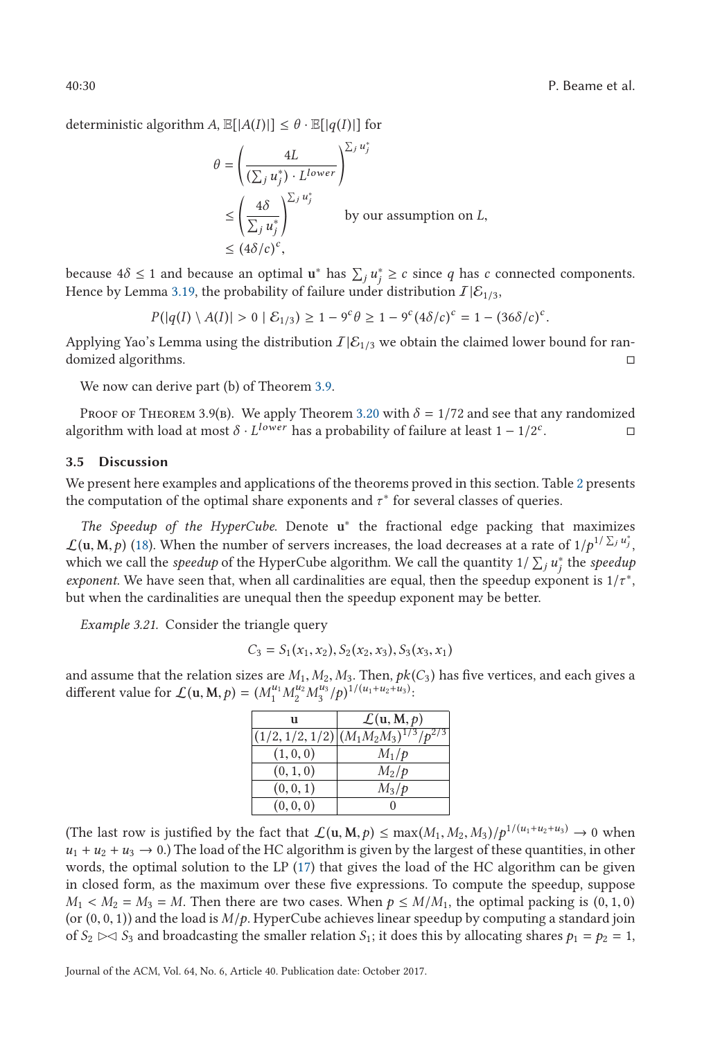deterministic algorithm $A$, $\mathbb{E}[|A(I)|] \leq \theta \cdot \mathbb{E}[|q(I)|]$ for

$$\theta = \left(\frac{4L}{(\sum_j u_j^*) \cdot L^{lower}}\right)^{\sum_j u_j^*}$$

$$\leq \left(\frac{4\delta}{\sum_j u_j^*}\right)^{\sum_j u_j^*} \qquad \text{by our assumption on } L,$$

$$\leq (4\delta/c)^c,$$

because $4\delta \leq 1$ and because an optimal $\mathbf{u}^*$ has $\sum_j u_j^* \geq c$ since $q$ has $c$ connected components. Hence by Lemma 3.19, the probability of failure under distribution $\mathcal{I}|\mathcal{E}_{1/3}$,

$$P(|q(I) \setminus A(I)| > 0 \mid \mathcal{E}_{1/3}) \geq 1 - 9^c\theta \geq 1 - 9^c(4\delta/c)^c = 1 - (36\delta/c)^c.$$

Applying Yao's Lemma using the distribution $\mathcal{I}|\mathcal{E}_{1/3}$ we obtain the claimed lower bound for randomized algorithms. □

We now can derive part (b) of Theorem 3.9.

Proof of Theorem 3.9(b). We apply Theorem 3.20 with $\delta = 1/72$ and see that any randomized algorithm with load at most $\delta \cdot L^{lower}$ has a probability of failure at least $1 - 1/2^c$. □

### 3.5 Discussion

We present here examples and applications of the theorems proved in this section. Table 2 presents the computation of the optimal share exponents and $\tau^*$ for several classes of queries.

*The Speedup of the HyperCube.* Denote $\mathbf{u}^*$ the fractional edge packing that maximizes $\mathcal{L}(\mathbf{u}, \mathbf{M}, p)$ (18). When the number of servers increases, the load decreases at a rate of $1/p^{1/\sum_j u_j^*}$, which we call the *speedup* of the HyperCube algorithm. We call the quantity $1/\sum_j u_j^*$ the *speedup exponent*. We have seen that, when all cardinalities are equal, then the speedup exponent is $1/\tau^*$, but when the cardinalities are unequal then the speedup exponent may be better.

*Example 3.21.* Consider the triangle query

$$C_3 = S_1(x_1, x_2), S_2(x_2, x_3), S_3(x_3, x_1)$$

and assume that the relation sizes are $M_1, M_2, M_3$. Then, $pk(C_3)$ has five vertices, and each gives a different value for $\mathcal{L}(\mathbf{u}, \mathbf{M}, p) = (M_1^{u_1} M_2^{u_2} M_3^{u_3}/p)^{1/(u_1+u_2+u_3)}$:

| $\mathbf{u}$ | $\mathcal{L}(\mathbf{u}, \mathbf{M}, p)$ |
|---|---|
| $(1/2, 1/2, 1/2)$ | $(M_1 M_2 M_3)^{1/3}/p^{2/3}$ |
| $(1, 0, 0)$ | $M_1/p$ |
| $(0, 1, 0)$ | $M_2/p$ |
| $(0, 0, 1)$ | $M_3/p$ |
| $(0, 0, 0)$ | $0$ |

(The last row is justified by the fact that $\mathcal{L}(\mathbf{u}, \mathbf{M}, p) \leq \max(M_1, M_2, M_3)/p^{1/(u_1+u_2+u_3)} \to 0$ when $u_1 + u_2 + u_3 \to 0$.) The load of the HC algorithm is given by the largest of these quantities, in other words, the optimal solution to the LP (17) that gives the load of the HC algorithm can be given in closed form, as the maximum over these five expressions. To compute the speedup, suppose $M_1 < M_2 = M_3 = M$. Then there are two cases. When $p \leq M/M_1$, the optimal packing is $(0, 1, 0)$ (or $(0, 0, 1)$) and the load is $M/p$. HyperCube achieves linear speedup by computing a standard join of $S_2 \bowtie S_3$ and broadcasting the smaller relation $S_1$; it does this by allocating shares $p_1 = p_2 = 1$,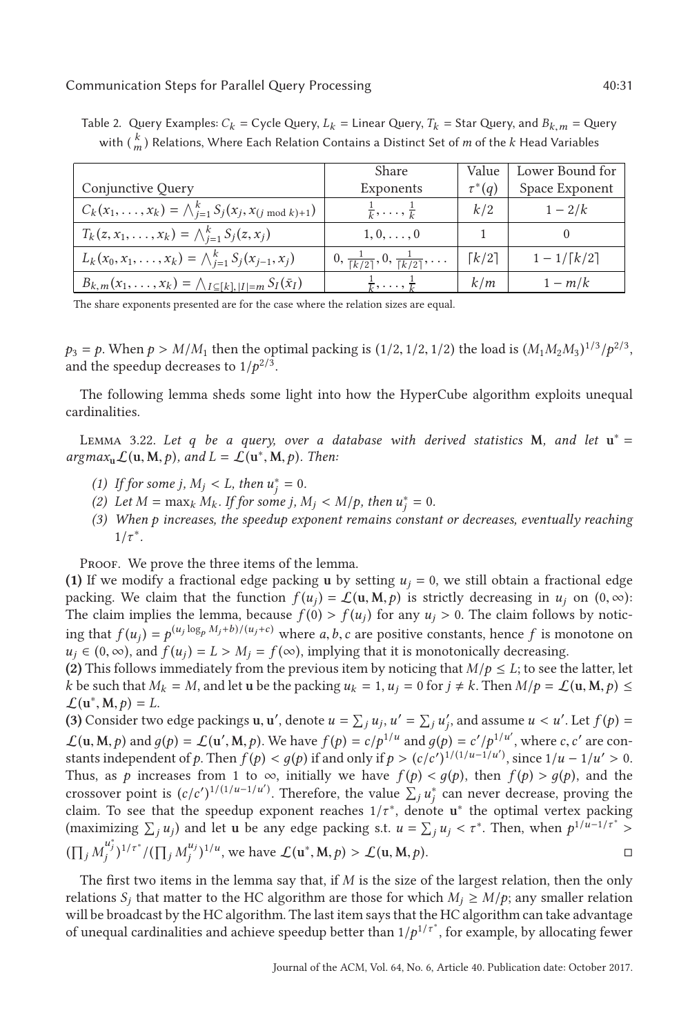Table 2. Query Examples: $C_k$ = Cycle Query, $L_k$ = Linear Query, $T_k$ = Star Query, and $B_{k,m}$ = Query with $\binom{k}{m}$ Relations, Where Each Relation Contains a Distinct Set of $m$ of the $k$ Head Variables

| Conjunctive Query | Share Exponents | Value $\tau^*(q)$ | Lower Bound for Space Exponent |
|---|---|---|---|
| $C_k(x_1, \ldots, x_k) = \bigwedge_{j=1}^{k} S_j(x_j, x_{(j \bmod k)+1})$ | $\frac{1}{k}, \ldots, \frac{1}{k}$ | $k/2$ | $1 - 2/k$ |
| $T_k(z, x_1, \ldots, x_k) = \bigwedge_{j=1}^{k} S_j(z, x_j)$ | $1, 0, \ldots, 0$ | $1$ | $0$ |
| $L_k(x_0, x_1, \ldots, x_k) = \bigwedge_{j=1}^{k} S_j(x_{j-1}, x_j)$ | $0, \frac{1}{\lceil k/2 \rceil}, 0, \frac{1}{\lceil k/2 \rceil}, \ldots$ | $\lceil k/2 \rceil$ | $1 - 1/\lceil k/2 \rceil$ |
| $B_{k,m}(x_1, \ldots, x_k) = \bigwedge_{I \subseteq [k], \lvert I \rvert = m} S_I(\bar{x}_I)$ | $\frac{1}{k}, \ldots, \frac{1}{k}$ | $k/m$ | $1 - m/k$ |

The share exponents presented are for the case where the relation sizes are equal.

$p_3 = p$. When $p > M/M_1$ then the optimal packing is $(1/2, 1/2, 1/2)$ the load is $(M_1 M_2 M_3)^{1/3}/p^{2/3}$, and the speedup decreases to $1/p^{2/3}$.

The following lemma sheds some light into how the HyperCube algorithm exploits unequal cardinalities.

Lemma 3.22. *Let $q$ be a query, over a database with derived statistics $\mathbf{M}$, and let $\mathbf{u}^* = argmax_{\mathbf{u}} \mathcal{L}(\mathbf{u}, \mathbf{M}, p)$, and $L = \mathcal{L}(\mathbf{u}^*, \mathbf{M}, p)$. Then:*

*(1) If for some $j$, $M_j < L$, then $u_j^* = 0$.*

*(2) Let $M = \max_k M_k$. If for some $j$, $M_j < M/p$, then $u_j^* = 0$.*

*(3) When $p$ increases, the speedup exponent remains constant or decreases, eventually reaching $1/\tau^*$.*

Proof. We prove the three items of the lemma.

**(1)** If we modify a fractional edge packing $\mathbf{u}$ by setting $u_j = 0$, we still obtain a fractional edge packing. We claim that the function $f(u_j) = \mathcal{L}(\mathbf{u}, \mathbf{M}, p)$ is strictly decreasing in $u_j$ on $(0, \infty)$: The claim implies the lemma, because $f(0) > f(u_j)$ for any $u_j > 0$. The claim follows by noticing that $f(u_j) = p^{(u_j \log_p M_j + b)/(u_j + c)}$ where $a, b, c$ are positive constants, hence $f$ is monotone on $u_j \in (0, \infty)$, and $f(u_j) = L > M_j = f(\infty)$, implying that it is monotonically decreasing.

**(2)** This follows immediately from the previous item by noticing that $M/p \leq L$; to see the latter, let $k$ be such that $M_k = M$, and let $\mathbf{u}$ be the packing $u_k = 1, u_j = 0$ for $j \neq k$. Then $M/p = \mathcal{L}(\mathbf{u}, \mathbf{M}, p) \leq \mathcal{L}(\mathbf{u}^*, \mathbf{M}, p) = L$.

**(3)** Consider two edge packings $\mathbf{u}, \mathbf{u}'$, denote $u = \sum_j u_j$, $u' = \sum_j u_j'$, and assume $u < u'$. Let $f(p) = \mathcal{L}(\mathbf{u}, \mathbf{M}, p)$ and $g(p) = \mathcal{L}(\mathbf{u}', \mathbf{M}, p)$. We have $f(p) = c/p^{1/u}$ and $g(p) = c'/p^{1/u'}$, where $c, c'$ are constants independent of $p$. Then $f(p) < g(p)$ if and only if $p > (c/c')^{1/(1/u - 1/u')}$, since $1/u - 1/u' > 0$. Thus, as $p$ increases from 1 to $\infty$, initially we have $f(p) < g(p)$, then $f(p) > g(p)$, and the crossover point is $(c/c')^{1/(1/u - 1/u')}$. Therefore, the value $\sum_j u_j^*$ can never decrease, proving the claim. To see that the speedup exponent reaches $1/\tau^*$, denote $\mathbf{u}^*$ the optimal vertex packing (maximizing $\sum_j u_j$) and let $\mathbf{u}$ be any edge packing s.t. $u = \sum_j u_j < \tau^*$. Then, when $p^{1/u - 1/\tau^*} > (\prod_j M_j^{u_j^*})^{1/\tau^*} / (\prod_j M_j^{u_j})^{1/u}$, we have $\mathcal{L}(\mathbf{u}^*, \mathbf{M}, p) > \mathcal{L}(\mathbf{u}, \mathbf{M}, p)$. □

The first two items in the lemma say that, if $M$ is the size of the largest relation, then the only relations $S_j$ that matter to the HC algorithm are those for which $M_j \geq M/p$; any smaller relation will be broadcast by the HC algorithm. The last item says that the HC algorithm can take advantage of unequal cardinalities and achieve speedup better than $1/p^{1/\tau^*}$, for example, by allocating fewer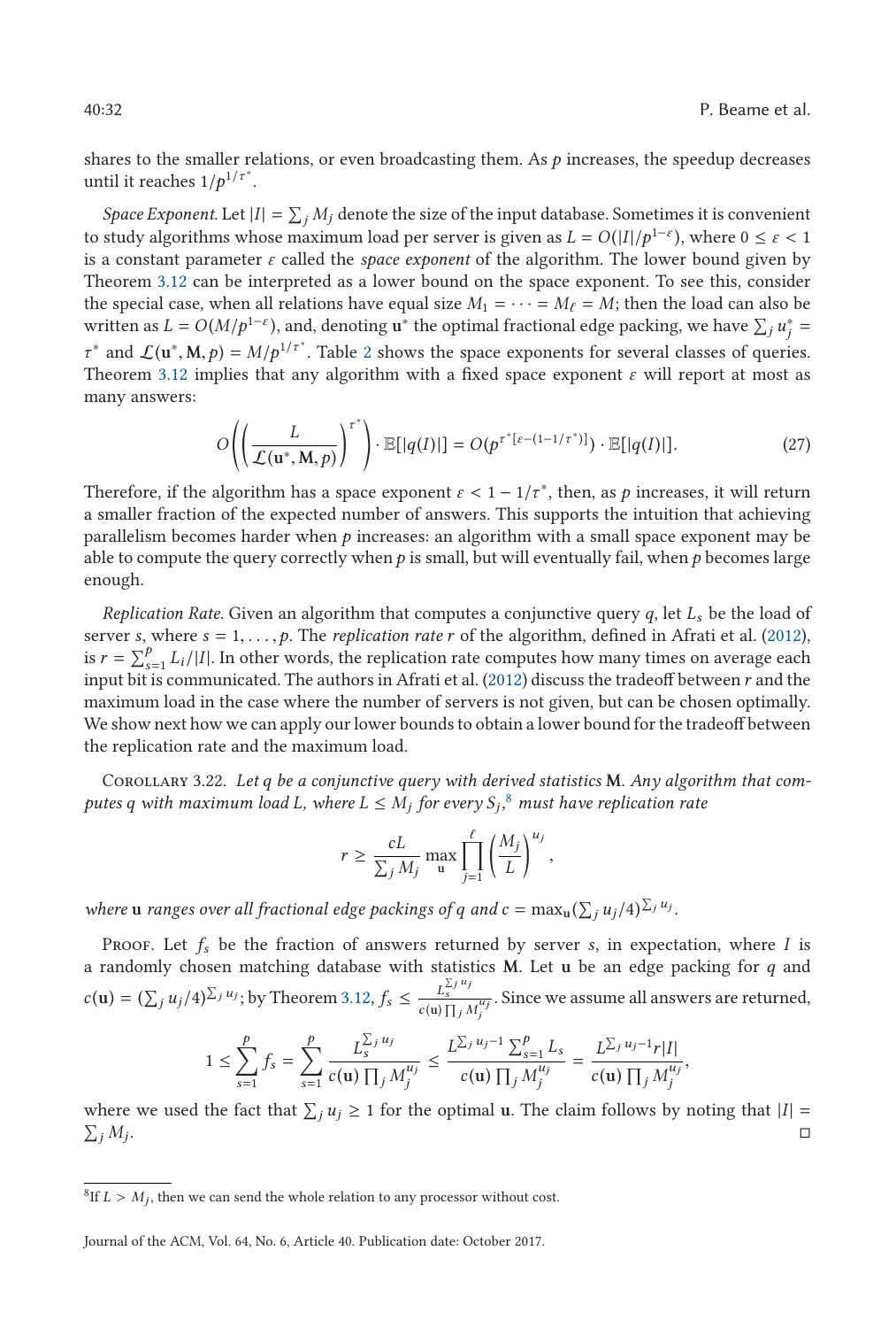shares to the smaller relations, or even broadcasting them. As $p$ increases, the speedup decreases until it reaches $1/p^{1/\tau^*}$.

*Space Exponent.* Let $|I| = \sum_j M_j$ denote the size of the input database. Sometimes it is convenient to study algorithms whose maximum load per server is given as $L = O(|I|/p^{1-\varepsilon})$, where $0 \leq \varepsilon < 1$ is a constant parameter $\varepsilon$ called the *space exponent* of the algorithm. The lower bound given by Theorem 3.12 can be interpreted as a lower bound on the space exponent. To see this, consider the special case, when all relations have equal size $M_1 = \cdots = M_\ell = M$; then the load can also be written as $L = O(M/p^{1-\varepsilon})$, and, denoting $\mathbf{u}^*$ the optimal fractional edge packing, we have $\sum_j u_j^* = \tau^*$ and $\mathcal{L}(\mathbf{u}^*, \mathbf{M}, p) = M/p^{1/\tau^*}$. Table 2 shows the space exponents for several classes of queries. Theorem 3.12 implies that any algorithm with a fixed space exponent $\varepsilon$ will report at most as many answers:

$$O\left(\left(\frac{L}{\mathcal{L}(\mathbf{u}^*, \mathbf{M}, p)}\right)^{\tau^*}\right) \cdot \mathbb{E}[|q(I)|] = O(p^{\tau^*[\varepsilon-(1-1/\tau^*)]}) \cdot \mathbb{E}[|q(I)|]. \tag{27}$$

Therefore, if the algorithm has a space exponent $\varepsilon < 1 - 1/\tau^*$, then, as $p$ increases, it will return a smaller fraction of the expected number of answers. This supports the intuition that achieving parallelism becomes harder when $p$ increases: an algorithm with a small space exponent may be able to compute the query correctly when $p$ is small, but will eventually fail, when $p$ becomes large enough.

*Replication Rate.* Given an algorithm that computes a conjunctive query $q$, let $L_s$ be the load of server $s$, where $s = 1, \ldots, p$. The *replication rate* $r$ of the algorithm, defined in Afrati et al. (2012), is $r = \sum_{s=1}^{p} L_i/|I|$. In other words, the replication rate computes how many times on average each input bit is communicated. The authors in Afrati et al. (2012) discuss the tradeoff between $r$ and the maximum load in the case where the number of servers is not given, but can be chosen optimally. We show next how we can apply our lower bounds to obtain a lower bound for the tradeoff between the replication rate and the maximum load.

Corollary 3.22. *Let $q$ be a conjunctive query with derived statistics $\mathbf{M}$. Any algorithm that computes $q$ with maximum load $L$, where $L \leq M_j$ for every $S_j$,*[8] *must have replication rate*

$$r \geq \frac{cL}{\sum_j M_j} \max_{\mathbf{u}} \prod_{j=1}^{\ell} \left(\frac{M_j}{L}\right)^{u_j},$$

*where $\mathbf{u}$ ranges over all fractional edge packings of $q$ and $c = \max_{\mathbf{u}} (\sum_j u_j/4)^{\sum_j u_j}$.*

Proof. Let $f_s$ be the fraction of answers returned by server $s$, in expectation, where $I$ is a randomly chosen matching database with statistics $\mathbf{M}$. Let $\mathbf{u}$ be an edge packing for $q$ and $c(\mathbf{u}) = (\sum_j u_j/4)^{\sum_j u_j}$; by Theorem 3.12, $f_s \leq \frac{L_s^{\sum_j u_j}}{c(\mathbf{u}) \prod_j M_j^{u_j}}$. Since we assume all answers are returned,

$$1 \leq \sum_{s=1}^{p} f_s = \sum_{s=1}^{p} \frac{L_s^{\sum_j u_j}}{c(\mathbf{u}) \prod_j M_j^{u_j}} \leq \frac{L^{\sum_j u_j - 1} \sum_{s=1}^{p} L_s}{c(\mathbf{u}) \prod_j M_j^{u_j}} = \frac{L^{\sum_j u_j - 1} r|I|}{c(\mathbf{u}) \prod_j M_j^{u_j}},$$

where we used the fact that $\sum_j u_j \geq 1$ for the optimal $\mathbf{u}$. The claim follows by noting that $|I| = \sum_j M_j$. □

[8] If $L > M_j$, then we can send the whole relation to any processor without cost.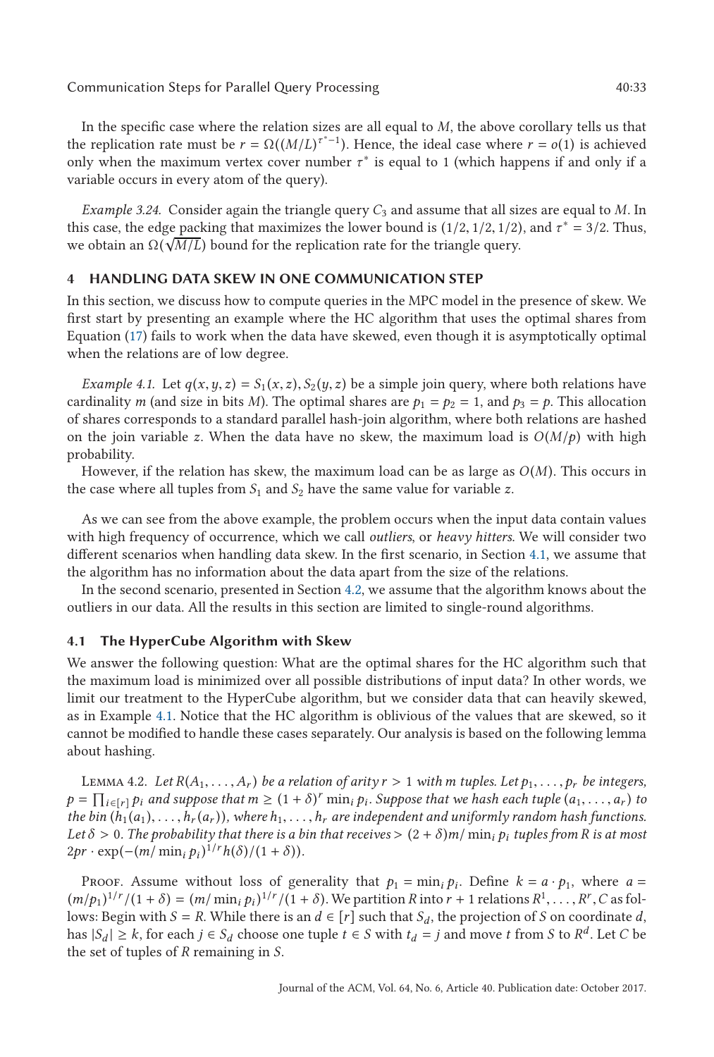In the specific case where the relation sizes are all equal to $M$, the above corollary tells us that the replication rate must be $r = \Omega((M/L)^{\tau^*-1})$. Hence, the ideal case where $r = o(1)$ is achieved only when the maximum vertex cover number $\tau^*$ is equal to 1 (which happens if and only if a variable occurs in every atom of the query).

*Example 3.24.* Consider again the triangle query $C_3$ and assume that all sizes are equal to $M$. In this case, the edge packing that maximizes the lower bound is $(1/2, 1/2, 1/2)$, and $\tau^* = 3/2$. Thus, we obtain an $\Omega(\sqrt{M/L})$ bound for the replication rate for the triangle query.

## 4 HANDLING DATA SKEW IN ONE COMMUNICATION STEP

In this section, we discuss how to compute queries in the MPC model in the presence of skew. We first start by presenting an example where the HC algorithm that uses the optimal shares from Equation (17) fails to work when the data have skewed, even though it is asymptotically optimal when the relations are of low degree.

*Example 4.1.* Let $q(x, y, z) = S_1(x, z), S_2(y, z)$ be a simple join query, where both relations have cardinality $m$ (and size in bits $M$). The optimal shares are $p_1 = p_2 = 1$, and $p_3 = p$. This allocation of shares corresponds to a standard parallel hash-join algorithm, where both relations are hashed on the join variable $z$. When the data have no skew, the maximum load is $O(M/p)$ with high probability.

However, if the relation has skew, the maximum load can be as large as $O(M)$. This occurs in the case where all tuples from $S_1$ and $S_2$ have the same value for variable $z$.

As we can see from the above example, the problem occurs when the input data contain values with high frequency of occurrence, which we call *outliers*, or *heavy hitters*. We will consider two different scenarios when handling data skew. In the first scenario, in Section 4.1, we assume that the algorithm has no information about the data apart from the size of the relations.

In the second scenario, presented in Section 4.2, we assume that the algorithm knows about the outliers in our data. All the results in this section are limited to single-round algorithms.

### 4.1 The HyperCube Algorithm with Skew

We answer the following question: What are the optimal shares for the HC algorithm such that the maximum load is minimized over all possible distributions of input data? In other words, we limit our treatment to the HyperCube algorithm, but we consider data that can heavily skewed, as in Example 4.1. Notice that the HC algorithm is oblivious of the values that are skewed, so it cannot be modified to handle these cases separately. Our analysis is based on the following lemma about hashing.

Lemma 4.2. *Let $R(A_1, \ldots, A_r)$ be a relation of arity $r > 1$ with $m$ tuples. Let $p_1, \ldots, p_r$ be integers, $p = \prod_{i \in [r]} p_i$ and suppose that $m \geq (1 + \delta)^r \min_i p_i$. Suppose that we hash each tuple $(a_1, \ldots, a_r)$ to the bin $(h_1(a_1), \ldots, h_r(a_r))$, where $h_1, \ldots, h_r$ are independent and uniformly random hash functions. Let $\delta > 0$. The probability that there is a bin that receives $> (2 + \delta)m/\min_i p_i$ tuples from $R$ is at most $2pr \cdot \exp(-(m/\min_i p_i)^{1/r} h(\delta)/(1 + \delta))$.*

Proof. Assume without loss of generality that $p_1 = \min_i p_i$. Define $k = a \cdot p_1$, where $a = (m/p_1)^{1/r}/(1 + \delta) = (m/\min_i p_i)^{1/r}/(1 + \delta)$. We partition $R$ into $r + 1$ relations $R^1, \ldots, R^r, C$ as follows: Begin with $S = R$. While there is an $d \in [r]$ such that $S_d$, the projection of $S$ on coordinate $d$, has $|S_d| \geq k$, for each $j \in S_d$ choose one tuple $t \in S$ with $t_d = j$ and move $t$ from $S$ to $R^d$. Let $C$ be the set of tuples of $R$ remaining in $S$.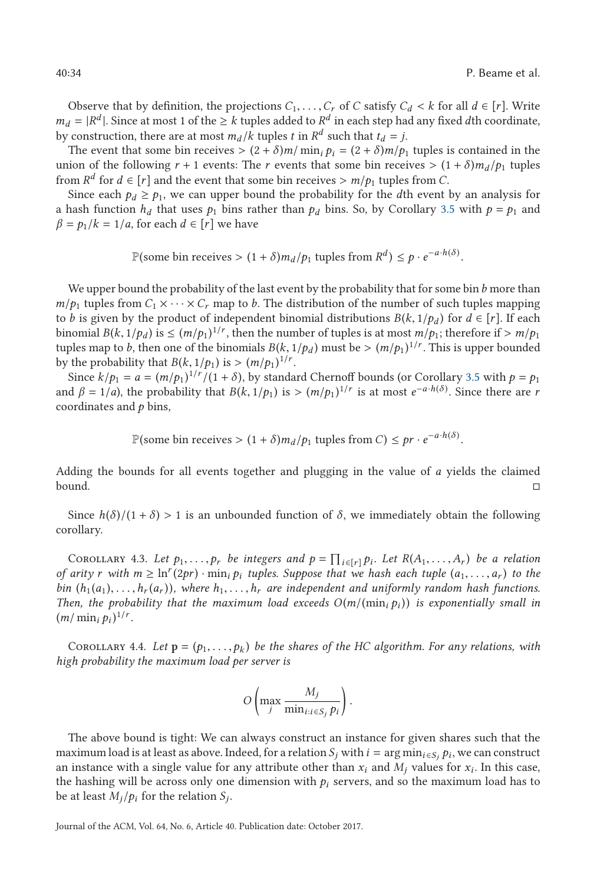Observe that by definition, the projections $C_1, \ldots, C_r$ of $C$ satisfy $C_d < k$ for all $d \in [r]$. Write $m_d = |R^d|$. Since at most 1 of the $\geq k$ tuples added to $R^d$ in each step had any fixed $d$th coordinate, by construction, there are at most $m_d/k$ tuples $t$ in $R^d$ such that $t_d = j$.

The event that some bin receives $> (2 + \delta)m/\min_i p_i = (2 + \delta)m/p_1$ tuples is contained in the union of the following $r + 1$ events: The $r$ events that some bin receives $> (1 + \delta)m_d/p_1$ tuples from $R^d$ for $d \in [r]$ and the event that some bin receives $> m/p_1$ tuples from $C$.

Since each $p_d \geq p_1$, we can upper bound the probability for the $d$th event by an analysis for a hash function $h_d$ that uses $p_1$ bins rather than $p_d$ bins. So, by Corollary 3.5 with $p = p_1$ and $\beta = p_1/k = 1/a$, for each $d \in [r]$ we have

$$\mathbb{P}(\text{some bin receives} > (1 + \delta)m_d/p_1 \text{ tuples from } R^d) \leq p \cdot e^{-a \cdot h(\delta)}.$$

We upper bound the probability of the last event by the probability that for some bin $b$ more than $m/p_1$ tuples from $C_1 \times \cdots \times C_r$ map to $b$. The distribution of the number of such tuples mapping to $b$ is given by the product of independent binomial distributions $B(k, 1/p_d)$ for $d \in [r]$. If each binomial $B(k, 1/p_d)$ is $\leq (m/p_1)^{1/r}$, then the number of tuples is at most $m/p_1$; therefore if $> m/p_1$ tuples map to $b$, then one of the binomials $B(k, 1/p_d)$ must be $> (m/p_1)^{1/r}$. This is upper bounded by the probability that $B(k, 1/p_1)$ is $> (m/p_1)^{1/r}$.

Since $k/p_1 = a = (m/p_1)^{1/r}/(1 + \delta)$, by standard Chernoff bounds (or Corollary 3.5 with $p = p_1$ and $\beta = 1/a$), the probability that $B(k, 1/p_1)$ is $> (m/p_1)^{1/r}$ is at most $e^{-a \cdot h(\delta)}$. Since there are $r$ coordinates and $p$ bins,

$$\mathbb{P}(\text{some bin receives} > (1 + \delta)m_d/p_1 \text{ tuples from } C) \leq pr \cdot e^{-a \cdot h(\delta)}.$$

Adding the bounds for all events together and plugging in the value of $a$ yields the claimed bound. □

Since $h(\delta)/(1 + \delta) > 1$ is an unbounded function of $\delta$, we immediately obtain the following corollary.

Corollary 4.3. *Let $p_1, \ldots, p_r$ be integers and $p = \prod_{i \in [r]} p_i$. Let $R(A_1, \ldots, A_r)$ be a relation of arity $r$ with $m \geq \ln^r(2pr) \cdot \min_i p_i$ tuples. Suppose that we hash each tuple $(a_1, \ldots, a_r)$ to the bin $(h_1(a_1), \ldots, h_r(a_r))$, where $h_1, \ldots, h_r$ are independent and uniformly random hash functions. Then, the probability that the maximum load exceeds $O(m/(\min_i p_i))$ is exponentially small in $(m/\min_i p_i)^{1/r}$.*

Corollary 4.4. *Let $\mathbf{p} = (p_1, \ldots, p_k)$ be the shares of the HC algorithm. For any relations, with high probability the maximum load per server is*

$$O\left(\max_j \frac{M_j}{\min_{i: i \in S_j} p_i}\right).$$

The above bound is tight: We can always construct an instance for given shares such that the maximum load is at least as above. Indeed, for a relation $S_j$ with $i = \arg\min_{i \in S_j} p_i$, we can construct an instance with a single value for any attribute other than $x_i$ and $M_j$ values for $x_i$. In this case, the hashing will be across only one dimension with $p_i$ servers, and so the maximum load has to be at least $M_j/p_i$ for the relation $S_j$.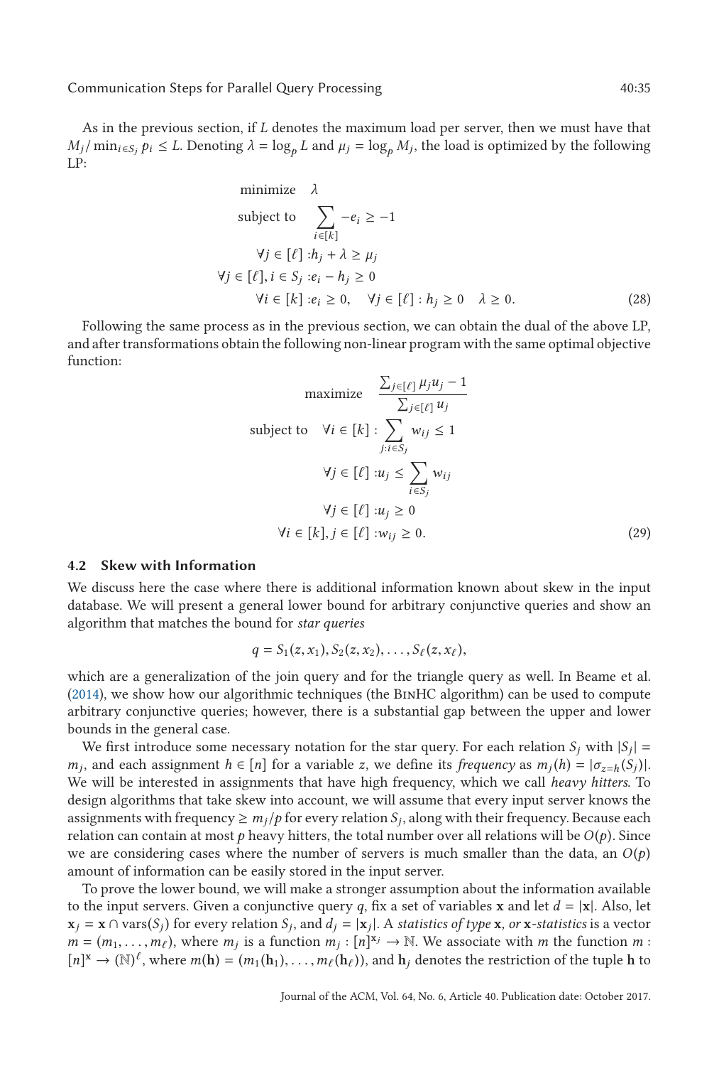As in the previous section, if $L$ denotes the maximum load per server, then we must have that $M_j / \min_{i \in S_j} p_i \leq L$. Denoting $\lambda = \log_p L$ and $\mu_j = \log_p M_j$, the load is optimized by the following LP:

$$
\begin{aligned}
\text{minimize} \quad & \lambda \\
\text{subject to} \quad & \sum_{i \in [k]} -e_i \geq -1 \\
\forall j \in [\ell] : \; & h_j + \lambda \geq \mu_j \\
\forall j \in [\ell], i \in S_j : \; & e_i - h_j \geq 0 \\
\forall i \in [k] : \; & e_i \geq 0, \quad \forall j \in [\ell] : h_j \geq 0 \quad \lambda \geq 0.
\end{aligned} \tag{28}
$$

Following the same process as in the previous section, we can obtain the dual of the above LP, and after transformations obtain the following non-linear program with the same optimal objective function:

$$
\begin{aligned}
\text{maximize} \quad & \frac{\sum_{j \in [\ell]} \mu_j u_j - 1}{\sum_{j \in [\ell]} u_j} \\
\text{subject to} \quad & \forall i \in [k] : \sum_{j : i \in S_j} w_{ij} \leq 1 \\
\forall j \in [\ell] : \; & u_j \leq \sum_{i \in S_j} w_{ij} \\
\forall j \in [\ell] : \; & u_j \geq 0 \\
\forall i \in [k], j \in [\ell] : \; & w_{ij} \geq 0.
\end{aligned} \tag{29}
$$

### 4.2 Skew with Information

We discuss here the case where there is additional information known about skew in the input database. We will present a general lower bound for arbitrary conjunctive queries and show an algorithm that matches the bound for *star queries*

$$q = S_1(z, x_1), S_2(z, x_2), \ldots, S_\ell(z, x_\ell),$$

which are a generalization of the join query and for the triangle query as well. In Beame et al. (2014), we show how our algorithmic techniques (the BinHC algorithm) can be used to compute arbitrary conjunctive queries; however, there is a substantial gap between the upper and lower bounds in the general case.

We first introduce some necessary notation for the star query. For each relation $S_j$ with $|S_j| = m_j$, and each assignment $h \in [n]$ for a variable $z$, we define its *frequency* as $m_j(h) = |\sigma_{z=h}(S_j)|$. We will be interested in assignments that have high frequency, which we call *heavy hitters*. To design algorithms that take skew into account, we will assume that every input server knows the assignments with frequency $\geq m_j/p$ for every relation $S_j$, along with their frequency. Because each relation can contain at most $p$ heavy hitters, the total number over all relations will be $O(p)$. Since we are considering cases where the number of servers is much smaller than the data, an $O(p)$ amount of information can be easily stored in the input server.

To prove the lower bound, we will make a stronger assumption about the information available to the input servers. Given a conjunctive query $q$, fix a set of variables $\mathbf{x}$ and let $d = |\mathbf{x}|$. Also, let $\mathbf{x}_j = \mathbf{x} \cap \text{vars}(S_j)$ for every relation $S_j$, and $d_j = |\mathbf{x}_j|$. A *statistics of type* $\mathbf{x}$, *or* $\mathbf{x}$*-statistics* is a vector $m = (m_1, \ldots, m_\ell)$, where $m_j$ is a function $m_j : [n]^{\mathbf{x}_j} \to \mathbb{N}$. We associate with $m$ the function $m : [n]^{\mathbf{x}} \to (\mathbb{N})^\ell$, where $m(\mathbf{h}) = (m_1(\mathbf{h}_1), \ldots, m_\ell(\mathbf{h}_\ell))$, and $\mathbf{h}_j$ denotes the restriction of the tuple $\mathbf{h}$ to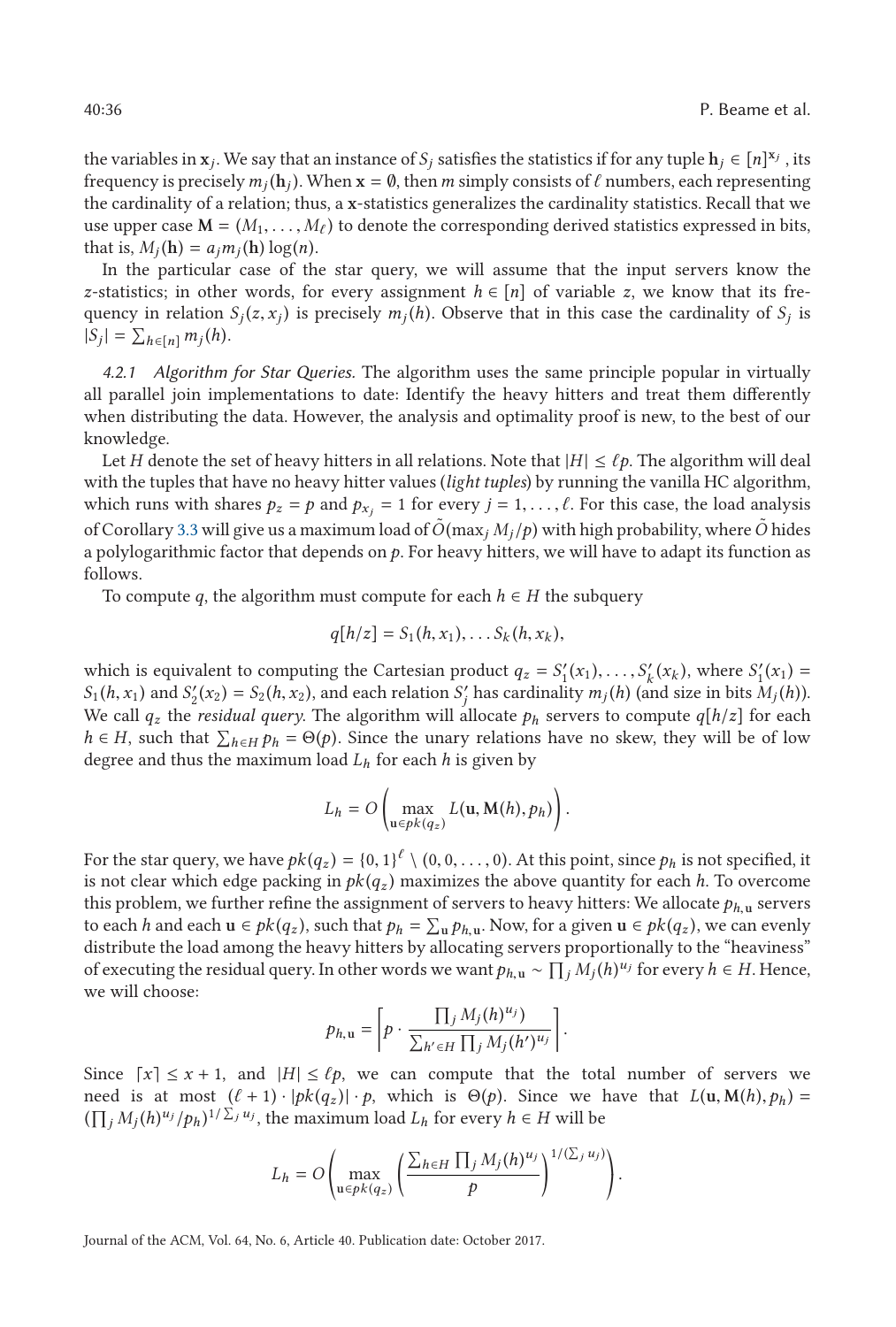the variables in $\mathbf{x}_j$. We say that an instance of $S_j$ satisfies the statistics if for any tuple $\mathbf{h}_j \in [n]^{\mathbf{x}_j}$, its frequency is precisely $m_j(\mathbf{h}_j)$. When $\mathbf{x} = \emptyset$, then $m$ simply consists of $\ell$ numbers, each representing the cardinality of a relation; thus, a $\mathbf{x}$-statistics generalizes the cardinality statistics. Recall that we use upper case $\mathbf{M} = (M_1, \ldots, M_\ell)$ to denote the corresponding derived statistics expressed in bits, that is, $M_j(\mathbf{h}) = a_j m_j(\mathbf{h}) \log(n)$.

In the particular case of the star query, we will assume that the input servers know the $z$-statistics; in other words, for every assignment $h \in [n]$ of variable $z$, we know that its frequency in relation $S_j(z, x_j)$ is precisely $m_j(h)$. Observe that in this case the cardinality of $S_j$ is $|S_j| = \sum_{h \in [n]} m_j(h)$.

*4.2.1 Algorithm for Star Queries.* The algorithm uses the same principle popular in virtually all parallel join implementations to date: Identify the heavy hitters and treat them differently when distributing the data. However, the analysis and optimality proof is new, to the best of our knowledge.

Let $H$ denote the set of heavy hitters in all relations. Note that $|H| \leq \ell p$. The algorithm will deal with the tuples that have no heavy hitter values (*light tuples*) by running the vanilla HC algorithm, which runs with shares $p_z = p$ and $p_{x_j} = 1$ for every $j = 1, \ldots, \ell$. For this case, the load analysis of Corollary 3.3 will give us a maximum load of $\tilde{O}(\max_j M_j/p)$ with high probability, where $\tilde{O}$ hides a polylogarithmic factor that depends on $p$. For heavy hitters, we will have to adapt its function as follows.

To compute $q$, the algorithm must compute for each $h \in H$ the subquery

$$q[h/z] = S_1(h, x_1), \ldots S_k(h, x_k),$$

which is equivalent to computing the Cartesian product $q_z = S_1'(x_1), \ldots, S_k'(x_k)$, where $S_1'(x_1) = S_1(h, x_1)$ and $S_2'(x_2) = S_2(h, x_2)$, and each relation $S_j'$ has cardinality $m_j(h)$ (and size in bits $M_j(h)$). We call $q_z$ the *residual query*. The algorithm will allocate $p_h$ servers to compute $q[h/z]$ for each $h \in H$, such that $\sum_{h \in H} p_h = \Theta(p)$. Since the unary relations have no skew, they will be of low degree and thus the maximum load $L_h$ for each $h$ is given by

$$L_h = O\left(\max_{\mathbf{u} \in pk(q_z)} L(\mathbf{u}, \mathbf{M}(h), p_h)\right).$$

For the star query, we have $pk(q_z) = \{0, 1\}^\ell \setminus (0, 0, \ldots, 0)$. At this point, since $p_h$ is not specified, it is not clear which edge packing in $pk(q_z)$ maximizes the above quantity for each $h$. To overcome this problem, we further refine the assignment of servers to heavy hitters: We allocate $p_{h,\mathbf{u}}$ servers to each $h$ and each $\mathbf{u} \in pk(q_z)$, such that $p_h = \sum_{\mathbf{u}} p_{h,\mathbf{u}}$. Now, for a given $\mathbf{u} \in pk(q_z)$, we can evenly distribute the load among the heavy hitters by allocating servers proportionally to the "heaviness" of executing the residual query. In other words we want $p_{h,\mathbf{u}} \sim \prod_j M_j(h)^{u_j}$ for every $h \in H$. Hence, we will choose:

$$p_{h,\mathbf{u}} = \left\lceil p \cdot \frac{\prod_j M_j(h)^{u_j})}{\sum_{h' \in H} \prod_j M_j(h')^{u_j}} \right\rceil.$$

Since $\lceil x \rceil \leq x + 1$, and $|H| \leq \ell p$, we can compute that the total number of servers we need is at most $(\ell + 1) \cdot |pk(q_z)| \cdot p$, which is $\Theta(p)$. Since we have that $L(\mathbf{u}, \mathbf{M}(h), p_h) = (\prod_j M_j(h)^{u_j}/p_h)^{1/\sum_j u_j}$, the maximum load $L_h$ for every $h \in H$ will be

$$L_h = O\left(\max_{\mathbf{u} \in pk(q_z)} \left(\frac{\sum_{h \in H} \prod_j M_j(h)^{u_j}}{p}\right)^{1/(\sum_j u_j)}\right).$$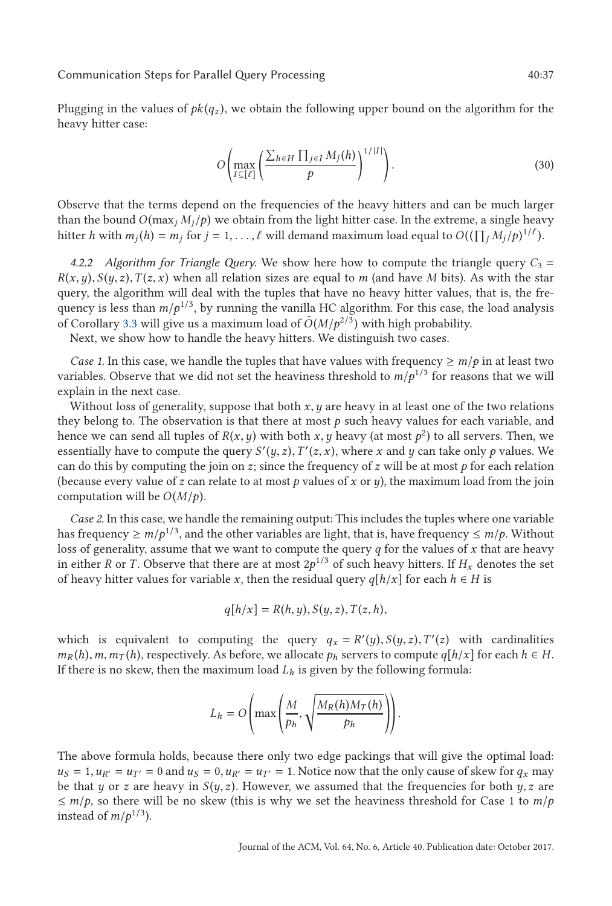Plugging in the values of $pk(q_z)$, we obtain the following upper bound on the algorithm for the heavy hitter case:

$$O\left(\max_{I \subseteq [\ell]} \left(\frac{\sum_{h \in H} \prod_{j \in I} M_j(h)}{p}\right)^{1/|I|}\right). \tag{30}$$

Observe that the terms depend on the frequencies of the heavy hitters and can be much larger than the bound $O(\max_j M_j/p)$ we obtain from the light hitter case. In the extreme, a single heavy hitter $h$ with $m_j(h) = m_j$ for $j = 1, \ldots, \ell$ will demand maximum load equal to $O((\prod_j M_j/p)^{1/\ell})$.

*4.2.2 Algorithm for Triangle Query.* We show here how to compute the triangle query $C_3 = R(x, y), S(y, z), T(z, x)$ when all relation sizes are equal to $m$ (and have $M$ bits). As with the star query, the algorithm will deal with the tuples that have no heavy hitter values, that is, the frequency is less than $m/p^{1/3}$, by running the vanilla HC algorithm. For this case, the load analysis of Corollary 3.3 will give us a maximum load of $\tilde{O}(M/p^{2/3})$ with high probability.

Next, we show how to handle the heavy hitters. We distinguish two cases.

*Case 1.* In this case, we handle the tuples that have values with frequency $\geq m/p$ in at least two variables. Observe that we did not set the heaviness threshold to $m/p^{1/3}$ for reasons that we will explain in the next case.

Without loss of generality, suppose that both $x, y$ are heavy in at least one of the two relations they belong to. The observation is that there at most $p$ such heavy values for each variable, and hence we can send all tuples of $R(x, y)$ with both $x, y$ heavy (at most $p^2$) to all servers. Then, we essentially have to compute the query $S'(y, z), T'(z, x)$, where $x$ and $y$ can take only $p$ values. We can do this by computing the join on $z$; since the frequency of $z$ will be at most $p$ for each relation (because every value of $z$ can relate to at most $p$ values of $x$ or $y$), the maximum load from the join computation will be $O(M/p)$.

*Case 2.* In this case, we handle the remaining output: This includes the tuples where one variable has frequency $\geq m/p^{1/3}$, and the other variables are light, that is, have frequency $\leq m/p$. Without loss of generality, assume that we want to compute the query $q$ for the values of $x$ that are heavy in either $R$ or $T$. Observe that there are at most $2p^{1/3}$ of such heavy hitters. If $H_x$ denotes the set of heavy hitter values for variable $x$, then the residual query $q[h/x]$ for each $h \in H$ is

$$q[h/x] = R(h, y), S(y, z), T(z, h),$$

which is equivalent to computing the query $q_x = R'(y), S(y, z), T'(z)$ with cardinalities $m_R(h), m, m_T(h)$, respectively. As before, we allocate $p_h$ servers to compute $q[h/x]$ for each $h \in H$. If there is no skew, then the maximum load $L_h$ is given by the following formula:

$$L_h = O\left(\max\left(\frac{M}{p_h}, \sqrt{\frac{M_R(h)M_T(h)}{p_h}}\right)\right).$$

The above formula holds, because there only two edge packings that will give the optimal load: $u_S = 1, u_{R'} = u_{T'} = 0$ and $u_S = 0, u_{R'} = u_{T'} = 1$. Notice now that the only cause of skew for $q_x$ may be that $y$ or $z$ are heavy in $S(y, z)$. However, we assumed that the frequencies for both $y, z$ are $\leq m/p$, so there will be no skew (this is why we set the heaviness threshold for Case 1 to $m/p$ instead of $m/p^{1/3}$).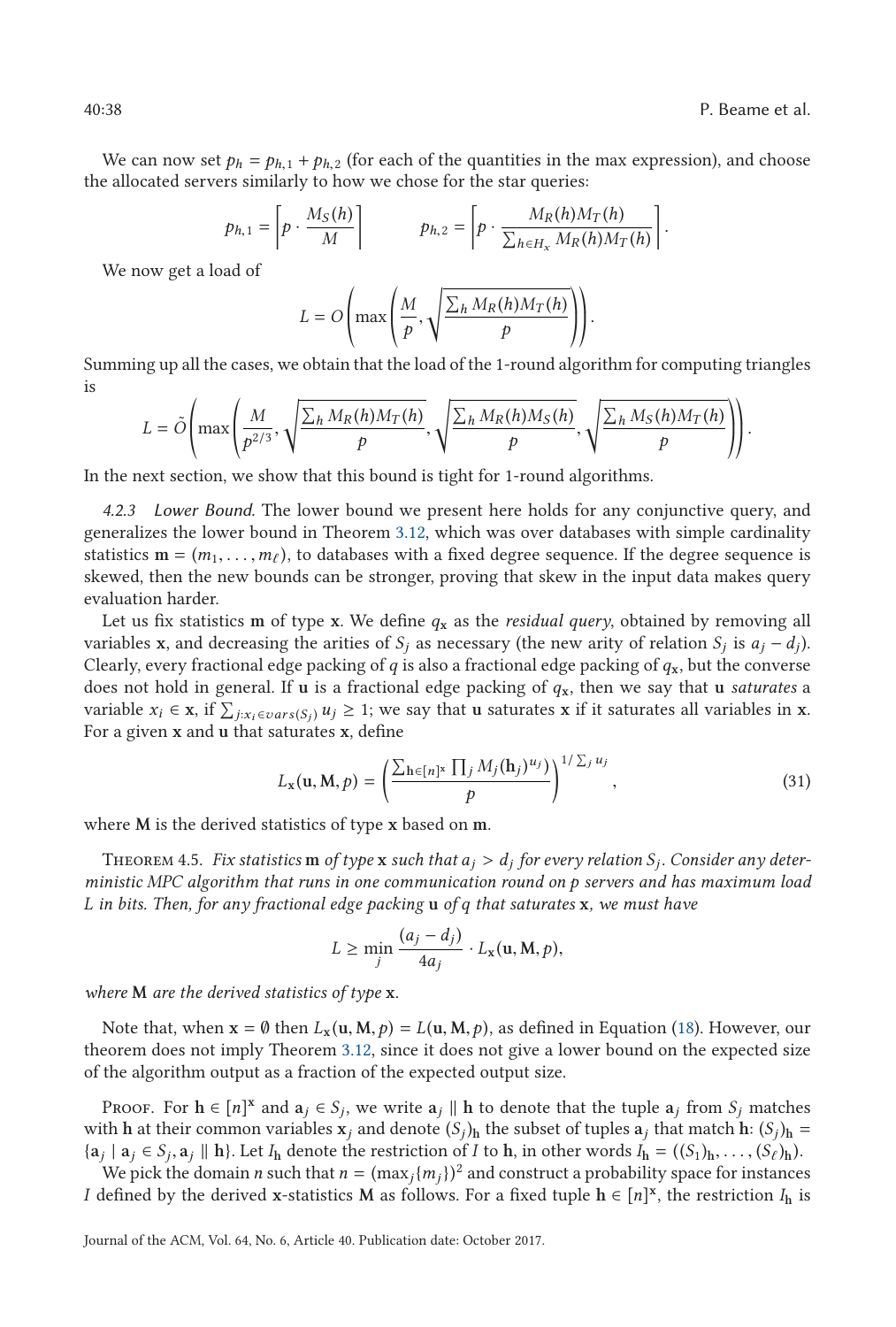We can now set $p_h = p_{h,1} + p_{h,2}$ (for each of the quantities in the max expression), and choose the allocated servers similarly to how we chose for the star queries:

$$p_{h,1} = \left\lceil p \cdot \frac{M_S(h)}{M} \right\rceil \qquad\qquad p_{h,2} = \left\lceil p \cdot \frac{M_R(h) M_T(h)}{\sum_{h \in H_x} M_R(h) M_T(h)} \right\rceil.$$

We now get a load of

$$L = O\left(\max\left(\frac{M}{p}, \sqrt{\frac{\sum_h M_R(h) M_T(h)}{p}}\right)\right).$$

Summing up all the cases, we obtain that the load of the 1-round algorithm for computing triangles is

$$L = \tilde{O}\left(\max\left(\frac{M}{p^{2/3}}, \sqrt{\frac{\sum_h M_R(h) M_T(h)}{p}}, \sqrt{\frac{\sum_h M_R(h) M_S(h)}{p}}, \sqrt{\frac{\sum_h M_S(h) M_T(h)}{p}}\right)\right).$$

In the next section, we show that this bound is tight for 1-round algorithms.

*4.2.3 Lower Bound.* The lower bound we present here holds for any conjunctive query, and generalizes the lower bound in Theorem 3.12, which was over databases with simple cardinality statistics $\mathbf{m} = (m_1, \ldots, m_\ell)$, to databases with a fixed degree sequence. If the degree sequence is skewed, then the new bounds can be stronger, proving that skew in the input data makes query evaluation harder.

Let us fix statistics $\mathbf{m}$ of type $\mathbf{x}$. We define $q_{\mathbf{x}}$ as the *residual query*, obtained by removing all variables $\mathbf{x}$, and decreasing the arities of $S_j$ as necessary (the new arity of relation $S_j$ is $a_j - d_j$). Clearly, every fractional edge packing of $q$ is also a fractional edge packing of $q_{\mathbf{x}}$, but the converse does not hold in general. If $\mathbf{u}$ is a fractional edge packing of $q_{\mathbf{x}}$, then we say that $\mathbf{u}$ *saturates* a variable $x_i \in \mathbf{x}$, if $\sum_{j : x_i \in vars(S_j)} u_j \geq 1$; we say that $\mathbf{u}$ saturates $\mathbf{x}$ if it saturates all variables in $\mathbf{x}$. For a given $\mathbf{x}$ and $\mathbf{u}$ that saturates $\mathbf{x}$, define

$$L_{\mathbf{x}}(\mathbf{u}, \mathbf{M}, p) = \left(\frac{\sum_{\mathbf{h} \in [n]^{\mathbf{x}}} \prod_j M_j(\mathbf{h}_j)^{u_j}}{p}\right)^{1/\sum_j u_j}, \tag{31}$$

where $\mathbf{M}$ is the derived statistics of type $\mathbf{x}$ based on $\mathbf{m}$.

Theorem 4.5. *Fix statistics $\mathbf{m}$ of type $\mathbf{x}$ such that $a_j > d_j$ for every relation $S_j$. Consider any deterministic MPC algorithm that runs in one communication round on $p$ servers and has maximum load $L$ in bits. Then, for any fractional edge packing $\mathbf{u}$ of $q$ that saturates $\mathbf{x}$, we must have*

$$L \geq \min_j \frac{(a_j - d_j)}{4 a_j} \cdot L_{\mathbf{x}}(\mathbf{u}, \mathbf{M}, p),$$

*where $\mathbf{M}$ are the derived statistics of type $\mathbf{x}$.*

Note that, when $\mathbf{x} = \emptyset$ then $L_{\mathbf{x}}(\mathbf{u}, \mathbf{M}, p) = L(\mathbf{u}, \mathbf{M}, p)$, as defined in Equation (18). However, our theorem does not imply Theorem 3.12, since it does not give a lower bound on the expected size of the algorithm output as a fraction of the expected output size.

Proof. For $\mathbf{h} \in [n]^{\mathbf{x}}$ and $\mathbf{a}_j \in S_j$, we write $\mathbf{a}_j \parallel \mathbf{h}$ to denote that the tuple $\mathbf{a}_j$ from $S_j$ matches with $\mathbf{h}$ at their common variables $\mathbf{x}_j$ and denote $(S_j)_{\mathbf{h}}$ the subset of tuples $\mathbf{a}_j$ that match $\mathbf{h}$: $(S_j)_{\mathbf{h}} = \{\mathbf{a}_j \mid \mathbf{a}_j \in S_j, \mathbf{a}_j \parallel \mathbf{h}\}$. Let $I_{\mathbf{h}}$ denote the restriction of $I$ to $\mathbf{h}$, in other words $I_{\mathbf{h}} = ((S_1)_{\mathbf{h}}, \ldots, (S_\ell)_{\mathbf{h}})$.

We pick the domain $n$ such that $n = (\max_j\{m_j\})^2$ and construct a probability space for instances $I$ defined by the derived $\mathbf{x}$-statistics $\mathbf{M}$ as follows. For a fixed tuple $\mathbf{h} \in [n]^{\mathbf{x}}$, the restriction $I_{\mathbf{h}}$ is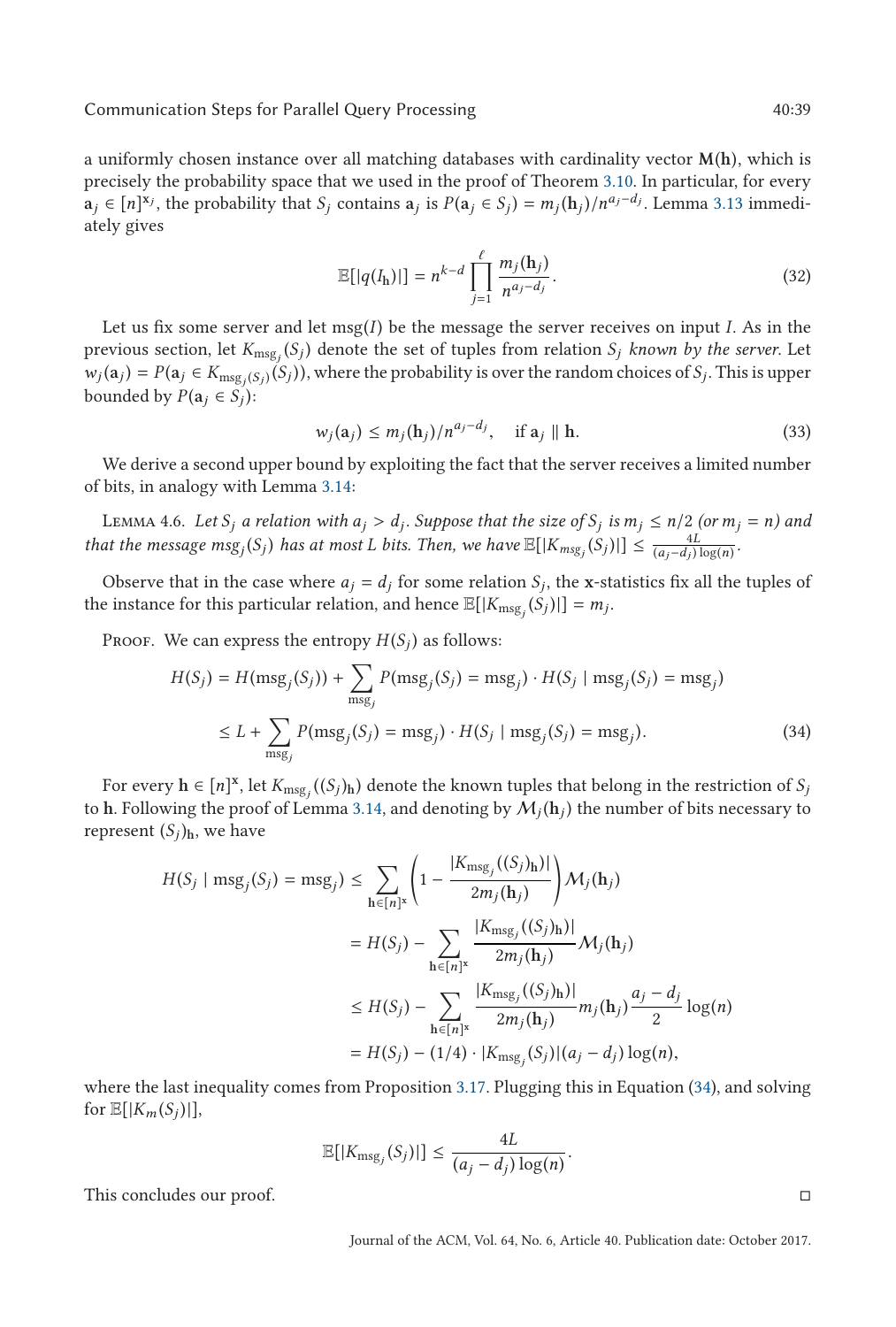a uniformly chosen instance over all matching databases with cardinality vector $\mathbf{M}(\mathbf{h})$, which is precisely the probability space that we used in the proof of Theorem 3.10. In particular, for every $\mathbf{a}_j \in [n]^{\mathbf{x}_j}$, the probability that $S_j$ contains $\mathbf{a}_j$ is $P(\mathbf{a}_j \in S_j) = m_j(\mathbf{h}_j)/n^{a_j - d_j}$. Lemma 3.13 immediately gives

$$\mathbb{E}[|q(I_{\mathbf{h}})|] = n^{k-d} \prod_{j=1}^{\ell} \frac{m_j(\mathbf{h}_j)}{n^{a_j - d_j}}. \tag{32}$$

Let us fix some server and let $\mathrm{msg}(I)$ be the message the server receives on input $I$. As in the previous section, let $K_{\mathrm{msg}_j}(S_j)$ denote the set of tuples from relation $S_j$ *known by the server*. Let $w_j(\mathbf{a}_j) = P(\mathbf{a}_j \in K_{\mathrm{msg}_j(S_j)}(S_j))$, where the probability is over the random choices of $S_j$. This is upper bounded by $P(\mathbf{a}_j \in S_j)$:

$$w_j(\mathbf{a}_j) \leq m_j(\mathbf{h}_j)/n^{a_j - d_j}, \quad \text{if } \mathbf{a}_j \parallel \mathbf{h}. \tag{33}$$

We derive a second upper bound by exploiting the fact that the server receives a limited number of bits, in analogy with Lemma 3.14:

Lemma 4.6. *Let $S_j$ a relation with $a_j > d_j$. Suppose that the size of $S_j$ is $m_j \leq n/2$ (or $m_j = n$) and that the message $\mathrm{msg}_j(S_j)$ has at most $L$ bits. Then, we have $\mathbb{E}[|K_{\mathrm{msg}_j}(S_j)|] \leq \frac{4L}{(a_j - d_j)\log(n)}$.*

Observe that in the case where $a_j = d_j$ for some relation $S_j$, the $\mathbf{x}$-statistics fix all the tuples of the instance for this particular relation, and hence $\mathbb{E}[|K_{\mathrm{msg}_j}(S_j)|] = m_j$.

Proof. We can express the entropy $H(S_j)$ as follows:

$$\begin{aligned}
H(S_j) &= H(\mathrm{msg}_j(S_j)) + \sum_{\mathrm{msg}_j} P(\mathrm{msg}_j(S_j) = \mathrm{msg}_j) \cdot H(S_j \mid \mathrm{msg}_j(S_j) = \mathrm{msg}_j) \\
&\leq L + \sum_{\mathrm{msg}_j} P(\mathrm{msg}_j(S_j) = \mathrm{msg}_j) \cdot H(S_j \mid \mathrm{msg}_j(S_j) = \mathrm{msg}_j).
\end{aligned} \tag{34}$$

For every $\mathbf{h} \in [n]^{\mathbf{x}}$, let $K_{\mathrm{msg}_j}((S_j)_{\mathbf{h}})$ denote the known tuples that belong in the restriction of $S_j$ to $\mathbf{h}$. Following the proof of Lemma 3.14, and denoting by $\mathcal{M}_j(\mathbf{h}_j)$ the number of bits necessary to represent $(S_j)_{\mathbf{h}}$, we have

$$\begin{aligned}
H(S_j \mid \mathrm{msg}_j(S_j) = \mathrm{msg}_j) &\leq \sum_{\mathbf{h} \in [n]^{\mathbf{x}}} \left(1 - \frac{|K_{\mathrm{msg}_j}((S_j)_{\mathbf{h}})|}{2m_j(\mathbf{h}_j)}\right) \mathcal{M}_j(\mathbf{h}_j) \\
&= H(S_j) - \sum_{\mathbf{h} \in [n]^{\mathbf{x}}} \frac{|K_{\mathrm{msg}_j}((S_j)_{\mathbf{h}})|}{2m_j(\mathbf{h}_j)} \mathcal{M}_j(\mathbf{h}_j) \\
&\leq H(S_j) - \sum_{\mathbf{h} \in [n]^{\mathbf{x}}} \frac{|K_{\mathrm{msg}_j}((S_j)_{\mathbf{h}})|}{2m_j(\mathbf{h}_j)} m_j(\mathbf{h}_j) \frac{a_j - d_j}{2} \log(n) \\
&= H(S_j) - (1/4) \cdot |K_{\mathrm{msg}_j}(S_j)| (a_j - d_j) \log(n),
\end{aligned}$$

where the last inequality comes from Proposition 3.17. Plugging this in Equation (34), and solving for $\mathbb{E}[|K_m(S_j)|]$,

$$\mathbb{E}[|K_{\mathrm{msg}_j}(S_j)|] \leq \frac{4L}{(a_j - d_j)\log(n)}.$$

This concludes our proof. ◻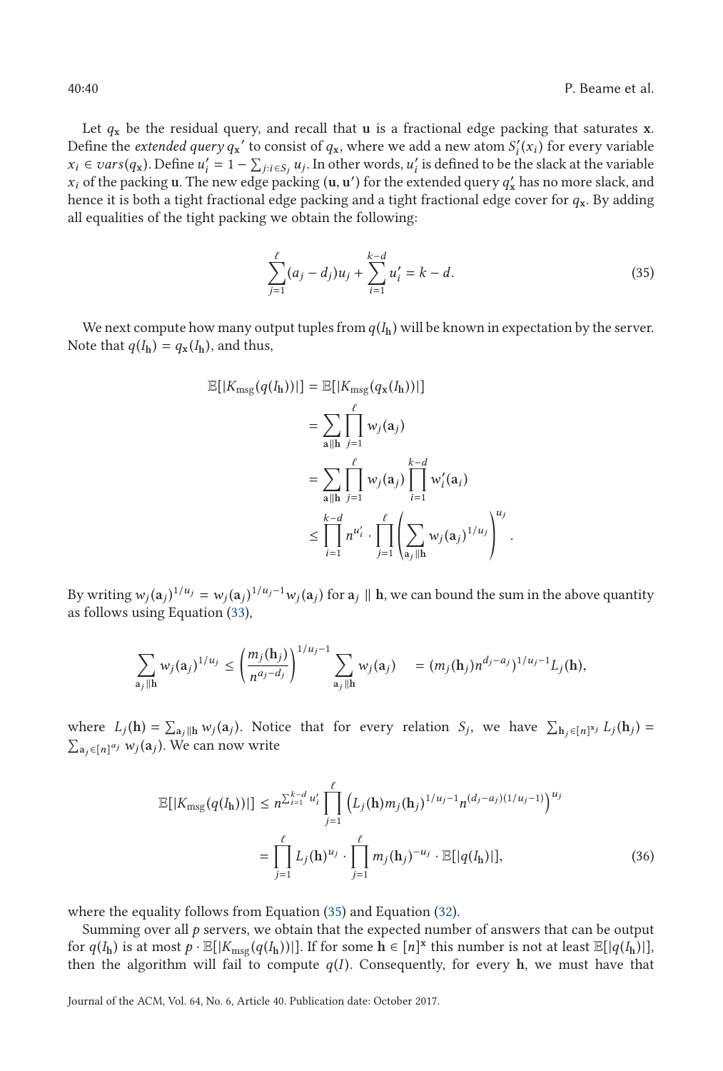Let $q_{\mathbf{x}}$ be the residual query, and recall that $\mathbf{u}$ is a fractional edge packing that saturates $\mathbf{x}$. Define the *extended query* $q_{\mathbf{x}}{}'$ to consist of $q_{\mathbf{x}}$, where we add a new atom $S_i'(x_i)$ for every variable $x_i \in vars(q_{\mathbf{x}})$. Define $u_i' = 1 - \sum_{j: i \in S_j} u_j$. In other words, $u_i'$ is defined to be the slack at the variable $x_i$ of the packing $\mathbf{u}$. The new edge packing $(\mathbf{u}, \mathbf{u'})$ for the extended query $q_{\mathbf{x}}'$ has no more slack, and hence it is both a tight fractional edge packing and a tight fractional edge cover for $q_{\mathbf{x}}$. By adding all equalities of the tight packing we obtain the following:

$$\sum_{j=1}^{\ell}(a_j - d_j)u_j + \sum_{i=1}^{k-d} u_i' = k - d. \tag{35}$$

We next compute how many output tuples from $q(I_{\mathbf{h}})$ will be known in expectation by the server. Note that $q(I_{\mathbf{h}}) = q_{\mathbf{x}}(I_{\mathbf{h}})$, and thus,

$$\begin{aligned}
\mathbb{E}[|K_{\text{msg}}(q(I_{\mathbf{h}}))|] &= \mathbb{E}[|K_{\text{msg}}(q_{\mathbf{x}}(I_{\mathbf{h}}))|] \\
&= \sum_{\mathbf{a} \| \mathbf{h}} \prod_{j=1}^{\ell} w_j(\mathbf{a}_j) \\
&= \sum_{\mathbf{a} \| \mathbf{h}} \prod_{j=1}^{\ell} w_j(\mathbf{a}_j) \prod_{i=1}^{k-d} w_i'(\mathbf{a}_i) \\
&\leq \prod_{i=1}^{k-d} n^{u_i'} \cdot \prod_{j=1}^{\ell} \left( \sum_{\mathbf{a}_j \| \mathbf{h}} w_j(\mathbf{a}_j)^{1/u_j} \right)^{u_j}.
\end{aligned}$$

By writing $w_j(\mathbf{a}_j)^{1/u_j} = w_j(\mathbf{a}_j)^{1/u_j - 1} w_j(\mathbf{a}_j)$ for $\mathbf{a}_j \parallel \mathbf{h}$, we can bound the sum in the above quantity as follows using Equation (33),

$$\sum_{\mathbf{a}_j \| \mathbf{h}} w_j(\mathbf{a}_j)^{1/u_j} \leq \left( \frac{m_j(\mathbf{h}_j)}{n^{a_j - d_j}} \right)^{1/u_j - 1} \sum_{\mathbf{a}_j \| \mathbf{h}} w_j(\mathbf{a}_j) \quad = (m_j(\mathbf{h}_j) n^{d_j - a_j})^{1/u_j - 1} L_j(\mathbf{h}),$$

where $L_j(\mathbf{h}) = \sum_{\mathbf{a}_j \| \mathbf{h}} w_j(\mathbf{a}_j)$. Notice that for every relation $S_j$, we have $\sum_{\mathbf{h}_j \in [n]^{\mathbf{x}_j}} L_j(\mathbf{h}_j) = \sum_{\mathbf{a}_j \in [n]^{a_j}} w_j(\mathbf{a}_j)$. We can now write

$$\begin{aligned}
\mathbb{E}[|K_{\text{msg}}(q(I_{\mathbf{h}}))|] &\leq n^{\sum_{i=1}^{k-d} u_i'} \prod_{j=1}^{\ell} \left( L_j(\mathbf{h}) m_j(\mathbf{h}_j)^{1/u_j - 1} n^{(d_j - a_j)(1/u_j - 1)} \right)^{u_j} \\
&= \prod_{j=1}^{\ell} L_j(\mathbf{h})^{u_j} \cdot \prod_{j=1}^{\ell} m_j(\mathbf{h}_j)^{-u_j} \cdot \mathbb{E}[|q(I_{\mathbf{h}})|],
\end{aligned} \tag{36}$$

where the equality follows from Equation (35) and Equation (32).

Summing over all $p$ servers, we obtain that the expected number of answers that can be output for $q(I_{\mathbf{h}})$ is at most $p \cdot \mathbb{E}[|K_{\text{msg}}(q(I_{\mathbf{h}}))|]$. If for some $\mathbf{h} \in [n]^{\mathbf{x}}$ this number is not at least $\mathbb{E}[|q(I_{\mathbf{h}})|]$, then the algorithm will fail to compute $q(I)$. Consequently, for every $\mathbf{h}$, we must have that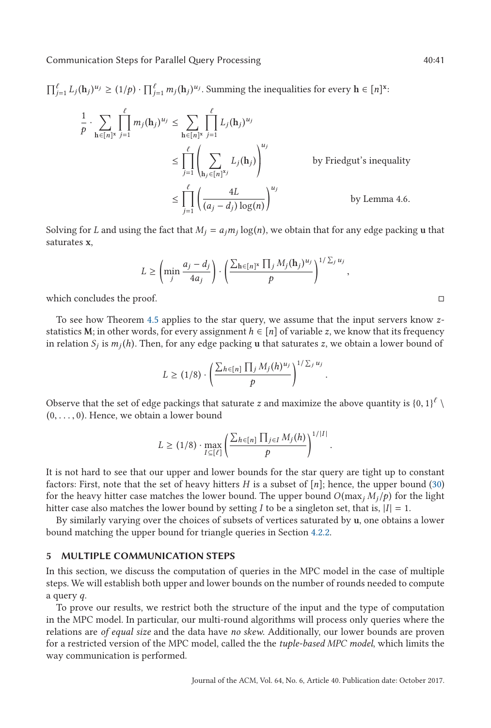$\prod_{j=1}^{\ell} L_j(\mathbf{h}_j)^{u_j} \geq (1/p) \cdot \prod_{j=1}^{\ell} m_j(\mathbf{h}_j)^{u_j}$. Summing the inequalities for every $\mathbf{h} \in [n]^{\mathbf{x}}$:

$$
\begin{aligned}
\frac{1}{p} \cdot \sum_{\mathbf{h} \in [n]^{\mathbf{x}}} \prod_{j=1}^{\ell} m_j(\mathbf{h}_j)^{u_j} &\leq \sum_{\mathbf{h} \in [n]^{\mathbf{x}}} \prod_{j=1}^{\ell} L_j(\mathbf{h}_j)^{u_j} \\
&\leq \prod_{j=1}^{\ell} \left( \sum_{\mathbf{h}_j \in [n]^{\mathbf{x}_j}} L_j(\mathbf{h}_j) \right)^{u_j} && \text{by Friedgut's inequality} \\
&\leq \prod_{j=1}^{\ell} \left( \frac{4L}{(a_j - d_j)\log(n)} \right)^{u_j} && \text{by Lemma 4.6.}
\end{aligned}
$$

Solving for $L$ and using the fact that $M_j = a_j m_j \log(n)$, we obtain that for any edge packing $\mathbf{u}$ that saturates $\mathbf{x}$,

$$
L \geq \left( \min_j \frac{a_j - d_j}{4a_j} \right) \cdot \left( \frac{\sum_{\mathbf{h} \in [n]^{\mathbf{x}}} \prod_j M_j(\mathbf{h}_j)^{u_j}}{p} \right)^{1/\sum_j u_j},
$$

which concludes the proof. □

To see how Theorem 4.5 applies to the star query, we assume that the input servers know $z$-statistics $\mathbf{M}$; in other words, for every assignment $h \in [n]$ of variable $z$, we know that its frequency in relation $S_j$ is $m_j(h)$. Then, for any edge packing $\mathbf{u}$ that saturates $z$, we obtain a lower bound of

$$
L \geq (1/8) \cdot \left( \frac{\sum_{h \in [n]} \prod_j M_j(h)^{u_j}}{p} \right)^{1/\sum_j u_j}.
$$

Observe that the set of edge packings that saturate $z$ and maximize the above quantity is $\{0,1\}^{\ell} \setminus (0, \ldots, 0)$. Hence, we obtain a lower bound

$$
L \geq (1/8) \cdot \max_{I \subseteq [\ell]} \left( \frac{\sum_{h \in [n]} \prod_{j \in I} M_j(h)}{p} \right)^{1/|I|}.
$$

It is not hard to see that our upper and lower bounds for the star query are tight up to constant factors: First, note that the set of heavy hitters $H$ is a subset of $[n]$; hence, the upper bound (30) for the heavy hitter case matches the lower bound. The upper bound $O(\max_j M_j/p)$ for the light hitter case also matches the lower bound by setting $I$ to be a singleton set, that is, $|I| = 1$.

By similarly varying over the choices of subsets of vertices saturated by $\mathbf{u}$, one obtains a lower bound matching the upper bound for triangle queries in Section 4.2.2.

## 5 MULTIPLE COMMUNICATION STEPS

In this section, we discuss the computation of queries in the MPC model in the case of multiple steps. We will establish both upper and lower bounds on the number of rounds needed to compute a query $q$.

To prove our results, we restrict both the structure of the input and the type of computation in the MPC model. In particular, our multi-round algorithms will process only queries where the relations are *of equal size* and the data have *no skew*. Additionally, our lower bounds are proven for a restricted version of the MPC model, called the the *tuple-based MPC model*, which limits the way communication is performed.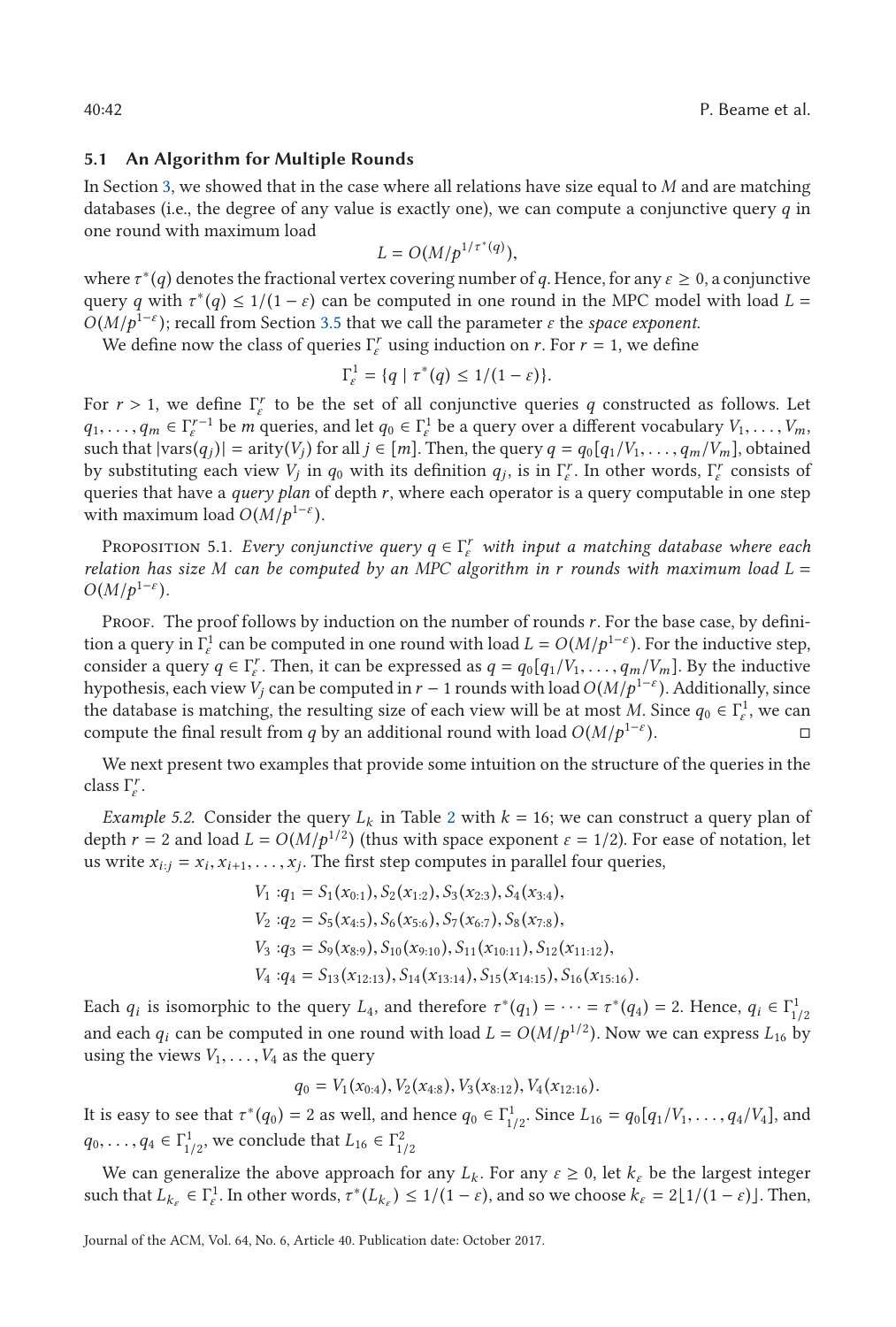### 5.1 An Algorithm for Multiple Rounds

In Section 3, we showed that in the case where all relations have size equal to $M$ and are matching databases (i.e., the degree of any value is exactly one), we can compute a conjunctive query $q$ in one round with maximum load

$$L = O(M/p^{1/\tau^*(q)}),$$

where $\tau^*(q)$ denotes the fractional vertex covering number of $q$. Hence, for any $\varepsilon \geq 0$, a conjunctive query $q$ with $\tau^*(q) \leq 1/(1-\varepsilon)$ can be computed in one round in the MPC model with load $L = O(M/p^{1-\varepsilon})$; recall from Section 3.5 that we call the parameter $\varepsilon$ the *space exponent*.

We define now the class of queries $\Gamma_\varepsilon^r$ using induction on $r$. For $r = 1$, we define

$$\Gamma_\varepsilon^1 = \{q \mid \tau^*(q) \leq 1/(1-\varepsilon)\}.$$

For $r > 1$, we define $\Gamma_\varepsilon^r$ to be the set of all conjunctive queries $q$ constructed as follows. Let $q_1, \ldots, q_m \in \Gamma_\varepsilon^{r-1}$ be $m$ queries, and let $q_0 \in \Gamma_\varepsilon^1$ be a query over a different vocabulary $V_1, \ldots, V_m$, such that $|\text{vars}(q_j)| = \text{arity}(V_j)$ for all $j \in [m]$. Then, the query $q = q_0[q_1/V_1, \ldots, q_m/V_m]$, obtained by substituting each view $V_j$ in $q_0$ with its definition $q_j$, is in $\Gamma_\varepsilon^r$. In other words, $\Gamma_\varepsilon^r$ consists of queries that have a *query plan* of depth $r$, where each operator is a query computable in one step with maximum load $O(M/p^{1-\varepsilon})$.

Proposition 5.1. *Every conjunctive query $q \in \Gamma_\varepsilon^r$ with input a matching database where each relation has size $M$ can be computed by an MPC algorithm in $r$ rounds with maximum load $L = O(M/p^{1-\varepsilon})$.*

Proof. The proof follows by induction on the number of rounds $r$. For the base case, by definition a query in $\Gamma_\varepsilon^1$ can be computed in one round with load $L = O(M/p^{1-\varepsilon})$. For the inductive step, consider a query $q \in \Gamma_\varepsilon^r$. Then, it can be expressed as $q = q_0[q_1/V_1, \ldots, q_m/V_m]$. By the inductive hypothesis, each view $V_j$ can be computed in $r-1$ rounds with load $O(M/p^{1-\varepsilon})$. Additionally, since the database is matching, the resulting size of each view will be at most $M$. Since $q_0 \in \Gamma_\varepsilon^1$, we can compute the final result from $q$ by an additional round with load $O(M/p^{1-\varepsilon})$. □

We next present two examples that provide some intuition on the structure of the queries in the class $\Gamma_\varepsilon^r$.

*Example 5.2.* Consider the query $L_k$ in Table 2 with $k = 16$; we can construct a query plan of depth $r = 2$ and load $L = O(M/p^{1/2})$ (thus with space exponent $\varepsilon = 1/2$). For ease of notation, let us write $x_{i:j} = x_i, x_{i+1}, \ldots, x_j$. The first step computes in parallel four queries,

$$V_1 : q_1 = S_1(x_{0:1}), S_2(x_{1:2}), S_3(x_{2:3}), S_4(x_{3:4}),$$
$$V_2 : q_2 = S_5(x_{4:5}), S_6(x_{5:6}), S_7(x_{6:7}), S_8(x_{7:8}),$$
$$V_3 : q_3 = S_9(x_{8:9}), S_{10}(x_{9:10}), S_{11}(x_{10:11}), S_{12}(x_{11:12}),$$
$$V_4 : q_4 = S_{13}(x_{12:13}), S_{14}(x_{13:14}), S_{15}(x_{14:15}), S_{16}(x_{15:16}).$$

Each $q_i$ is isomorphic to the query $L_4$, and therefore $\tau^*(q_1) = \cdots = \tau^*(q_4) = 2$. Hence, $q_i \in \Gamma_{1/2}^1$ and each $q_i$ can be computed in one round with load $L = O(M/p^{1/2})$. Now we can express $L_{16}$ by using the views $V_1, \ldots, V_4$ as the query

$$q_0 = V_1(x_{0:4}), V_2(x_{4:8}), V_3(x_{8:12}), V_4(x_{12:16}).$$

It is easy to see that $\tau^*(q_0) = 2$ as well, and hence $q_0 \in \Gamma_{1/2}^1$. Since $L_{16} = q_0[q_1/V_1, \ldots, q_4/V_4]$, and $q_0, \ldots, q_4 \in \Gamma_{1/2}^1$, we conclude that $L_{16} \in \Gamma_{1/2}^2$

We can generalize the above approach for any $L_k$. For any $\varepsilon \geq 0$, let $k_\varepsilon$ be the largest integer such that $L_{k_\varepsilon} \in \Gamma_\varepsilon^1$. In other words, $\tau^*(L_{k_\varepsilon}) \leq 1/(1-\varepsilon)$, and so we choose $k_\varepsilon = 2\lfloor 1/(1-\varepsilon) \rfloor$. Then,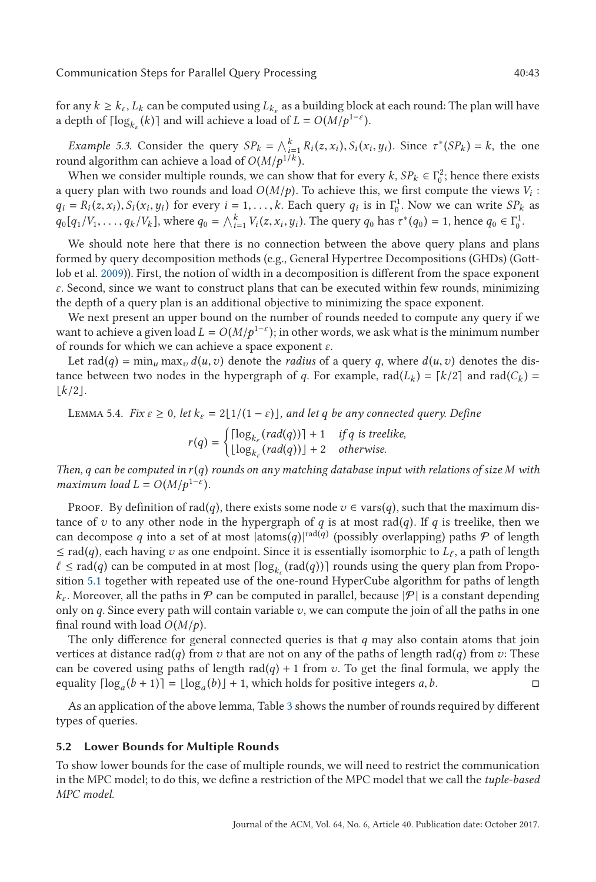for any $k \geq k_\varepsilon$, $L_k$ can be computed using $L_{k_\varepsilon}$ as a building block at each round: The plan will have a depth of $\lceil \log_{k_\varepsilon}(k) \rceil$ and will achieve a load of $L = O(M/p^{1-\varepsilon})$.

*Example 5.3.* Consider the query $SP_k = \bigwedge_{i=1}^{k} R_i(z, x_i), S_i(x_i, y_i)$. Since $\tau^*(SP_k) = k$, the one round algorithm can achieve a load of $O(M/p^{1/k})$.

When we consider multiple rounds, we can show that for every $k$, $SP_k \in \Gamma_0^2$; hence there exists a query plan with two rounds and load $O(M/p)$. To achieve this, we first compute the views $V_i$ : $q_i = R_i(z, x_i), S_i(x_i, y_i)$ for every $i = 1, \ldots, k$. Each query $q_i$ is in $\Gamma_0^1$. Now we can write $SP_k$ as $q_0[q_1/V_1, \ldots, q_k/V_k]$, where $q_0 = \bigwedge_{i=1}^{k} V_i(z, x_i, y_i)$. The query $q_0$ has $\tau^*(q_0) = 1$, hence $q_0 \in \Gamma_0^1$.

We should note here that there is no connection between the above query plans and plans formed by query decomposition methods (e.g., General Hypertree Decompositions (GHDs) (Gottlob et al. 2009)). First, the notion of width in a decomposition is different from the space exponent $\varepsilon$. Second, since we want to construct plans that can be executed within few rounds, minimizing the depth of a query plan is an additional objective to minimizing the space exponent.

We next present an upper bound on the number of rounds needed to compute any query if we want to achieve a given load $L = O(M/p^{1-\varepsilon})$; in other words, we ask what is the minimum number of rounds for which we can achieve a space exponent $\varepsilon$.

Let $\text{rad}(q) = \min_u \max_v d(u, v)$ denote the *radius* of a query $q$, where $d(u, v)$ denotes the distance between two nodes in the hypergraph of $q$. For example, $\text{rad}(L_k) = \lceil k/2 \rceil$ and $\text{rad}(C_k) = \lfloor k/2 \rfloor$.

Lemma 5.4. *Fix $\varepsilon \geq 0$, let $k_\varepsilon = 2\lfloor 1/(1-\varepsilon) \rfloor$, and let $q$ be any connected query. Define*

$$r(q) = \begin{cases} \lceil \log_{k_\varepsilon}(rad(q)) \rceil + 1 & \text{if } q \text{ is treelike,} \\ \lfloor \log_{k_\varepsilon}(rad(q)) \rfloor + 2 & \text{otherwise.} \end{cases}$$

*Then, $q$ can be computed in $r(q)$ rounds on any matching database input with relations of size $M$ with maximum load $L = O(M/p^{1-\varepsilon})$.*

Proof. By definition of $\text{rad}(q)$, there exists some node $v \in \text{vars}(q)$, such that the maximum distance of $v$ to any other node in the hypergraph of $q$ is at most $\text{rad}(q)$. If $q$ is treelike, then we can decompose $q$ into a set of at most $|\text{atoms}(q)|^{\text{rad}(q)}$ (possibly overlapping) paths $\mathcal{P}$ of length $\leq \text{rad}(q)$, each having $v$ as one endpoint. Since it is essentially isomorphic to $L_\ell$, a path of length $\ell \leq \text{rad}(q)$ can be computed in at most $\lceil \log_{k_\varepsilon}(\text{rad}(q)) \rceil$ rounds using the query plan from Proposition 5.1 together with repeated use of the one-round HyperCube algorithm for paths of length $k_\varepsilon$. Moreover, all the paths in $\mathcal{P}$ can be computed in parallel, because $|\mathcal{P}|$ is a constant depending only on $q$. Since every path will contain variable $v$, we can compute the join of all the paths in one final round with load $O(M/p)$.

The only difference for general connected queries is that $q$ may also contain atoms that join vertices at distance $\text{rad}(q)$ from $v$ that are not on any of the paths of length $\text{rad}(q)$ from $v$: These can be covered using paths of length $\text{rad}(q) + 1$ from $v$. To get the final formula, we apply the equality $\lceil \log_a(b+1) \rceil = \lfloor \log_a(b) \rfloor + 1$, which holds for positive integers $a, b$. ◻

As an application of the above lemma, Table 3 shows the number of rounds required by different types of queries.

### 5.2 Lower Bounds for Multiple Rounds

To show lower bounds for the case of multiple rounds, we will need to restrict the communication in the MPC model; to do this, we define a restriction of the MPC model that we call the *tuple-based MPC model.*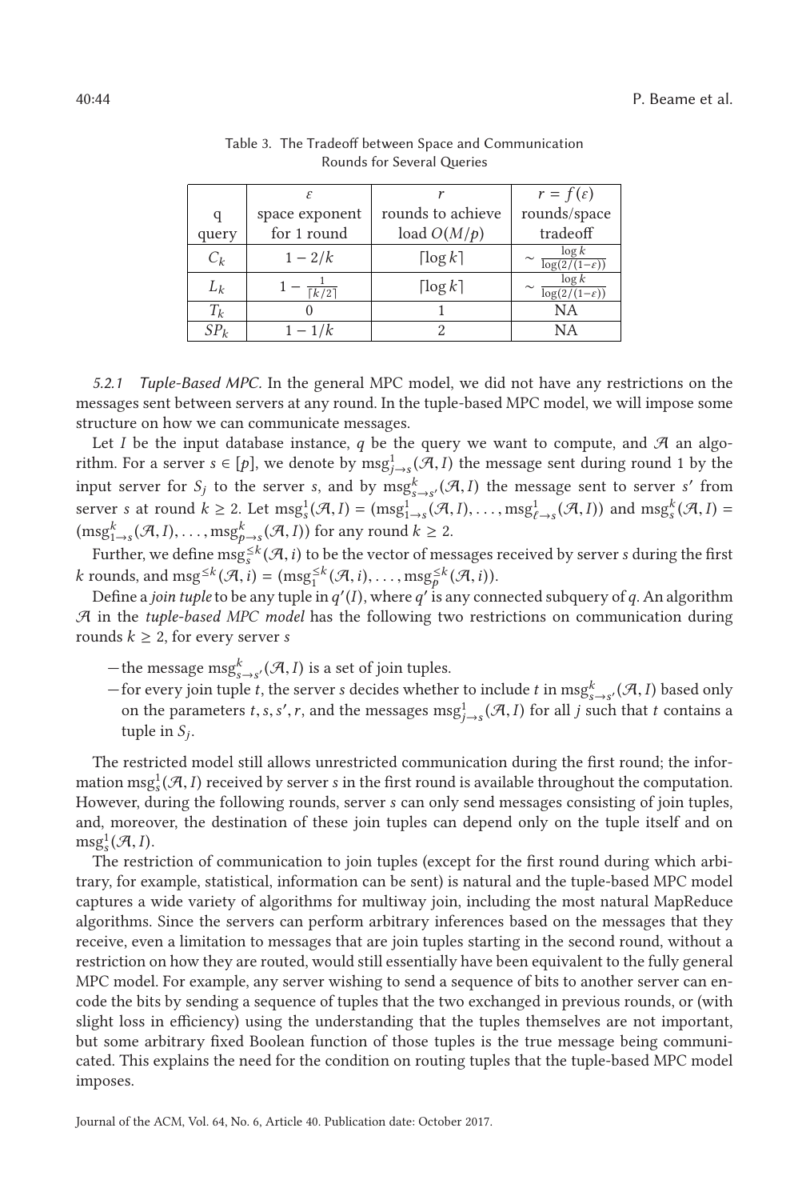Table 3. The Tradeoff between Space and Communication Rounds for Several Queries

| q query | $\varepsilon$ space exponent for 1 round | $r$ rounds to achieve load $O(M/p)$ | $r = f(\varepsilon)$ rounds/space tradeoff |
|---|---|---|---|
| $C_k$ | $1 - 2/k$ | $\lceil \log k \rceil$ | $\sim \frac{\log k}{\log(2/(1-\varepsilon))}$ |
| $L_k$ | $1 - \frac{1}{\lceil k/2 \rceil}$ | $\lceil \log k \rceil$ | $\sim \frac{\log k}{\log(2/(1-\varepsilon))}$ |
| $T_k$ | 0 | 1 | NA |
| $SP_k$ | $1 - 1/k$ | 2 | NA |

#### 5.2.1 Tuple-Based MPC.

In the general MPC model, we did not have any restrictions on the messages sent between servers at any round. In the tuple-based MPC model, we will impose some structure on how we can communicate messages.

Let $I$ be the input database instance, $q$ be the query we want to compute, and $\mathcal{A}$ an algorithm. For a server $s \in [p]$, we denote by $\text{msg}^1_{j \to s}(\mathcal{A}, I)$ the message sent during round 1 by the input server for $S_j$ to the server $s$, and by $\text{msg}^k_{s \to s'}(\mathcal{A}, I)$ the message sent to server $s'$ from server $s$ at round $k \geq 2$. Let $\text{msg}^1_s(\mathcal{A}, I) = (\text{msg}^1_{1 \to s}(\mathcal{A}, I), \ldots, \text{msg}^1_{\ell \to s}(\mathcal{A}, I))$ and $\text{msg}^k_s(\mathcal{A}, I) = (\text{msg}^k_{1 \to s}(\mathcal{A}, I), \ldots, \text{msg}^k_{p \to s}(\mathcal{A}, I))$ for any round $k \geq 2$.

Further, we define $\text{msg}^{\leq k}_s(\mathcal{A}, i)$ to be the vector of messages received by server $s$ during the first $k$ rounds, and $\text{msg}^{\leq k}(\mathcal{A}, i) = (\text{msg}^{\leq k}_1(\mathcal{A}, i), \ldots, \text{msg}^{\leq k}_p(\mathcal{A}, i))$.

Define a *join tuple* to be any tuple in $q'(I)$, where $q'$ is any connected subquery of $q$. An algorithm $\mathcal{A}$ in the *tuple-based MPC model* has the following two restrictions on communication during rounds $k \geq 2$, for every server $s$

- the message $\text{msg}^k_{s \to s'}(\mathcal{A}, I)$ is a set of join tuples.
- for every join tuple $t$, the server $s$ decides whether to include $t$ in $\text{msg}^k_{s \to s'}(\mathcal{A}, I)$ based only on the parameters $t, s, s', r$, and the messages $\text{msg}^1_{j \to s}(\mathcal{A}, I)$ for all $j$ such that $t$ contains a tuple in $S_j$.

The restricted model still allows unrestricted communication during the first round; the information $\text{msg}^1_s(\mathcal{A}, I)$ received by server $s$ in the first round is available throughout the computation. However, during the following rounds, server $s$ can only send messages consisting of join tuples, and, moreover, the destination of these join tuples can depend only on the tuple itself and on $\text{msg}^1_s(\mathcal{A}, I)$.

The restriction of communication to join tuples (except for the first round during which arbitrary, for example, statistical, information can be sent) is natural and the tuple-based MPC model captures a wide variety of algorithms for multiway join, including the most natural MapReduce algorithms. Since the servers can perform arbitrary inferences based on the messages that they receive, even a limitation to messages that are join tuples starting in the second round, without a restriction on how they are routed, would still essentially have been equivalent to the fully general MPC model. For example, any server wishing to send a sequence of bits to another server can encode the bits by sending a sequence of tuples that the two exchanged in previous rounds, or (with slight loss in efficiency) using the understanding that the tuples themselves are not important, but some arbitrary fixed Boolean function of those tuples is the true message being communicated. This explains the need for the condition on routing tuples that the tuple-based MPC model imposes.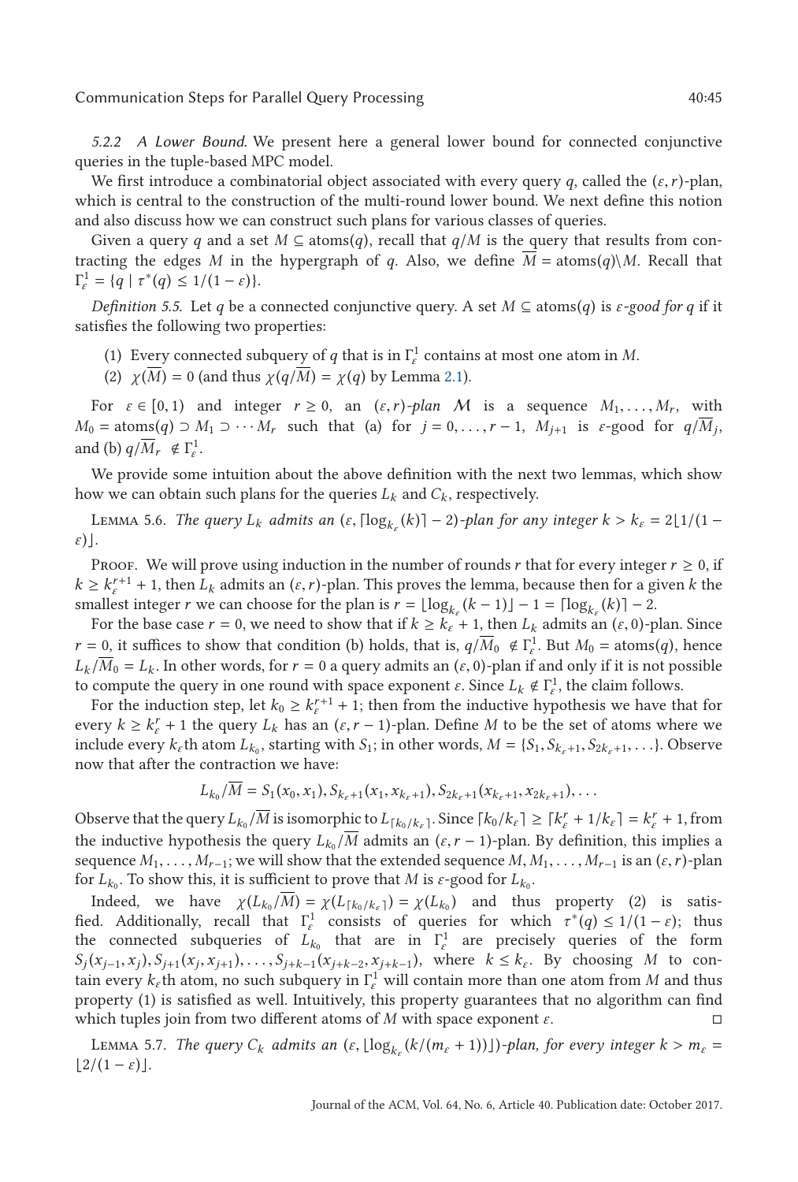*5.2.2 A Lower Bound.* We present here a general lower bound for connected conjunctive queries in the tuple-based MPC model.

We first introduce a combinatorial object associated with every query $q$, called the $(\varepsilon, r)$-plan, which is central to the construction of the multi-round lower bound. We next define this notion and also discuss how we can construct such plans for various classes of queries.

Given a query $q$ and a set $M \subseteq \text{atoms}(q)$, recall that $q/M$ is the query that results from contracting the edges $M$ in the hypergraph of $q$. Also, we define $\overline{M} = \text{atoms}(q) \setminus M$. Recall that $\Gamma_\varepsilon^1 = \{q \mid \tau^*(q) \leq 1/(1-\varepsilon)\}$.

*Definition 5.5.* Let $q$ be a connected conjunctive query. A set $M \subseteq \text{atoms}(q)$ is *$\varepsilon$-good for $q$* if it satisfies the following two properties:

1. Every connected subquery of $q$ that is in $\Gamma_\varepsilon^1$ contains at most one atom in $M$.
2. $\chi(\overline{M}) = 0$ (and thus $\chi(q/\overline{M}) = \chi(q)$ by Lemma 2.1).

For $\varepsilon \in [0, 1)$ and integer $r \geq 0$, an *$(\varepsilon, r)$-plan* $\mathcal{M}$ is a sequence $M_1, \ldots, M_r$, with $M_0 = \text{atoms}(q) \supset M_1 \supset \cdots M_r$ such that (a) for $j = 0, \ldots, r-1$, $M_{j+1}$ is $\varepsilon$-good for $q/\overline{M}_j$, and (b) $q/\overline{M}_r \notin \Gamma_\varepsilon^1$.

We provide some intuition about the above definition with the next two lemmas, which show how we can obtain such plans for the queries $L_k$ and $C_k$, respectively.

Lemma 5.6. *The query $L_k$ admits an $(\varepsilon, \lceil \log_{k_\varepsilon}(k) \rceil - 2)$-plan for any integer $k > k_\varepsilon = 2\lfloor 1/(1-\varepsilon) \rfloor$.*

Proof. We will prove using induction in the number of rounds $r$ that for every integer $r \geq 0$, if $k \geq k_\varepsilon^{r+1} + 1$, then $L_k$ admits an $(\varepsilon, r)$-plan. This proves the lemma, because then for a given $k$ the smallest integer $r$ we can choose for the plan is $r = \lfloor \log_{k_\varepsilon}(k-1) \rfloor - 1 = \lceil \log_{k_\varepsilon}(k) \rceil - 2$.

For the base case $r = 0$, we need to show that if $k \geq k_\varepsilon + 1$, then $L_k$ admits an $(\varepsilon, 0)$-plan. Since $r = 0$, it suffices to show that condition (b) holds, that is, $q/\overline{M}_0 \notin \Gamma_\varepsilon^1$. But $M_0 = \text{atoms}(q)$, hence $L_k/\overline{M}_0 = L_k$. In other words, for $r = 0$ a query admits an $(\varepsilon, 0)$-plan if and only if it is not possible to compute the query in one round with space exponent $\varepsilon$. Since $L_k \notin \Gamma_\varepsilon^1$, the claim follows.

For the induction step, let $k_0 \geq k_\varepsilon^{r+1} + 1$; then from the inductive hypothesis we have that for every $k \geq k_\varepsilon^r + 1$ the query $L_k$ has an $(\varepsilon, r-1)$-plan. Define $M$ to be the set of atoms where we include every $k_\varepsilon$th atom $L_{k_0}$, starting with $S_1$; in other words, $M = \{S_1, S_{k_\varepsilon+1}, S_{2k_\varepsilon+1}, \ldots\}$. Observe now that after the contraction we have:

$$L_{k_0}/\overline{M} = S_1(x_0, x_1), S_{k_\varepsilon+1}(x_1, x_{k_\varepsilon+1}), S_{2k_\varepsilon+1}(x_{k_\varepsilon+1}, x_{2k_\varepsilon+1}), \ldots$$

Observe that the query $L_{k_0}/\overline{M}$ is isomorphic to $L_{\lceil k_0/k_\varepsilon \rceil}$. Since $\lceil k_0/k_\varepsilon \rceil \geq \lceil k_\varepsilon^r + 1/k_\varepsilon \rceil = k_\varepsilon^r + 1$, from the inductive hypothesis the query $L_{k_0}/\overline{M}$ admits an $(\varepsilon, r-1)$-plan. By definition, this implies a sequence $M_1, \ldots, M_{r-1}$; we will show that the extended sequence $M, M_1, \ldots, M_{r-1}$ is an $(\varepsilon, r)$-plan for $L_{k_0}$. To show this, it is sufficient to prove that $M$ is $\varepsilon$-good for $L_{k_0}$.

Indeed, we have $\chi(L_{k_0}/\overline{M}) = \chi(L_{\lceil k_0/k_\varepsilon \rceil}) = \chi(L_{k_0})$ and thus property (2) is satisfied. Additionally, recall that $\Gamma_\varepsilon^1$ consists of queries for which $\tau^*(q) \leq 1/(1-\varepsilon)$; thus the connected subqueries of $L_{k_0}$ that are in $\Gamma_\varepsilon^1$ are precisely queries of the form $S_j(x_{j-1}, x_j), S_{j+1}(x_j, x_{j+1}), \ldots, S_{j+k-1}(x_{j+k-2}, x_{j+k-1})$, where $k \leq k_\varepsilon$. By choosing $M$ to contain every $k_\varepsilon$th atom, no such subquery in $\Gamma_\varepsilon^1$ will contain more than one atom from $M$ and thus property (1) is satisfied as well. Intuitively, this property guarantees that no algorithm can find which tuples join from two different atoms of $M$ with space exponent $\varepsilon$. □

Lemma 5.7. *The query $C_k$ admits an $(\varepsilon, \lfloor \log_{k_\varepsilon}(k/(m_\varepsilon + 1)) \rfloor)$-plan, for every integer $k > m_\varepsilon = \lfloor 2/(1-\varepsilon) \rfloor$.*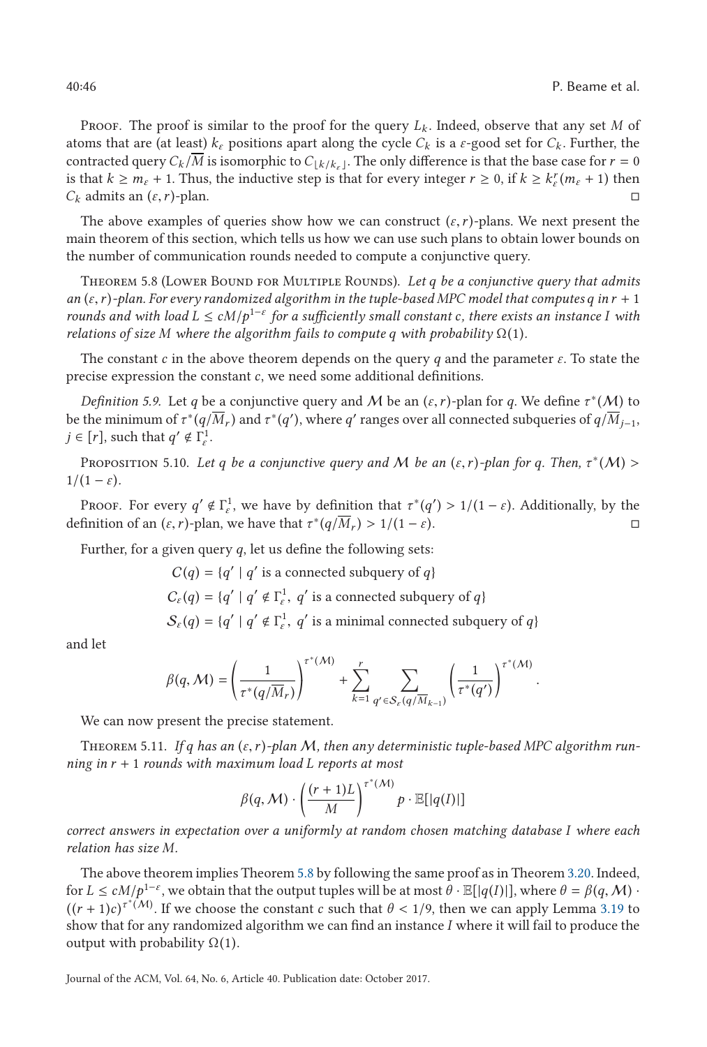*Proof.* The proof is similar to the proof for the query $L_k$. Indeed, observe that any set $M$ of atoms that are (at least) $k_\varepsilon$ positions apart along the cycle $C_k$ is a $\varepsilon$-good set for $C_k$. Further, the contracted query $C_k/\overline{M}$ is isomorphic to $C_{\lfloor k/k_\varepsilon \rfloor}$. The only difference is that the base case for $r = 0$ is that $k \geq m_\varepsilon + 1$. Thus, the inductive step is that for every integer $r \geq 0$, if $k \geq k_\varepsilon^r (m_\varepsilon + 1)$ then $C_k$ admits an $(\varepsilon, r)$-plan. □

The above examples of queries show how we can construct $(\varepsilon, r)$-plans. We next present the main theorem of this section, which tells us how we can use such plans to obtain lower bounds on the number of communication rounds needed to compute a conjunctive query.

**Theorem 5.8** (Lower Bound for Multiple Rounds). *Let $q$ be a conjunctive query that admits an $(\varepsilon, r)$-plan. For every randomized algorithm in the tuple-based MPC model that computes $q$ in $r + 1$ rounds and with load $L \leq cM/p^{1-\varepsilon}$ for a sufficiently small constant $c$, there exists an instance $I$ with relations of size $M$ where the algorithm fails to compute $q$ with probability $\Omega(1)$.*

The constant $c$ in the above theorem depends on the query $q$ and the parameter $\varepsilon$. To state the precise expression the constant $c$, we need some additional definitions.

*Definition 5.9.* Let $q$ be a conjunctive query and $\mathcal{M}$ be an $(\varepsilon, r)$-plan for $q$. We define $\tau^*(\mathcal{M})$ to be the minimum of $\tau^*(q/\overline{M}_r)$ and $\tau^*(q')$, where $q'$ ranges over all connected subqueries of $q/\overline{M}_{j-1}$, $j \in [r]$, such that $q' \notin \Gamma_\varepsilon^1$.

**Proposition 5.10.** *Let $q$ be a conjunctive query and $\mathcal{M}$ be an $(\varepsilon, r)$-plan for $q$. Then, $\tau^*(\mathcal{M}) > 1/(1 - \varepsilon)$.*

*Proof.* For every $q' \notin \Gamma_\varepsilon^1$, we have by definition that $\tau^*(q') > 1/(1 - \varepsilon)$. Additionally, by the definition of an $(\varepsilon, r)$-plan, we have that $\tau^*(q/\overline{M}_r) > 1/(1 - \varepsilon)$. □

Further, for a given query $q$, let us define the following sets:

$$C(q) = \{q' \mid q' \text{ is a connected subquery of } q\}$$

$$C_\varepsilon(q) = \{q' \mid q' \notin \Gamma_\varepsilon^1,\ q' \text{ is a connected subquery of } q\}$$

$$\mathcal{S}_\varepsilon(q) = \{q' \mid q' \notin \Gamma_\varepsilon^1,\ q' \text{ is a minimal connected subquery of } q\}$$

and let

$$\beta(q, \mathcal{M}) = \left(\frac{1}{\tau^*(q/\overline{M}_r)}\right)^{\tau^*(\mathcal{M})} + \sum_{k=1}^{r} \sum_{q' \in \mathcal{S}_\varepsilon(q/\overline{M}_{k-1})} \left(\frac{1}{\tau^*(q')}\right)^{\tau^*(\mathcal{M})}.$$

We can now present the precise statement.

**Theorem 5.11.** *If $q$ has an $(\varepsilon, r)$-plan $\mathcal{M}$, then any deterministic tuple-based MPC algorithm running in $r + 1$ rounds with maximum load $L$ reports at most*

$$\beta(q, \mathcal{M}) \cdot \left(\frac{(r+1)L}{M}\right)^{\tau^*(\mathcal{M})} p \cdot \mathbb{E}[|q(I)|]$$

*correct answers in expectation over a uniformly at random chosen matching database $I$ where each relation has size $M$.*

The above theorem implies Theorem 5.8 by following the same proof as in Theorem 3.20. Indeed, for $L \leq cM/p^{1-\varepsilon}$, we obtain that the output tuples will be at most $\theta \cdot \mathbb{E}[|q(I)|]$, where $\theta = \beta(q, \mathcal{M}) \cdot ((r+1)c)^{\tau^*(\mathcal{M})}$. If we choose the constant $c$ such that $\theta < 1/9$, then we can apply Lemma 3.19 to show that for any randomized algorithm we can find an instance $I$ where it will fail to produce the output with probability $\Omega(1)$.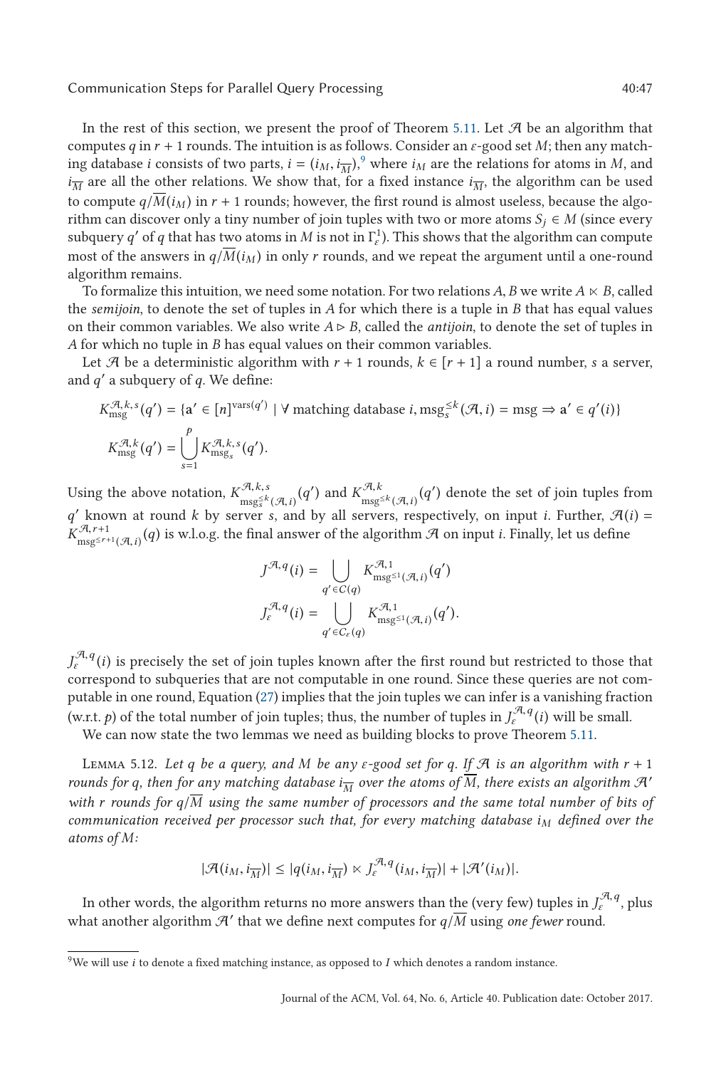In the rest of this section, we present the proof of Theorem 5.11. Let $\mathcal{A}$ be an algorithm that computes $q$ in $r+1$ rounds. The intuition is as follows. Consider an $\varepsilon$-good set $M$; then any matching database $i$ consists of two parts, $i = (i_M, i_{\overline{M}})$,[9] where $i_M$ are the relations for atoms in $M$, and $i_{\overline{M}}$ are all the other relations. We show that, for a fixed instance $i_{\overline{M}}$, the algorithm can be used to compute $q/\overline{M}(i_M)$ in $r+1$ rounds; however, the first round is almost useless, because the algorithm can discover only a tiny number of join tuples with two or more atoms $S_j \in M$ (since every subquery $q'$ of $q$ that has two atoms in $M$ is not in $\Gamma^1_\varepsilon$). This shows that the algorithm can compute most of the answers in $q/\overline{M}(i_M)$ in only $r$ rounds, and we repeat the argument until a one-round algorithm remains.

To formalize this intuition, we need some notation. For two relations $A, B$ we write $A \ltimes B$, called the *semijoin*, to denote the set of tuples in $A$ for which there is a tuple in $B$ that has equal values on their common variables. We also write $A \rhd B$, called the *antijoin*, to denote the set of tuples in $A$ for which no tuple in $B$ has equal values on their common variables.

Let $\mathcal{A}$ be a deterministic algorithm with $r+1$ rounds, $k \in [r+1]$ a round number, $s$ a server, and $q'$ a subquery of $q$. We define:

$$K^{\mathcal{A},k,s}_{\text{msg}}(q') = \{\mathbf{a}' \in [n]^{\text{vars}(q')} \mid \forall \text{ matching database } i, \text{msg}^{\leq k}_s(\mathcal{A}, i) = \text{msg} \Rightarrow \mathbf{a}' \in q'(i)\}$$

$$K^{\mathcal{A},k}_{\text{msg}}(q') = \bigcup_{s=1}^{p} K^{\mathcal{A},k,s}_{\text{msg}_s}(q').$$

Using the above notation, $K^{\mathcal{A},k,s}_{\text{msg}^{\leq k}_s(\mathcal{A},i)}(q')$ and $K^{\mathcal{A},k}_{\text{msg}^{\leq k}(\mathcal{A},i)}(q')$ denote the set of join tuples from $q'$ known at round $k$ by server $s$, and by all servers, respectively, on input $i$. Further, $\mathcal{A}(i) = K^{\mathcal{A},r+1}_{\text{msg}^{\leq r+1}(\mathcal{A},i)}(q)$ is w.l.o.g. the final answer of the algorithm $\mathcal{A}$ on input $i$. Finally, let us define

$$J^{\mathcal{A},q}(i) = \bigcup_{q' \in C(q)} K^{\mathcal{A},1}_{\text{msg}^{\leq 1}(\mathcal{A},i)}(q')$$

$$J^{\mathcal{A},q}_{\varepsilon}(i) = \bigcup_{q' \in C_\varepsilon(q)} K^{\mathcal{A},1}_{\text{msg}^{\leq 1}(\mathcal{A},i)}(q').$$

$J^{\mathcal{A},q}_\varepsilon(i)$ is precisely the set of join tuples known after the first round but restricted to those that correspond to subqueries that are not computable in one round. Since these queries are not computable in one round, Equation (27) implies that the join tuples we can infer is a vanishing fraction (w.r.t. $p$) of the total number of join tuples; thus, the number of tuples in $J^{\mathcal{A},q}_\varepsilon(i)$ will be small.

We can now state the two lemmas we need as building blocks to prove Theorem 5.11.

Lemma 5.12. *Let $q$ be a query, and $M$ be any $\varepsilon$-good set for $q$. If $\mathcal{A}$ is an algorithm with $r+1$ rounds for $q$, then for any matching database $i_{\overline{M}}$ over the atoms of $\overline{M}$, there exists an algorithm $\mathcal{A}'$ with $r$ rounds for $q/\overline{M}$ using the same number of processors and the same total number of bits of communication received per processor such that, for every matching database $i_M$ defined over the atoms of $M$:*

$$|\mathcal{A}(i_M, i_{\overline{M}})| \leq |q(i_M, i_{\overline{M}}) \ltimes J^{\mathcal{A},q}_\varepsilon(i_M, i_{\overline{M}})| + |\mathcal{A}'(i_M)|.$$

In other words, the algorithm returns no more answers than the (very few) tuples in $J^{\mathcal{A},q}_\varepsilon$, plus what another algorithm $\mathcal{A}'$ that we define next computes for $q/\overline{M}$ using *one fewer* round.

[9] We will use $i$ to denote a fixed matching instance, as opposed to $I$ which denotes a random instance.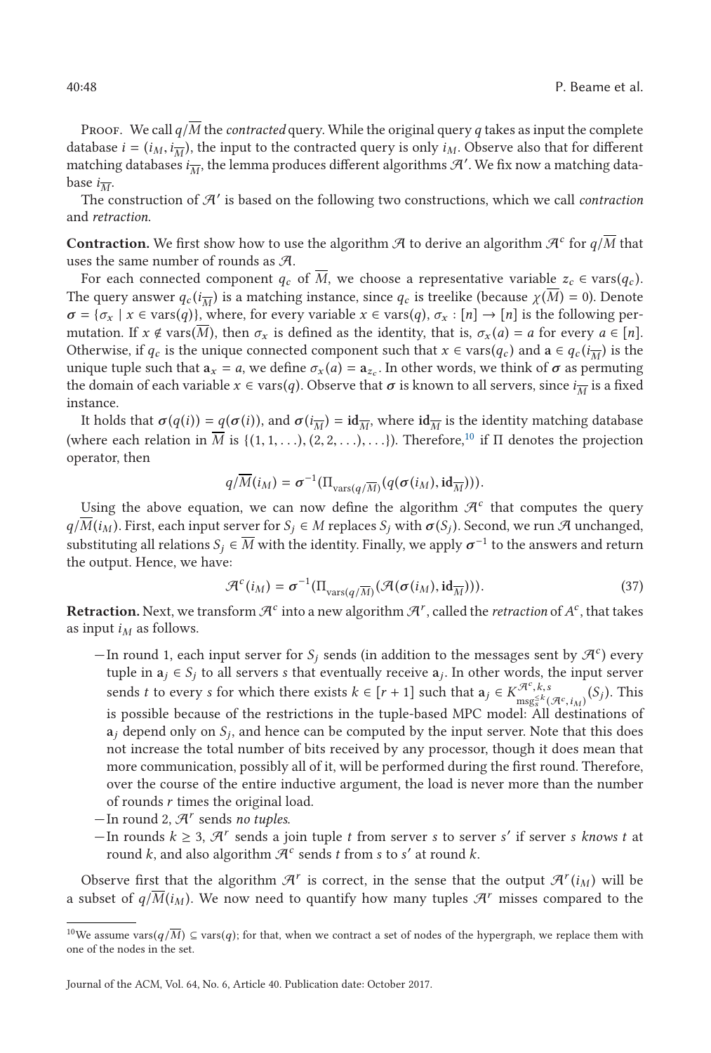PROOF. We call $q/\overline{M}$ the *contracted* query. While the original query $q$ takes as input the complete database $i = (i_M, i_{\overline{M}})$, the input to the contracted query is only $i_M$. Observe also that for different matching databases $i_{\overline{M}}$, the lemma produces different algorithms $\mathcal{A}'$. We fix now a matching database $i_{\overline{M}}$.

The construction of $\mathcal{A}'$ is based on the following two constructions, which we call *contraction* and *retraction*.

**Contraction.** We first show how to use the algorithm $\mathcal{A}$ to derive an algorithm $\mathcal{A}^c$ for $q/\overline{M}$ that uses the same number of rounds as $\mathcal{A}$.

For each connected component $q_c$ of $\overline{M}$, we choose a representative variable $z_c \in \text{vars}(q_c)$. The query answer $q_c(i_{\overline{M}})$ is a matching instance, since $q_c$ is treelike (because $\chi(\overline{M}) = 0$). Denote $\boldsymbol{\sigma} = \{\sigma_x \mid x \in \text{vars}(q)\}$, where, for every variable $x \in \text{vars}(q)$, $\sigma_x : [n] \to [n]$ is the following permutation. If $x \notin \text{vars}(\overline{M})$, then $\sigma_x$ is defined as the identity, that is, $\sigma_x(a) = a$ for every $a \in [n]$. Otherwise, if $q_c$ is the unique connected component such that $x \in \text{vars}(q_c)$ and $\mathbf{a} \in q_c(i_{\overline{M}})$ is the unique tuple such that $\mathbf{a}_x = a$, we define $\sigma_x(a) = \mathbf{a}_{z_c}$. In other words, we think of $\boldsymbol{\sigma}$ as permuting the domain of each variable $x \in \text{vars}(q)$. Observe that $\boldsymbol{\sigma}$ is known to all servers, since $i_{\overline{M}}$ is a fixed instance.

It holds that $\boldsymbol{\sigma}(q(i)) = q(\boldsymbol{\sigma}(i))$, and $\boldsymbol{\sigma}(i_{\overline{M}}) = \mathbf{id}_{\overline{M}}$, where $\mathbf{id}_{\overline{M}}$ is the identity matching database (where each relation in $\overline{M}$ is $\{(1, 1, \ldots), (2, 2, \ldots), \ldots\}$). Therefore,[10] if $\Pi$ denotes the projection operator, then

$$q/\overline{M}(i_M) = \boldsymbol{\sigma}^{-1}(\Pi_{\text{vars}(q/\overline{M})}(q(\boldsymbol{\sigma}(i_M), \mathbf{id}_{\overline{M}}))).$$

Using the above equation, we can now define the algorithm $\mathcal{A}^c$ that computes the query $q/\overline{M}(i_M)$. First, each input server for $S_j \in M$ replaces $S_j$ with $\boldsymbol{\sigma}(S_j)$. Second, we run $\mathcal{A}$ unchanged, substituting all relations $S_j \in \overline{M}$ with the identity. Finally, we apply $\boldsymbol{\sigma}^{-1}$ to the answers and return the output. Hence, we have:

$$\mathcal{A}^c(i_M) = \boldsymbol{\sigma}^{-1}(\Pi_{\text{vars}(q/\overline{M})}(\mathcal{A}(\boldsymbol{\sigma}(i_M), \mathbf{id}_{\overline{M}}))). \tag{37}$$

**Retraction.** Next, we transform $\mathcal{A}^c$ into a new algorithm $\mathcal{A}^r$, called the *retraction* of $A^c$, that takes as input $i_M$ as follows.

- In round 1, each input server for $S_j$ sends (in addition to the messages sent by $\mathcal{A}^c$) every tuple in $\mathbf{a}_j \in S_j$ to all servers $s$ that eventually receive $\mathbf{a}_j$. In other words, the input server sends $t$ to every $s$ for which there exists $k \in [r+1]$ such that $\mathbf{a}_j \in K^{\mathcal{A}^c, k, s}_{\text{msg}_s^{\leq k}(\mathcal{A}^c, i_M)}(S_j)$. This is possible because of the restrictions in the tuple-based MPC model: All destinations of $\mathbf{a}_j$ depend only on $S_j$, and hence can be computed by the input server. Note that this does not increase the total number of bits received by any processor, though it does mean that more communication, possibly all of it, will be performed during the first round. Therefore, over the course of the entire inductive argument, the load is never more than the number of rounds $r$ times the original load.
- In round 2, $\mathcal{A}^r$ sends *no tuples*.
- In rounds $k \geq 3$, $\mathcal{A}^r$ sends a join tuple $t$ from server $s$ to server $s'$ if server $s$ *knows* $t$ at round $k$, and also algorithm $\mathcal{A}^c$ sends $t$ from $s$ to $s'$ at round $k$.

Observe first that the algorithm $\mathcal{A}^r$ is correct, in the sense that the output $\mathcal{A}^r(i_M)$ will be a subset of $q/\overline{M}(i_M)$. We now need to quantify how many tuples $\mathcal{A}^r$ misses compared to the

---

[10] We assume $\text{vars}(q/\overline{M}) \subseteq \text{vars}(q)$; for that, when we contract a set of nodes of the hypergraph, we replace them with one of the nodes in the set.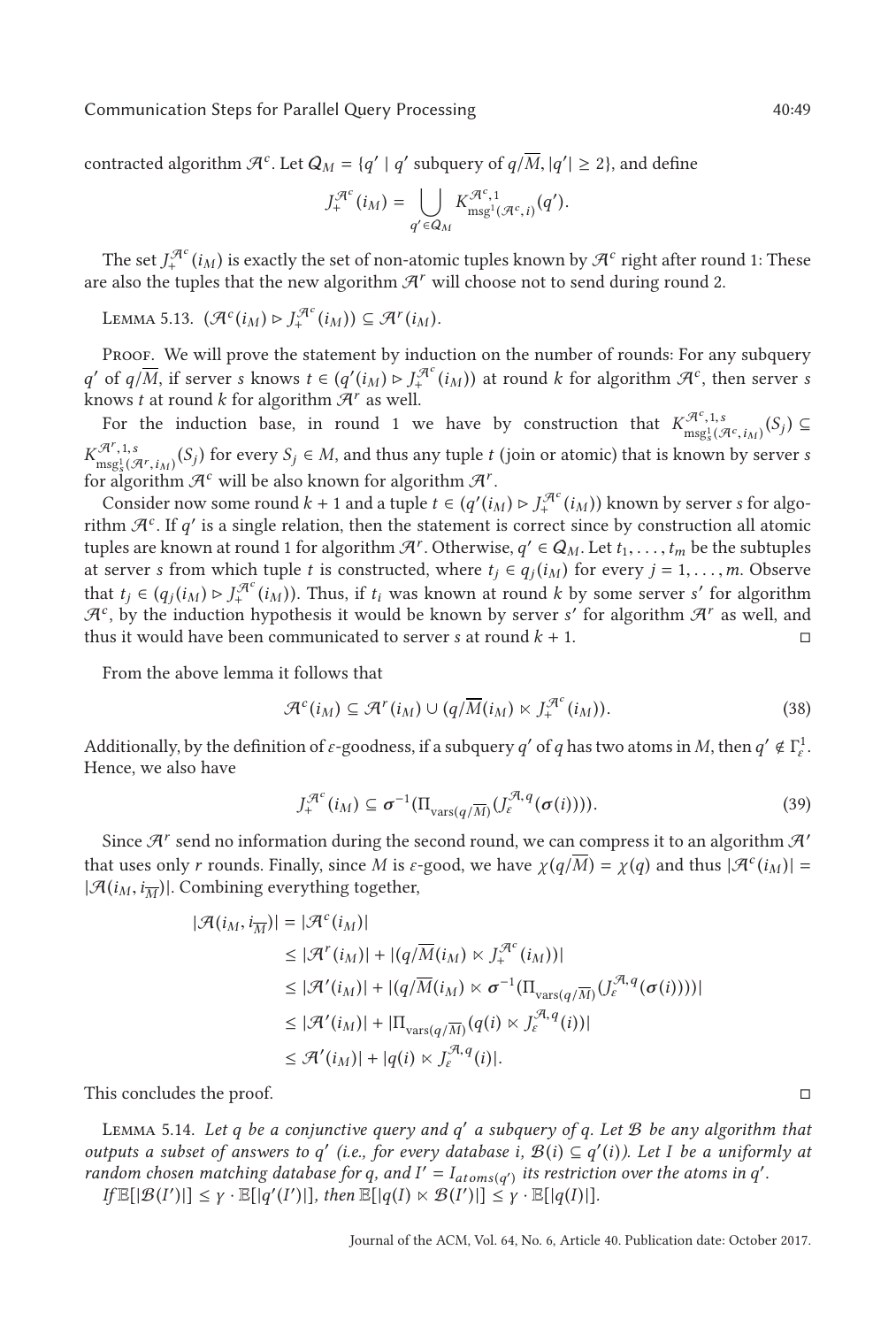contracted algorithm $\mathcal{A}^c$. Let $Q_M = \{q' \mid q' \text{ subquery of } q/\overline{M}, |q'| \geq 2\}$, and define

$$J_+^{\mathcal{A}^c}(i_M) = \bigcup_{q' \in Q_M} K_{\text{msg}^1(\mathcal{A}^c, i)}^{\mathcal{A}^c, 1}(q').$$

The set $J_+^{\mathcal{A}^c}(i_M)$ is exactly the set of non-atomic tuples known by $\mathcal{A}^c$ right after round 1: These are also the tuples that the new algorithm $\mathcal{A}^r$ will choose not to send during round 2.

Lemma 5.13. $(\mathcal{A}^c(i_M) \triangleright J_+^{\mathcal{A}^c}(i_M)) \subseteq \mathcal{A}^r(i_M)$.

Proof. We will prove the statement by induction on the number of rounds: For any subquery $q'$ of $q/\overline{M}$, if server $s$ knows $t \in (q'(i_M) \triangleright J_+^{\mathcal{A}^c}(i_M))$ at round $k$ for algorithm $\mathcal{A}^c$, then server $s$ knows $t$ at round $k$ for algorithm $\mathcal{A}^r$ as well.

For the induction base, in round 1 we have by construction that $K_{\text{msg}_s^1(\mathcal{A}^c, i_M)}^{\mathcal{A}^c, 1, s}(S_j) \subseteq K_{\text{msg}_s^1(\mathcal{A}^r, i_M)}^{\mathcal{A}^r, 1, s}(S_j)$ for every $S_j \in M$, and thus any tuple $t$ (join or atomic) that is known by server $s$ for algorithm $\mathcal{A}^c$ will be also known for algorithm $\mathcal{A}^r$.

Consider now some round $k+1$ and a tuple $t \in (q'(i_M) \triangleright J_+^{\mathcal{A}^c}(i_M))$ known by server $s$ for algorithm $\mathcal{A}^c$. If $q'$ is a single relation, then the statement is correct since by construction all atomic tuples are known at round 1 for algorithm $\mathcal{A}^r$. Otherwise, $q' \in Q_M$. Let $t_1, \ldots, t_m$ be the subtuples at server $s$ from which tuple $t$ is constructed, where $t_j \in q_j(i_M)$ for every $j = 1, \ldots, m$. Observe that $t_j \in (q_j(i_M) \triangleright J_+^{\mathcal{A}^c}(i_M))$. Thus, if $t_i$ was known at round $k$ by some server $s'$ for algorithm $\mathcal{A}^c$, by the induction hypothesis it would be known by server $s'$ for algorithm $\mathcal{A}^r$ as well, and thus it would have been communicated to server $s$ at round $k+1$. □

From the above lemma it follows that

$$\mathcal{A}^c(i_M) \subseteq \mathcal{A}^r(i_M) \cup (q/\overline{M}(i_M) \ltimes J_+^{\mathcal{A}^c}(i_M)). \tag{38}$$

Additionally, by the definition of $\varepsilon$-goodness, if a subquery $q'$ of $q$ has two atoms in $M$, then $q' \notin \Gamma_\varepsilon^1$. Hence, we also have

$$J_+^{\mathcal{A}^c}(i_M) \subseteq \boldsymbol{\sigma}^{-1}(\Pi_{\text{vars}(q/\overline{M})}(J_\varepsilon^{\mathcal{A}, q}(\boldsymbol{\sigma}(i)))). \tag{39}$$

Since $\mathcal{A}^r$ send no information during the second round, we can compress it to an algorithm $\mathcal{A}'$ that uses only $r$ rounds. Finally, since $M$ is $\varepsilon$-good, we have $\chi(q/\overline{M}) = \chi(q)$ and thus $|\mathcal{A}^c(i_M)| = |\mathcal{A}(i_M, i_{\overline{M}})|$. Combining everything together,

$$\begin{aligned}
|\mathcal{A}(i_M, i_{\overline{M}})| &= |\mathcal{A}^c(i_M)| \\
&\leq |\mathcal{A}^r(i_M)| + |(q/\overline{M}(i_M) \ltimes J_+^{\mathcal{A}^c}(i_M))| \\
&\leq |\mathcal{A}'(i_M)| + |(q/\overline{M}(i_M) \ltimes \boldsymbol{\sigma}^{-1}(\Pi_{\text{vars}(q/\overline{M})}(J_\varepsilon^{\mathcal{A}, q}(\boldsymbol{\sigma}(i)))))| \\
&\leq |\mathcal{A}'(i_M)| + |\Pi_{\text{vars}(q/\overline{M})}(q(i) \ltimes J_\varepsilon^{\mathcal{A}, q}(i))| \\
&\leq \mathcal{A}'(i_M)| + |q(i) \ltimes J_\varepsilon^{\mathcal{A}, q}(i)|.
\end{aligned}$$

This concludes the proof. □

Lemma 5.14. *Let $q$ be a conjunctive query and $q'$ a subquery of $q$. Let $\mathcal{B}$ be any algorithm that outputs a subset of answers to $q'$ (i.e., for every database $i$, $\mathcal{B}(i) \subseteq q'(i)$). Let $I$ be a uniformly at random chosen matching database for $q$, and $I' = I_{atoms(q')}$ its restriction over the atoms in $q'$.*

*If $\mathbb{E}[|\mathcal{B}(I')|] \leq \gamma \cdot \mathbb{E}[|q'(I')|]$, then $\mathbb{E}[|q(I) \ltimes \mathcal{B}(I')|] \leq \gamma \cdot \mathbb{E}[|q(I)|]$.*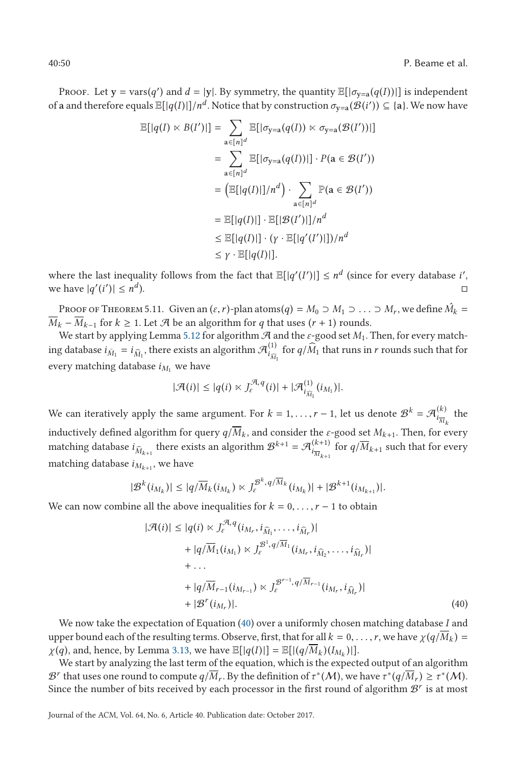Proof. Let $\mathbf{y} = \text{vars}(q')$ and $d = |\mathbf{y}|$. By symmetry, the quantity $\mathbb{E}[|\sigma_{\mathbf{y}=\mathbf{a}}(q(I))|]$ is independent of $\mathbf{a}$ and therefore equals $\mathbb{E}[|q(I)|]/n^d$. Notice that by construction $\sigma_{\mathbf{y}=\mathbf{a}}(\mathcal{B}(i')) \subseteq \{\mathbf{a}\}$. We now have

$$
\begin{aligned}
\mathbb{E}[|q(I) \ltimes B(I')|] &= \sum_{\mathbf{a}\in[n]^d} \mathbb{E}[|\sigma_{\mathbf{y}=\mathbf{a}}(q(I)) \ltimes \sigma_{\mathbf{y}=\mathbf{a}}(\mathcal{B}(I'))|] \\
&= \sum_{\mathbf{a}\in[n]^d} \mathbb{E}[|\sigma_{\mathbf{y}=\mathbf{a}}(q(I))|] \cdot P(\mathbf{a} \in \mathcal{B}(I')) \\
&= \left(\mathbb{E}[|q(I)|]/n^d\right) \cdot \sum_{\mathbf{a}\in[n]^d} \mathbb{P}(\mathbf{a} \in \mathcal{B}(I')) \\
&= \mathbb{E}[|q(I)|] \cdot \mathbb{E}[|\mathcal{B}(I')|]/n^d \\
&\leq \mathbb{E}[|q(I)|] \cdot (\gamma \cdot \mathbb{E}[|q'(I')|])/n^d \\
&\leq \gamma \cdot \mathbb{E}[|q(I)|].
\end{aligned}
$$

where the last inequality follows from the fact that $\mathbb{E}[|q'(I')|] \leq n^d$ (since for every database $i'$, we have $|q'(i')| \leq n^d$). ◻

Proof of Theorem 5.11. Given an $(\varepsilon, r)$-plan $\text{atoms}(q) = M_0 \supset M_1 \supset \ldots \supset M_r$, we define $\hat{M}_k = \overline{M}_k - \overline{M}_{k-1}$ for $k \geq 1$. Let $\mathcal{A}$ be an algorithm for $q$ that uses $(r+1)$ rounds.

We start by applying Lemma 5.12 for algorithm $\mathcal{A}$ and the $\varepsilon$-good set $M_1$. Then, for every matching database $i_{\widehat{M}_1} = i_{\widehat{M}_1}$, there exists an algorithm $\mathcal{A}^{(1)}_{i_{\widehat{M}_1}}$ for $q/\widehat{M}_1$ that runs in $r$ rounds such that for every matching database $i_{M_1}$ we have

$$
|\mathcal{A}(i)| \leq |q(i) \ltimes J_\varepsilon^{\mathcal{A},q}(i)| + |\mathcal{A}^{(1)}_{i_{\widehat{M}_1}}(i_{M_1})|.
$$

We can iteratively apply the same argument. For $k = 1, \ldots, r-1$, let us denote $\mathcal{B}^k = \mathcal{A}^{(k)}_{i_{\overline{M}_k}}$ the inductively defined algorithm for query $q/\overline{M}_k$, and consider the $\varepsilon$-good set $M_{k+1}$. Then, for every matching database $i_{\widehat{M}_{k+1}}$ there exists an algorithm $\mathcal{B}^{k+1} = \mathcal{A}^{(k+1)}_{i_{\overline{M}_{k+1}}}$ for $q/\overline{M}_{k+1}$ such that for every matching database $i_{M_{k+1}}$, we have

$$
|\mathcal{B}^k(i_{M_k})| \leq |q/\overline{M}_k(i_{M_k}) \ltimes J_\varepsilon^{\mathcal{B}^k, q/\overline{M}_k}(i_{M_k})| + |\mathcal{B}^{k+1}(i_{M_{k+1}})|.
$$

We can now combine all the above inequalities for $k = 0, \ldots, r-1$ to obtain

$$
\begin{aligned}
|\mathcal{A}(i)| \leq\; & |q(i) \ltimes J_\varepsilon^{\mathcal{A},q}(i_{M_r}, i_{\widehat{M}_1}, \ldots, i_{\widehat{M}_r})| \\
& + |q/\overline{M}_1(i_{M_1}) \ltimes J_\varepsilon^{\mathcal{B}^1, q/\overline{M}_1}(i_{M_r}, i_{\widehat{M}_2}, \ldots, i_{\widehat{M}_r})| \\
& + \ldots \\
& + |q/\overline{M}_{r-1}(i_{M_{r-1}}) \ltimes J_\varepsilon^{\mathcal{B}^{r-1}, q/\overline{M}_{r-1}}(i_{M_r}, i_{\widehat{M}_r})| \\
& + |\mathcal{B}^r(i_{M_r})|.
\end{aligned} \tag{40}
$$

We now take the expectation of Equation (40) over a uniformly chosen matching database $I$ and upper bound each of the resulting terms. Observe, first, that for all $k = 0, \ldots, r$, we have $\chi(q/\overline{M}_k) = \chi(q)$, and, hence, by Lemma 3.13, we have $\mathbb{E}[|q(I)|] = \mathbb{E}[|(q/\overline{M}_k)(I_{M_k})|]$.

We start by analyzing the last term of the equation, which is the expected output of an algorithm $\mathcal{B}^r$ that uses one round to compute $q/\overline{M}_r$. By the definition of $\tau^*(\mathcal{M})$, we have $\tau^*(q/\overline{M}_r) \geq \tau^*(\mathcal{M})$. Since the number of bits received by each processor in the first round of algorithm $\mathcal{B}^r$ is at most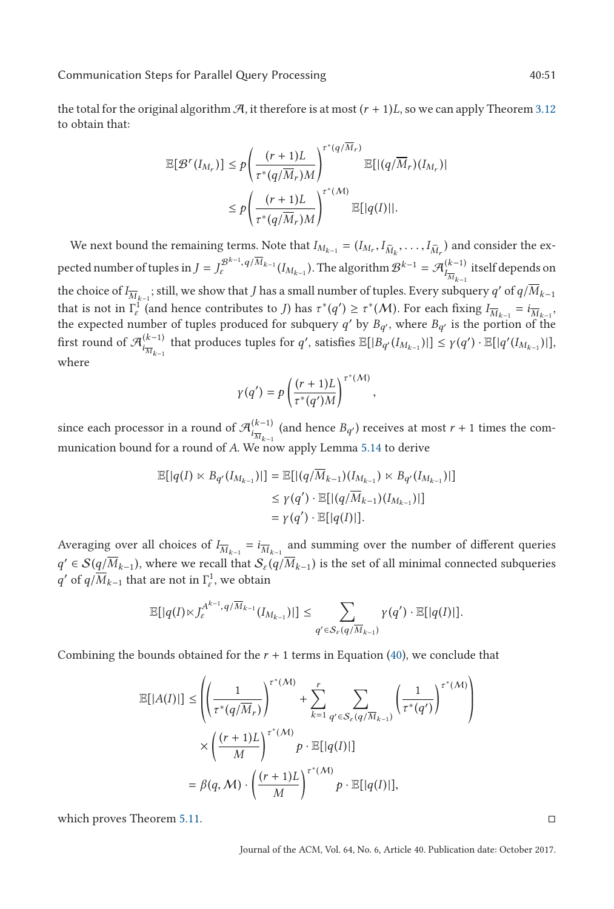the total for the original algorithm $\mathcal{A}$, it therefore is at most $(r+1)L$, so we can apply Theorem 3.12 to obtain that:

$$
\begin{aligned}
\mathbb{E}[\mathcal{B}^r(I_{M_r})] &\leq p\left(\frac{(r+1)L}{\tau^*(q/\overline{M}_r)M}\right)^{\tau^*(q/\overline{M}_r)} \mathbb{E}[|(q/\overline{M}_r)(I_{M_r})|] \\
&\leq p\left(\frac{(r+1)L}{\tau^*(q/\overline{M}_r)M}\right)^{\tau^*(\mathcal{M})} \mathbb{E}[|q(I)||.
\end{aligned}
$$

We next bound the remaining terms. Note that $I_{M_{k-1}} = (I_{M_r}, I_{\widehat{M}_k}, \ldots, I_{\widehat{M}_r})$ and consider the expected number of tuples in $J = J_\varepsilon^{\mathcal{B}^{k-1}, q/\overline{M}_{k-1}}(I_{M_{k-1}})$. The algorithm $\mathcal{B}^{k-1} = \mathcal{A}^{(k-1)}_{I_{\overline{M}_{k-1}}}$ itself depends on the choice of $I_{\overline{M}_{k-1}}$; still, we show that $J$ has a small number of tuples. Every subquery $q'$ of $q/\overline{M}_{k-1}$ that is not in $\Gamma_\varepsilon^1$ (and hence contributes to $J$) has $\tau^*(q') \geq \tau^*(\mathcal{M})$. For each fixing $I_{\overline{M}_{k-1}} = i_{\overline{M}_{k-1}}$, the expected number of tuples produced for subquery $q'$ by $B_{q'}$, where $B_{q'}$ is the portion of the first round of $\mathcal{A}^{(k-1)}_{i_{\overline{M}_{k-1}}}$ that produces tuples for $q'$, satisfies $\mathbb{E}[|B_{q'}(I_{M_{k-1}})|] \leq \gamma(q') \cdot \mathbb{E}[|q'(I_{M_{k-1}})|]$, where

$$
\gamma(q') = p\left(\frac{(r+1)L}{\tau^*(q')M}\right)^{\tau^*(\mathcal{M})},
$$

since each processor in a round of $\mathcal{A}^{(k-1)}_{i_{\overline{M}_{k-1}}}$ (and hence $B_{q'}$) receives at most $r+1$ times the communication bound for a round of $A$. We now apply Lemma 5.14 to derive

$$
\begin{aligned}
\mathbb{E}[|q(I) \ltimes B_{q'}(I_{M_{k-1}})|] &= \mathbb{E}[|(q/\overline{M}_{k-1})(I_{M_{k-1}}) \ltimes B_{q'}(I_{M_{k-1}})|] \\
&\leq \gamma(q') \cdot \mathbb{E}[|(q/\overline{M}_{k-1})(I_{M_{k-1}})|] \\
&= \gamma(q') \cdot \mathbb{E}[|q(I)|].
\end{aligned}
$$

Averaging over all choices of $I_{\overline{M}_{k-1}} = i_{\overline{M}_{k-1}}$ and summing over the number of different queries $q' \in \mathcal{S}(q/\overline{M}_{k-1})$, where we recall that $\mathcal{S}_\varepsilon(q/\overline{M}_{k-1})$ is the set of all minimal connected subqueries $q'$ of $q/\overline{M}_{k-1}$ that are not in $\Gamma_\varepsilon^1$, we obtain

$$
\mathbb{E}[|q(I) \ltimes J_\varepsilon^{A^{k-1}, q/\overline{M}_{k-1}}(I_{M_{k-1}})|] \leq \sum_{q' \in \mathcal{S}_\varepsilon(q/\overline{M}_{k-1})} \gamma(q') \cdot \mathbb{E}[|q(I)|].
$$

Combining the bounds obtained for the $r+1$ terms in Equation (40), we conclude that

$$
\begin{aligned}
\mathbb{E}[|A(I)|] &\leq \left(\left(\frac{1}{\tau^*(q/\overline{M}_r)}\right)^{\tau^*(\mathcal{M})} + \sum_{k=1}^{r} \sum_{q' \in \mathcal{S}_\varepsilon(q/\overline{M}_{k-1})} \left(\frac{1}{\tau^*(q')}\right)^{\tau^*(\mathcal{M})}\right) \\
&\quad \times \left(\frac{(r+1)L}{M}\right)^{\tau^*(\mathcal{M})} p \cdot \mathbb{E}[|q(I)|] \\
&= \beta(q, \mathcal{M}) \cdot \left(\frac{(r+1)L}{M}\right)^{\tau^*(\mathcal{M})} p \cdot \mathbb{E}[|q(I)|],
\end{aligned}
$$

which proves Theorem 5.11. □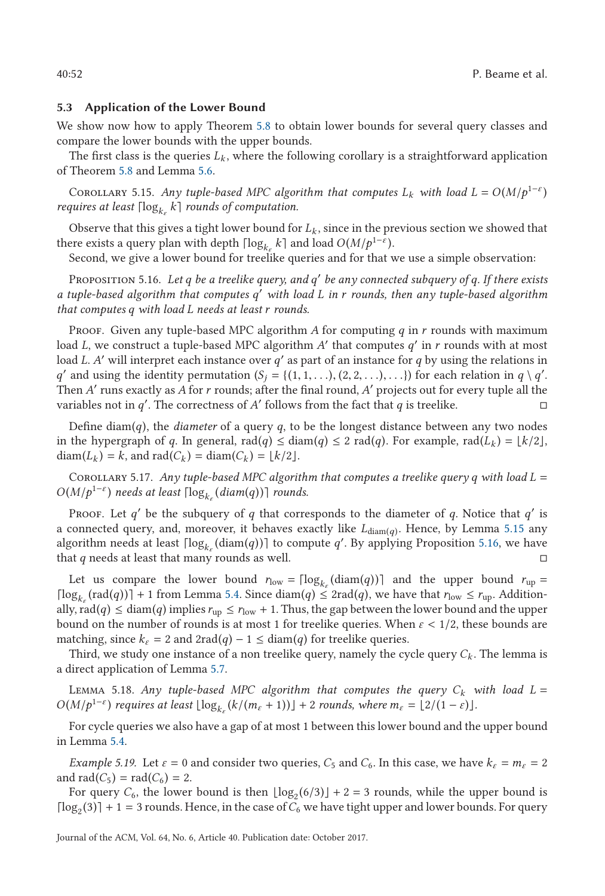### 5.3 Application of the Lower Bound

We show now how to apply Theorem 5.8 to obtain lower bounds for several query classes and compare the lower bounds with the upper bounds.

The first class is the queries $L_k$, where the following corollary is a straightforward application of Theorem 5.8 and Lemma 5.6.

Corollary 5.15. *Any tuple-based MPC algorithm that computes $L_k$ with load $L = O(M/p^{1-\varepsilon})$ requires at least $\lceil \log_{k_\varepsilon} k \rceil$ rounds of computation.*

Observe that this gives a tight lower bound for $L_k$, since in the previous section we showed that there exists a query plan with depth $\lceil \log_{k_\varepsilon} k \rceil$ and load $O(M/p^{1-\varepsilon})$.

Second, we give a lower bound for treelike queries and for that we use a simple observation:

Proposition 5.16. *Let $q$ be a treelike query, and $q'$ be any connected subquery of $q$. If there exists a tuple-based algorithm that computes $q'$ with load $L$ in $r$ rounds, then any tuple-based algorithm that computes $q$ with load $L$ needs at least $r$ rounds.*

Proof. Given any tuple-based MPC algorithm $A$ for computing $q$ in $r$ rounds with maximum load $L$, we construct a tuple-based MPC algorithm $A'$ that computes $q'$ in $r$ rounds with at most load $L$. $A'$ will interpret each instance over $q'$ as part of an instance for $q$ by using the relations in $q'$ and using the identity permutation ($S_j = \{(1, 1, \ldots), (2, 2, \ldots), \ldots\}$) for each relation in $q \setminus q'$. Then $A'$ runs exactly as $A$ for $r$ rounds; after the final round, $A'$ projects out for every tuple all the variables not in $q'$. The correctness of $A'$ follows from the fact that $q$ is treelike. ◻

Define diam($q$), the *diameter* of a query $q$, to be the longest distance between any two nodes in the hypergraph of $q$. In general, $\text{rad}(q) \leq \text{diam}(q) \leq 2\,\text{rad}(q)$. For example, $\text{rad}(L_k) = \lfloor k/2 \rfloor$, $\text{diam}(L_k) = k$, and $\text{rad}(C_k) = \text{diam}(C_k) = \lfloor k/2 \rfloor$.

Corollary 5.17. *Any tuple-based MPC algorithm that computes a treelike query $q$ with load $L = O(M/p^{1-\varepsilon})$ needs at least $\lceil \log_{k_\varepsilon}(\text{diam}(q)) \rceil$ rounds.*

Proof. Let $q'$ be the subquery of $q$ that corresponds to the diameter of $q$. Notice that $q'$ is a connected query, and, moreover, it behaves exactly like $L_{\text{diam}(q)}$. Hence, by Lemma 5.15 any algorithm needs at least $\lceil \log_{k_\varepsilon}(\text{diam}(q)) \rceil$ to compute $q'$. By applying Proposition 5.16, we have that $q$ needs at least that many rounds as well. ◻

Let us compare the lower bound $r_{\text{low}} = \lceil \log_{k_\varepsilon}(\text{diam}(q)) \rceil$ and the upper bound $r_{\text{up}} = \lceil \log_{k_\varepsilon}(\text{rad}(q)) \rceil + 1$ from Lemma 5.4. Since $\text{diam}(q) \leq 2\text{rad}(q)$, we have that $r_{\text{low}} \leq r_{\text{up}}$. Additionally, $\text{rad}(q) \leq \text{diam}(q)$ implies $r_{\text{up}} \leq r_{\text{low}} + 1$. Thus, the gap between the lower bound and the upper bound on the number of rounds is at most 1 for treelike queries. When $\varepsilon < 1/2$, these bounds are matching, since $k_\varepsilon = 2$ and $2\text{rad}(q) - 1 \leq \text{diam}(q)$ for treelike queries.

Third, we study one instance of a non treelike query, namely the cycle query $C_k$. The lemma is a direct application of Lemma 5.7.

Lemma 5.18. *Any tuple-based MPC algorithm that computes the query $C_k$ with load $L = O(M/p^{1-\varepsilon})$ requires at least $\lfloor \log_{k_\varepsilon}(k/(m_\varepsilon + 1)) \rfloor + 2$ rounds, where $m_\varepsilon = \lfloor 2/(1-\varepsilon) \rfloor$.*

For cycle queries we also have a gap of at most 1 between this lower bound and the upper bound in Lemma 5.4.

*Example 5.19.* Let $\varepsilon = 0$ and consider two queries, $C_5$ and $C_6$. In this case, we have $k_\varepsilon = m_\varepsilon = 2$ and $\text{rad}(C_5) = \text{rad}(C_6) = 2$.

For query $C_6$, the lower bound is then $\lfloor \log_2(6/3) \rfloor + 2 = 3$ rounds, while the upper bound is $\lceil \log_2(3) \rceil + 1 = 3$ rounds. Hence, in the case of $C_6$ we have tight upper and lower bounds. For query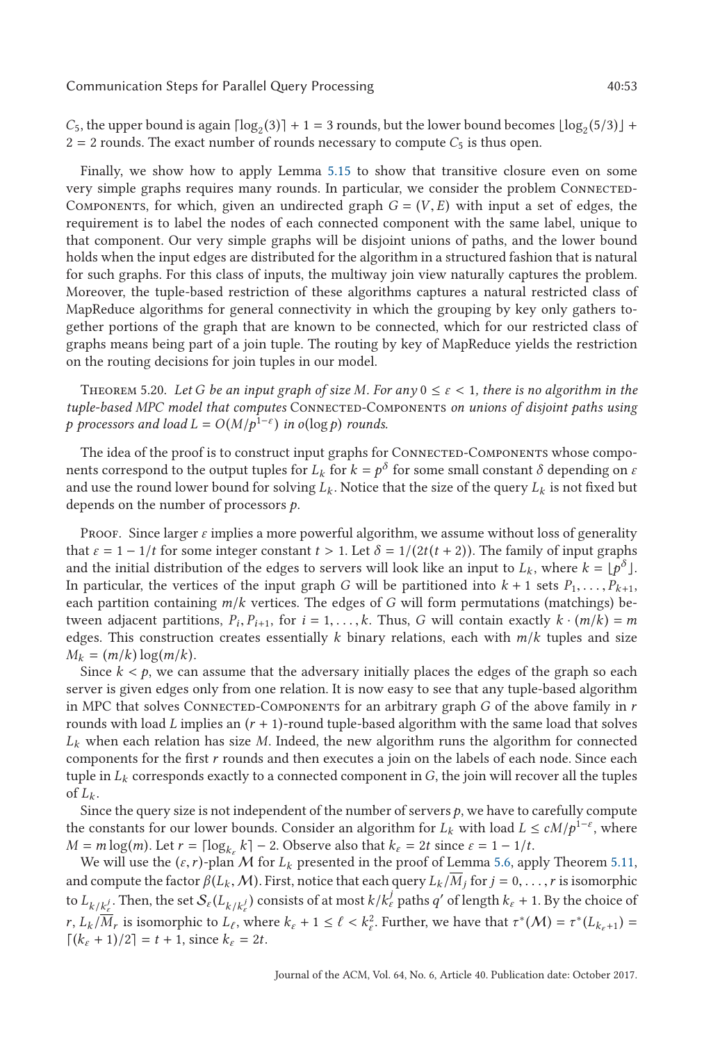$C_5$, the upper bound is again $\lceil \log_2(3) \rceil + 1 = 3$ rounds, but the lower bound becomes $\lfloor \log_2(5/3) \rfloor + 2 = 2$ rounds. The exact number of rounds necessary to compute $C_5$ is thus open.

Finally, we show how to apply Lemma 5.15 to show that transitive closure even on some very simple graphs requires many rounds. In particular, we consider the problem Connected-Components, for which, given an undirected graph $G = (V, E)$ with input a set of edges, the requirement is to label the nodes of each connected component with the same label, unique to that component. Our very simple graphs will be disjoint unions of paths, and the lower bound holds when the input edges are distributed for the algorithm in a structured fashion that is natural for such graphs. For this class of inputs, the multiway join view naturally captures the problem. Moreover, the tuple-based restriction of these algorithms captures a natural restricted class of MapReduce algorithms for general connectivity in which the grouping by key only gathers together portions of the graph that are known to be connected, which for our restricted class of graphs means being part of a join tuple. The routing by key of MapReduce yields the restriction on the routing decisions for join tuples in our model.

Theorem 5.20. *Let $G$ be an input graph of size $M$. For any $0 \leq \varepsilon < 1$, there is no algorithm in the tuple-based MPC model that computes* Connected-Components *on unions of disjoint paths using $p$ processors and load $L = O(M/p^{1-\varepsilon})$ in $o(\log p)$ rounds.*

The idea of the proof is to construct input graphs for Connected-Components whose components correspond to the output tuples for $L_k$ for $k = p^\delta$ for some small constant $\delta$ depending on $\varepsilon$ and use the round lower bound for solving $L_k$. Notice that the size of the query $L_k$ is not fixed but depends on the number of processors $p$.

Proof. Since larger $\varepsilon$ implies a more powerful algorithm, we assume without loss of generality that $\varepsilon = 1 - 1/t$ for some integer constant $t > 1$. Let $\delta = 1/(2t(t+2))$. The family of input graphs and the initial distribution of the edges to servers will look like an input to $L_k$, where $k = \lfloor p^\delta \rfloor$. In particular, the vertices of the input graph $G$ will be partitioned into $k+1$ sets $P_1, \ldots, P_{k+1}$, each partition containing $m/k$ vertices. The edges of $G$ will form permutations (matchings) between adjacent partitions, $P_i, P_{i+1}$, for $i = 1, \ldots, k$. Thus, $G$ will contain exactly $k \cdot (m/k) = m$ edges. This construction creates essentially $k$ binary relations, each with $m/k$ tuples and size $M_k = (m/k) \log(m/k)$.

Since $k < p$, we can assume that the adversary initially places the edges of the graph so each server is given edges only from one relation. It is now easy to see that any tuple-based algorithm in MPC that solves Connected-Components for an arbitrary graph $G$ of the above family in $r$ rounds with load $L$ implies an $(r+1)$-round tuple-based algorithm with the same load that solves $L_k$ when each relation has size $M$. Indeed, the new algorithm runs the algorithm for connected components for the first $r$ rounds and then executes a join on the labels of each node. Since each tuple in $L_k$ corresponds exactly to a connected component in $G$, the join will recover all the tuples of $L_k$.

Since the query size is not independent of the number of servers $p$, we have to carefully compute the constants for our lower bounds. Consider an algorithm for $L_k$ with load $L \leq cM/p^{1-\varepsilon}$, where $M = m \log(m)$. Let $r = \lceil \log_{k_\varepsilon} k \rceil - 2$. Observe also that $k_\varepsilon = 2t$ since $\varepsilon = 1 - 1/t$.

We will use the $(\varepsilon, r)$-plan $\mathcal{M}$ for $L_k$ presented in the proof of Lemma 5.6, apply Theorem 5.11, and compute the factor $\beta(L_k, \mathcal{M})$. First, notice that each query $L_k/\overline{M}_j$ for $j = 0, \ldots, r$ is isomorphic to $L_{k/k_\varepsilon^j}$. Then, the set $\mathcal{S}_\varepsilon(L_{k/k_\varepsilon^j})$ consists of at most $k/k_\varepsilon^j$ paths $q'$ of length $k_\varepsilon + 1$. By the choice of $r$, $L_k/\overline{M}_r$ is isomorphic to $L_\ell$, where $k_\varepsilon + 1 \leq \ell < k_\varepsilon^2$. Further, we have that $\tau^*(\mathcal{M}) = \tau^*(L_{k_\varepsilon+1}) = \lceil (k_\varepsilon + 1)/2 \rceil = t + 1$, since $k_\varepsilon = 2t$.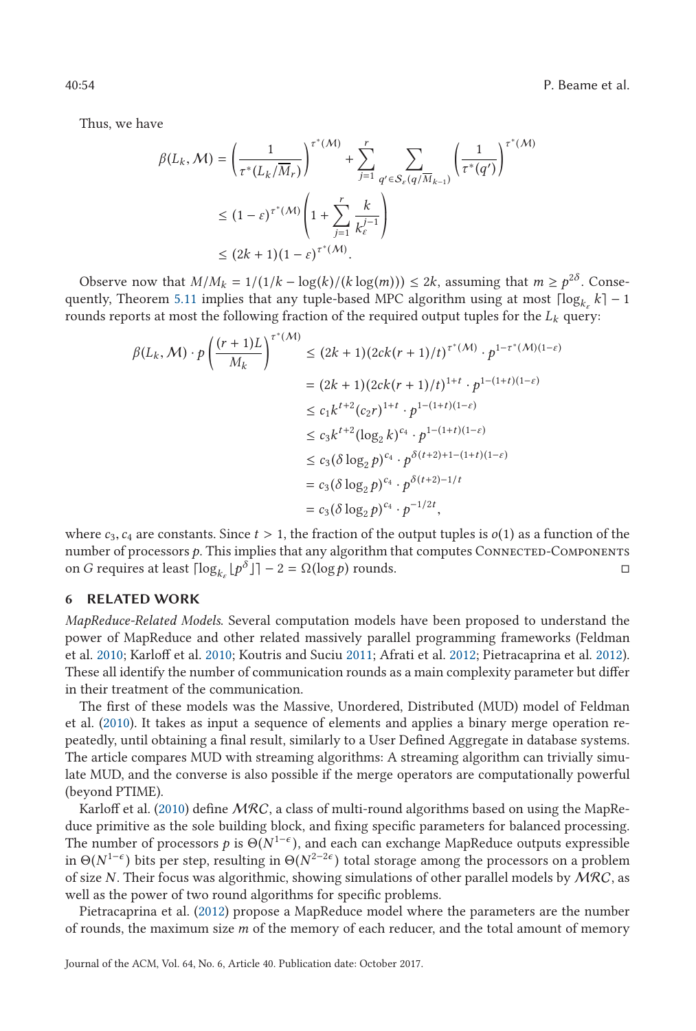Thus, we have

$$
\begin{aligned}
\beta(L_k, \mathcal{M}) &= \left(\frac{1}{\tau^*(L_k/\overline{M}_r)}\right)^{\tau^*(\mathcal{M})} + \sum_{j=1}^{r} \sum_{q' \in \mathcal{S}_\varepsilon(q/\overline{M}_{k-1})} \left(\frac{1}{\tau^*(q')}\right)^{\tau^*(\mathcal{M})} \\
&\leq (1-\varepsilon)^{\tau^*(\mathcal{M})} \left(1 + \sum_{j=1}^{r} \frac{k}{k_\varepsilon^{j-1}}\right) \\
&\leq (2k+1)(1-\varepsilon)^{\tau^*(\mathcal{M})}.
\end{aligned}
$$

Observe now that $M/M_k = 1/(1/k - \log(k)/(k\log(m))) \leq 2k$, assuming that $m \geq p^{2\delta}$. Consequently, Theorem 5.11 implies that any tuple-based MPC algorithm using at most $\lceil \log_{k_\varepsilon} k \rceil - 1$ rounds reports at most the following fraction of the required output tuples for the $L_k$ query:

$$
\begin{aligned}
\beta(L_k, \mathcal{M}) \cdot p \left(\frac{(r+1)L}{M_k}\right)^{\tau^*(\mathcal{M})} &\leq (2k+1)(2ck(r+1)/t)^{\tau^*(\mathcal{M})} \cdot p^{1-\tau^*(\mathcal{M})(1-\varepsilon)} \\
&= (2k+1)(2ck(r+1)/t)^{1+t} \cdot p^{1-(1+t)(1-\varepsilon)} \\
&\leq c_1 k^{t+2}(c_2 r)^{1+t} \cdot p^{1-(1+t)(1-\varepsilon)} \\
&\leq c_3 k^{t+2}(\log_2 k)^{c_4} \cdot p^{1-(1+t)(1-\varepsilon)} \\
&\leq c_3(\delta \log_2 p)^{c_4} \cdot p^{\delta(t+2)+1-(1+t)(1-\varepsilon)} \\
&= c_3(\delta \log_2 p)^{c_4} \cdot p^{\delta(t+2)-1/t} \\
&= c_3(\delta \log_2 p)^{c_4} \cdot p^{-1/2t},
\end{aligned}
$$

where $c_3, c_4$ are constants. Since $t > 1$, the fraction of the output tuples is $o(1)$ as a function of the number of processors $p$. This implies that any algorithm that computes CONNECTED-COMPONENTS on $G$ requires at least $\lceil \log_{k_\varepsilon} \lfloor p^\delta \rfloor \rceil - 2 = \Omega(\log p)$ rounds. □

## 6 RELATED WORK

*MapReduce-Related Models.* Several computation models have been proposed to understand the power of MapReduce and other related massively parallel programming frameworks (Feldman et al. 2010; Karloff et al. 2010; Koutris and Suciu 2011; Afrati et al. 2012; Pietracaprina et al. 2012). These all identify the number of communication rounds as a main complexity parameter but differ in their treatment of the communication.

The first of these models was the Massive, Unordered, Distributed (MUD) model of Feldman et al. (2010). It takes as input a sequence of elements and applies a binary merge operation repeatedly, until obtaining a final result, similarly to a User Defined Aggregate in database systems. The article compares MUD with streaming algorithms: A streaming algorithm can trivially simulate MUD, and the converse is also possible if the merge operators are computationally powerful (beyond PTIME).

Karloff et al. (2010) define $\mathcal{MRC}$, a class of multi-round algorithms based on using the MapReduce primitive as the sole building block, and fixing specific parameters for balanced processing. The number of processors $p$ is $\Theta(N^{1-\epsilon})$, and each can exchange MapReduce outputs expressible in $\Theta(N^{1-\epsilon})$ bits per step, resulting in $\Theta(N^{2-2\epsilon})$ total storage among the processors on a problem of size $N$. Their focus was algorithmic, showing simulations of other parallel models by $\mathcal{MRC}$, as well as the power of two round algorithms for specific problems.

Pietracaprina et al. (2012) propose a MapReduce model where the parameters are the number of rounds, the maximum size $m$ of the memory of each reducer, and the total amount of memory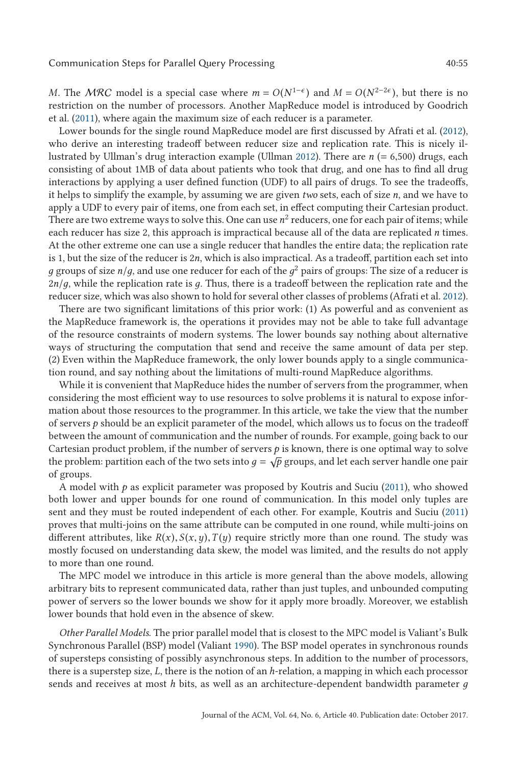$M$. The $\mathcal{MRC}$ model is a special case where $m = O(N^{1-\epsilon})$ and $M = O(N^{2-2\epsilon})$, but there is no restriction on the number of processors. Another MapReduce model is introduced by Goodrich et al. (2011), where again the maximum size of each reducer is a parameter.

Lower bounds for the single round MapReduce model are first discussed by Afrati et al. (2012), who derive an interesting tradeoff between reducer size and replication rate. This is nicely illustrated by Ullman's drug interaction example (Ullman 2012). There are $n$ (= 6,500) drugs, each consisting of about 1MB of data about patients who took that drug, and one has to find all drug interactions by applying a user defined function (UDF) to all pairs of drugs. To see the tradeoffs, it helps to simplify the example, by assuming we are given *two* sets, each of size $n$, and we have to apply a UDF to every pair of items, one from each set, in effect computing their Cartesian product. There are two extreme ways to solve this. One can use $n^2$ reducers, one for each pair of items; while each reducer has size 2, this approach is impractical because all of the data are replicated $n$ times. At the other extreme one can use a single reducer that handles the entire data; the replication rate is 1, but the size of the reducer is $2n$, which is also impractical. As a tradeoff, partition each set into $g$ groups of size $n/g$, and use one reducer for each of the $g^2$ pairs of groups: The size of a reducer is $2n/g$, while the replication rate is $g$. Thus, there is a tradeoff between the replication rate and the reducer size, which was also shown to hold for several other classes of problems (Afrati et al. 2012).

There are two significant limitations of this prior work: (1) As powerful and as convenient as the MapReduce framework is, the operations it provides may not be able to take full advantage of the resource constraints of modern systems. The lower bounds say nothing about alternative ways of structuring the computation that send and receive the same amount of data per step. (2) Even within the MapReduce framework, the only lower bounds apply to a single communication round, and say nothing about the limitations of multi-round MapReduce algorithms.

While it is convenient that MapReduce hides the number of servers from the programmer, when considering the most efficient way to use resources to solve problems it is natural to expose information about those resources to the programmer. In this article, we take the view that the number of servers $p$ should be an explicit parameter of the model, which allows us to focus on the tradeoff between the amount of communication and the number of rounds. For example, going back to our Cartesian product problem, if the number of servers $p$ is known, there is one optimal way to solve the problem: partition each of the two sets into $g = \sqrt{p}$ groups, and let each server handle one pair of groups.

A model with $p$ as explicit parameter was proposed by Koutris and Suciu (2011), who showed both lower and upper bounds for one round of communication. In this model only tuples are sent and they must be routed independent of each other. For example, Koutris and Suciu (2011) proves that multi-joins on the same attribute can be computed in one round, while multi-joins on different attributes, like $R(x), S(x, y), T(y)$ require strictly more than one round. The study was mostly focused on understanding data skew, the model was limited, and the results do not apply to more than one round.

The MPC model we introduce in this article is more general than the above models, allowing arbitrary bits to represent communicated data, rather than just tuples, and unbounded computing power of servers so the lower bounds we show for it apply more broadly. Moreover, we establish lower bounds that hold even in the absence of skew.

*Other Parallel Models.* The prior parallel model that is closest to the MPC model is Valiant's Bulk Synchronous Parallel (BSP) model (Valiant 1990). The BSP model operates in synchronous rounds of supersteps consisting of possibly asynchronous steps. In addition to the number of processors, there is a superstep size, $L$, there is the notion of an $h$-relation, a mapping in which each processor sends and receives at most $h$ bits, as well as an architecture-dependent bandwidth parameter $g$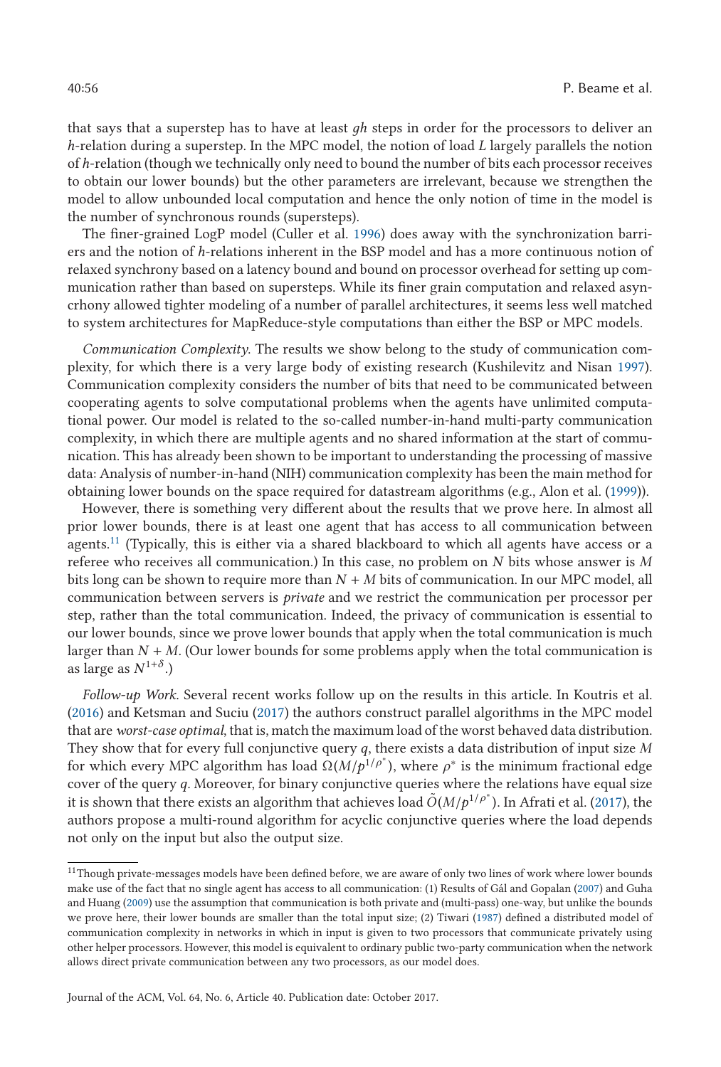that says that a superstep has to have at least $gh$ steps in order for the processors to deliver an $h$-relation during a superstep. In the MPC model, the notion of load $L$ largely parallels the notion of $h$-relation (though we technically only need to bound the number of bits each processor receives to obtain our lower bounds) but the other parameters are irrelevant, because we strengthen the model to allow unbounded local computation and hence the only notion of time in the model is the number of synchronous rounds (supersteps).

The finer-grained LogP model (Culler et al. 1996) does away with the synchronization barriers and the notion of $h$-relations inherent in the BSP model and has a more continuous notion of relaxed synchrony based on a latency bound and bound on processor overhead for setting up communication rather than based on supersteps. While its finer grain computation and relaxed asyncrhony allowed tighter modeling of a number of parallel architectures, it seems less well matched to system architectures for MapReduce-style computations than either the BSP or MPC models.

*Communication Complexity.* The results we show belong to the study of communication complexity, for which there is a very large body of existing research (Kushilevitz and Nisan 1997). Communication complexity considers the number of bits that need to be communicated between cooperating agents to solve computational problems when the agents have unlimited computational power. Our model is related to the so-called number-in-hand multi-party communication complexity, in which there are multiple agents and no shared information at the start of communication. This has already been shown to be important to understanding the processing of massive data: Analysis of number-in-hand (NIH) communication complexity has been the main method for obtaining lower bounds on the space required for datastream algorithms (e.g., Alon et al. (1999)).

However, there is something very different about the results that we prove here. In almost all prior lower bounds, there is at least one agent that has access to all communication between agents.[11] (Typically, this is either via a shared blackboard to which all agents have access or a referee who receives all communication.) In this case, no problem on $N$ bits whose answer is $M$ bits long can be shown to require more than $N + M$ bits of communication. In our MPC model, all communication between servers is *private* and we restrict the communication per processor per step, rather than the total communication. Indeed, the privacy of communication is essential to our lower bounds, since we prove lower bounds that apply when the total communication is much larger than $N + M$. (Our lower bounds for some problems apply when the total communication is as large as $N^{1+\delta}$.)

*Follow-up Work.* Several recent works follow up on the results in this article. In Koutris et al. (2016) and Ketsman and Suciu (2017) the authors construct parallel algorithms in the MPC model that are *worst-case optimal*, that is, match the maximum load of the worst behaved data distribution. They show that for every full conjunctive query $q$, there exists a data distribution of input size $M$ for which every MPC algorithm has load $\Omega(M/p^{1/\rho^*})$, where $\rho^*$ is the minimum fractional edge cover of the query $q$. Moreover, for binary conjunctive queries where the relations have equal size it is shown that there exists an algorithm that achieves load $\tilde{O}(M/p^{1/\rho^*})$. In Afrati et al. (2017), the authors propose a multi-round algorithm for acyclic conjunctive queries where the load depends not only on the input but also the output size.

[11] Though private-messages models have been defined before, we are aware of only two lines of work where lower bounds make use of the fact that no single agent has access to all communication: (1) Results of Gál and Gopalan (2007) and Guha and Huang (2009) use the assumption that communication is both private and (multi-pass) one-way, but unlike the bounds we prove here, their lower bounds are smaller than the total input size; (2) Tiwari (1987) defined a distributed model of communication complexity in networks in which in input is given to two processors that communicate privately using other helper processors. However, this model is equivalent to ordinary public two-party communication when the network allows direct private communication between any two processors, as our model does.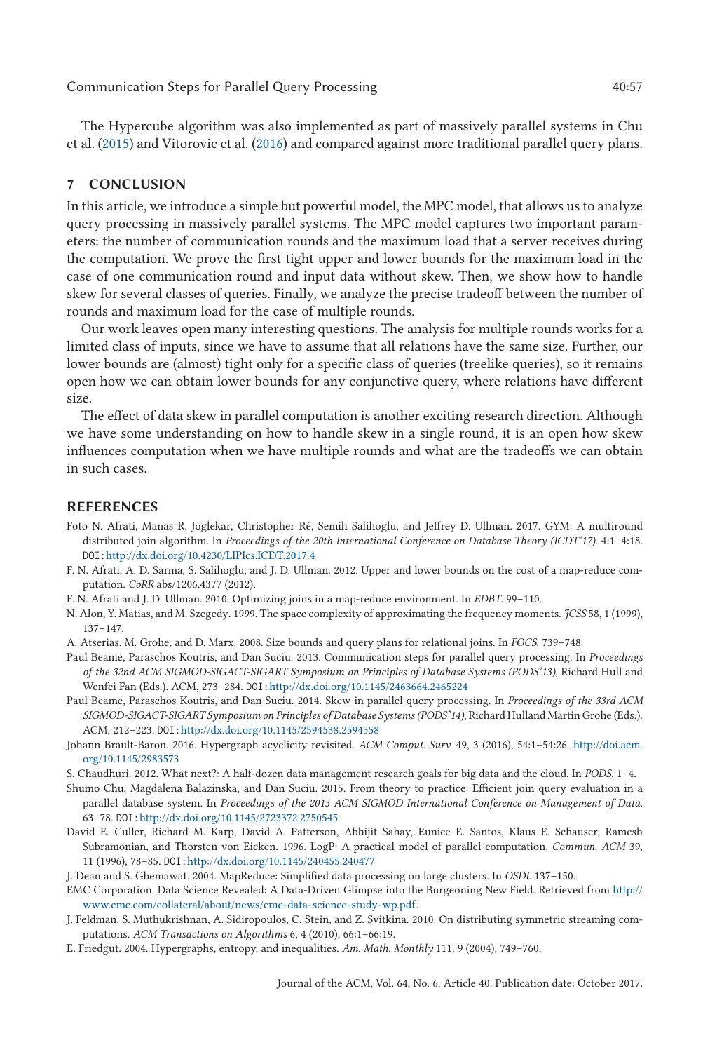The Hypercube algorithm was also implemented as part of massively parallel systems in Chu et al. (2015) and Vitorovic et al. (2016) and compared against more traditional parallel query plans.

## 7 CONCLUSION

In this article, we introduce a simple but powerful model, the MPC model, that allows us to analyze query processing in massively parallel systems. The MPC model captures two important parameters: the number of communication rounds and the maximum load that a server receives during the computation. We prove the first tight upper and lower bounds for the maximum load in the case of one communication round and input data without skew. Then, we show how to handle skew for several classes of queries. Finally, we analyze the precise tradeoff between the number of rounds and maximum load for the case of multiple rounds.

Our work leaves open many interesting questions. The analysis for multiple rounds works for a limited class of inputs, since we have to assume that all relations have the same size. Further, our lower bounds are (almost) tight only for a specific class of queries (treelike queries), so it remains open how we can obtain lower bounds for any conjunctive query, where relations have different size.

The effect of data skew in parallel computation is another exciting research direction. Although we have some understanding on how to handle skew in a single round, it is an open how skew influences computation when we have multiple rounds and what are the tradeoffs we can obtain in such cases.

## REFERENCES

Foto N. Afrati, Manas R. Joglekar, Christopher Ré, Semih Salihoglu, and Jeffrey D. Ullman. 2017. GYM: A multiround distributed join algorithm. In *Proceedings of the 20th International Conference on Database Theory (ICDT'17)*. 4:1–4:18. DOI: http://dx.doi.org/10.4230/LIPIcs.ICDT.2017.4

F. N. Afrati, A. D. Sarma, S. Salihoglu, and J. D. Ullman. 2012. Upper and lower bounds on the cost of a map-reduce computation. *CoRR* abs/1206.4377 (2012).

F. N. Afrati and J. D. Ullman. 2010. Optimizing joins in a map-reduce environment. In *EDBT*. 99–110.

N. Alon, Y. Matias, and M. Szegedy. 1999. The space complexity of approximating the frequency moments. *JCSS* 58, 1 (1999), 137–147.

A. Atserias, M. Grohe, and D. Marx. 2008. Size bounds and query plans for relational joins. In *FOCS*. 739–748.

Paul Beame, Paraschos Koutris, and Dan Suciu. 2013. Communication steps for parallel query processing. In *Proceedings of the 32nd ACM SIGMOD-SIGACT-SIGART Symposium on Principles of Database Systems (PODS'13)*, Richard Hull and Wenfei Fan (Eds.). ACM, 273–284. DOI: http://dx.doi.org/10.1145/2463664.2465224

Paul Beame, Paraschos Koutris, and Dan Suciu. 2014. Skew in parallel query processing. In *Proceedings of the 33rd ACM SIGMOD-SIGACT-SIGART Symposium on Principles of Database Systems (PODS'14)*, Richard Hulland Martin Grohe (Eds.). ACM, 212–223. DOI: http://dx.doi.org/10.1145/2594538.2594558

Johann Brault-Baron. 2016. Hypergraph acyclicity revisited. *ACM Comput. Surv.* 49, 3 (2016), 54:1–54:26. http://doi.acm.org/10.1145/2983573

S. Chaudhuri. 2012. What next?: A half-dozen data management research goals for big data and the cloud. In *PODS*. 1–4.

Shumo Chu, Magdalena Balazinska, and Dan Suciu. 2015. From theory to practice: Efficient join query evaluation in a parallel database system. In *Proceedings of the 2015 ACM SIGMOD International Conference on Management of Data*. 63–78. DOI: http://dx.doi.org/10.1145/2723372.2750545

David E. Culler, Richard M. Karp, David A. Patterson, Abhijit Sahay, Eunice E. Santos, Klaus E. Schauser, Ramesh Subramonian, and Thorsten von Eicken. 1996. LogP: A practical model of parallel computation. *Commun. ACM* 39, 11 (1996), 78–85. DOI: http://dx.doi.org/10.1145/240455.240477

J. Dean and S. Ghemawat. 2004. MapReduce: Simplified data processing on large clusters. In *OSDI*. 137–150.

EMC Corporation. Data Science Revealed: A Data-Driven Glimpse into the Burgeoning New Field. Retrieved from http://www.emc.com/collateral/about/news/emc-data-science-study-wp.pdf.

J. Feldman, S. Muthukrishnan, A. Sidiropoulos, C. Stein, and Z. Svitkina. 2010. On distributing symmetric streaming computations. *ACM Transactions on Algorithms* 6, 4 (2010), 66:1–66:19.

E. Friedgut. 2004. Hypergraphs, entropy, and inequalities. *Am. Math. Monthly* 111, 9 (2004), 749–760.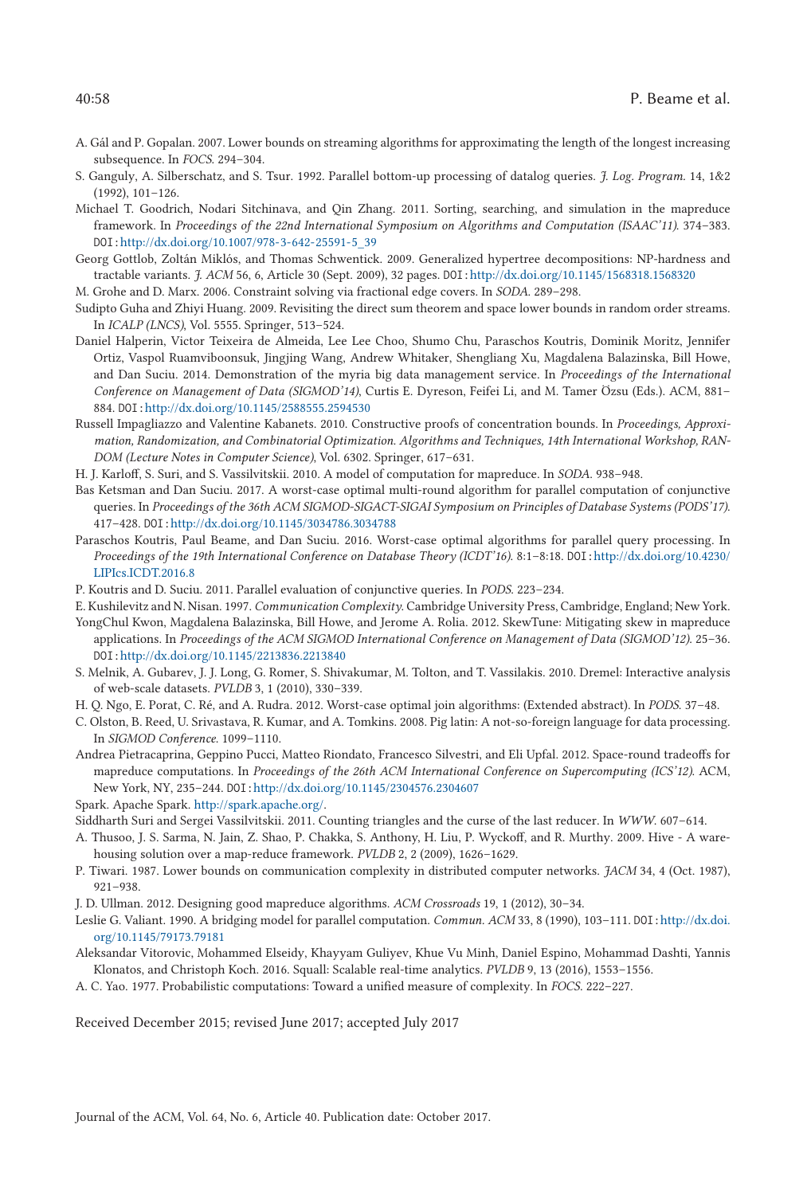A. Gál and P. Gopalan. 2007. Lower bounds on streaming algorithms for approximating the length of the longest increasing subsequence. In *FOCS*. 294–304.

S. Ganguly, A. Silberschatz, and S. Tsur. 1992. Parallel bottom-up processing of datalog queries. *J. Log. Program.* 14, 1&2 (1992), 101–126.

Michael T. Goodrich, Nodari Sitchinava, and Qin Zhang. 2011. Sorting, searching, and simulation in the mapreduce framework. In *Proceedings of the 22nd International Symposium on Algorithms and Computation (ISAAC'11)*. 374–383. DOI: http://dx.doi.org/10.1007/978-3-642-25591-5_39

Georg Gottlob, Zoltán Miklós, and Thomas Schwentick. 2009. Generalized hypertree decompositions: NP-hardness and tractable variants. *J. ACM* 56, 6, Article 30 (Sept. 2009), 32 pages. DOI: http://dx.doi.org/10.1145/1568318.1568320

M. Grohe and D. Marx. 2006. Constraint solving via fractional edge covers. In *SODA*. 289–298.

Sudipto Guha and Zhiyi Huang. 2009. Revisiting the direct sum theorem and space lower bounds in random order streams. In *ICALP (LNCS)*, Vol. 5555. Springer, 513–524.

Daniel Halperin, Victor Teixeira de Almeida, Lee Lee Choo, Shumo Chu, Paraschos Koutris, Dominik Moritz, Jennifer Ortiz, Vaspol Ruamviboonsuk, Jingjing Wang, Andrew Whitaker, Shengliang Xu, Magdalena Balazinska, Bill Howe, and Dan Suciu. 2014. Demonstration of the myria big data management service. In *Proceedings of the International Conference on Management of Data (SIGMOD'14)*, Curtis E. Dyreson, Feifei Li, and M. Tamer Özsu (Eds.). ACM, 881–884. DOI: http://dx.doi.org/10.1145/2588555.2594530

Russell Impagliazzo and Valentine Kabanets. 2010. Constructive proofs of concentration bounds. In *Proceedings, Approximation, Randomization, and Combinatorial Optimization. Algorithms and Techniques, 14th International Workshop, RANDOM (Lecture Notes in Computer Science)*, Vol. 6302. Springer, 617–631.

H. J. Karloff, S. Suri, and S. Vassilvitskii. 2010. A model of computation for mapreduce. In *SODA*. 938–948.

Bas Ketsman and Dan Suciu. 2017. A worst-case optimal multi-round algorithm for parallel computation of conjunctive queries. In *Proceedings of the 36th ACM SIGMOD-SIGACT-SIGAI Symposium on Principles of Database Systems (PODS'17)*. 417–428. DOI: http://dx.doi.org/10.1145/3034786.3034788

Paraschos Koutris, Paul Beame, and Dan Suciu. 2016. Worst-case optimal algorithms for parallel query processing. In *Proceedings of the 19th International Conference on Database Theory (ICDT'16)*. 8:1–8:18. DOI: http://dx.doi.org/10.4230/LIPIcs.ICDT.2016.8

P. Koutris and D. Suciu. 2011. Parallel evaluation of conjunctive queries. In *PODS*. 223–234.

E. Kushilevitz and N. Nisan. 1997. *Communication Complexity*. Cambridge University Press, Cambridge, England; New York.

YongChul Kwon, Magdalena Balazinska, Bill Howe, and Jerome A. Rolia. 2012. SkewTune: Mitigating skew in mapreduce applications. In *Proceedings of the ACM SIGMOD International Conference on Management of Data (SIGMOD'12)*. 25–36. DOI: http://dx.doi.org/10.1145/2213836.2213840

S. Melnik, A. Gubarev, J. J. Long, G. Romer, S. Shivakumar, M. Tolton, and T. Vassilakis. 2010. Dremel: Interactive analysis of web-scale datasets. *PVLDB* 3, 1 (2010), 330–339.

H. Q. Ngo, E. Porat, C. Ré, and A. Rudra. 2012. Worst-case optimal join algorithms: (Extended abstract). In *PODS*. 37–48.

C. Olston, B. Reed, U. Srivastava, R. Kumar, and A. Tomkins. 2008. Pig latin: A not-so-foreign language for data processing. In *SIGMOD Conference*. 1099–1110.

Andrea Pietracaprina, Geppino Pucci, Matteo Riondato, Francesco Silvestri, and Eli Upfal. 2012. Space-round tradeoffs for mapreduce computations. In *Proceedings of the 26th ACM International Conference on Supercomputing (ICS'12)*. ACM, New York, NY, 235–244. DOI: http://dx.doi.org/10.1145/2304576.2304607

Spark. Apache Spark. http://spark.apache.org/.

Siddharth Suri and Sergei Vassilvitskii. 2011. Counting triangles and the curse of the last reducer. In *WWW*. 607–614.

A. Thusoo, J. S. Sarma, N. Jain, Z. Shao, P. Chakka, S. Anthony, H. Liu, P. Wyckoff, and R. Murthy. 2009. Hive - A warehousing solution over a map-reduce framework. *PVLDB* 2, 2 (2009), 1626–1629.

P. Tiwari. 1987. Lower bounds on communication complexity in distributed computer networks. *JACM* 34, 4 (Oct. 1987), 921–938.

J. D. Ullman. 2012. Designing good mapreduce algorithms. *ACM Crossroads* 19, 1 (2012), 30–34.

Leslie G. Valiant. 1990. A bridging model for parallel computation. *Commun. ACM* 33, 8 (1990), 103–111. DOI: http://dx.doi.org/10.1145/79173.79181

Aleksandar Vitorovic, Mohammed Elseidy, Khayyam Guliyev, Khue Vu Minh, Daniel Espino, Mohammad Dashti, Yannis Klonatos, and Christoph Koch. 2016. Squall: Scalable real-time analytics. *PVLDB* 9, 13 (2016), 1553–1556.

A. C. Yao. 1977. Probabilistic computations: Toward a unified measure of complexity. In *FOCS*. 222–227.

Received December 2015; revised June 2017; accepted July 2017